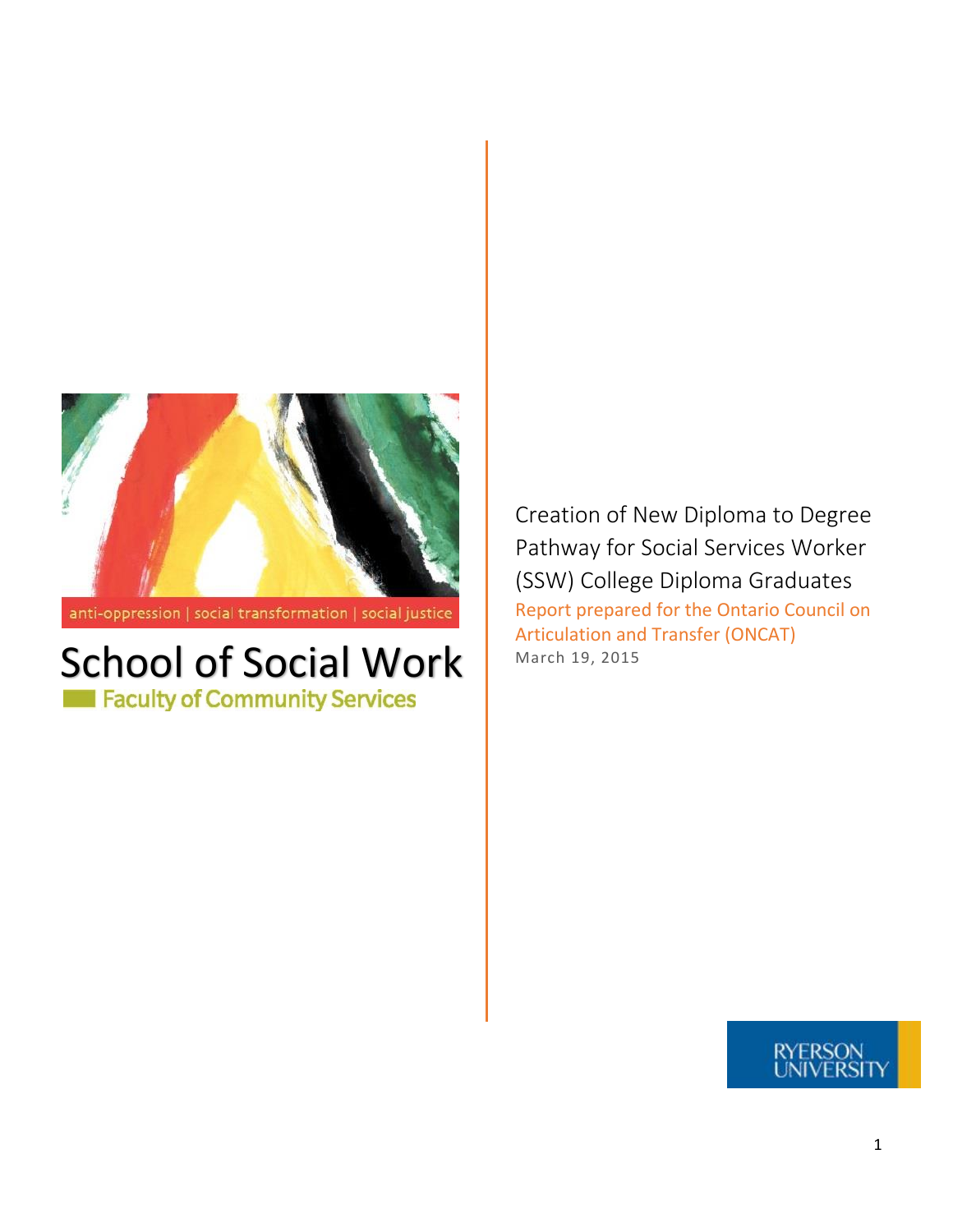anti-oppression | social transformation | social justice

# School of Social Work

Faculty of Community Services

# Creation of New Diploma to Degree Pathway for Social Services Worker (SSW) College Diploma Graduates

Report prepared for the Ontario Council on Articulation and Transfer (ONCAT)

March 19, 2015

RYERSON UNIVERSITY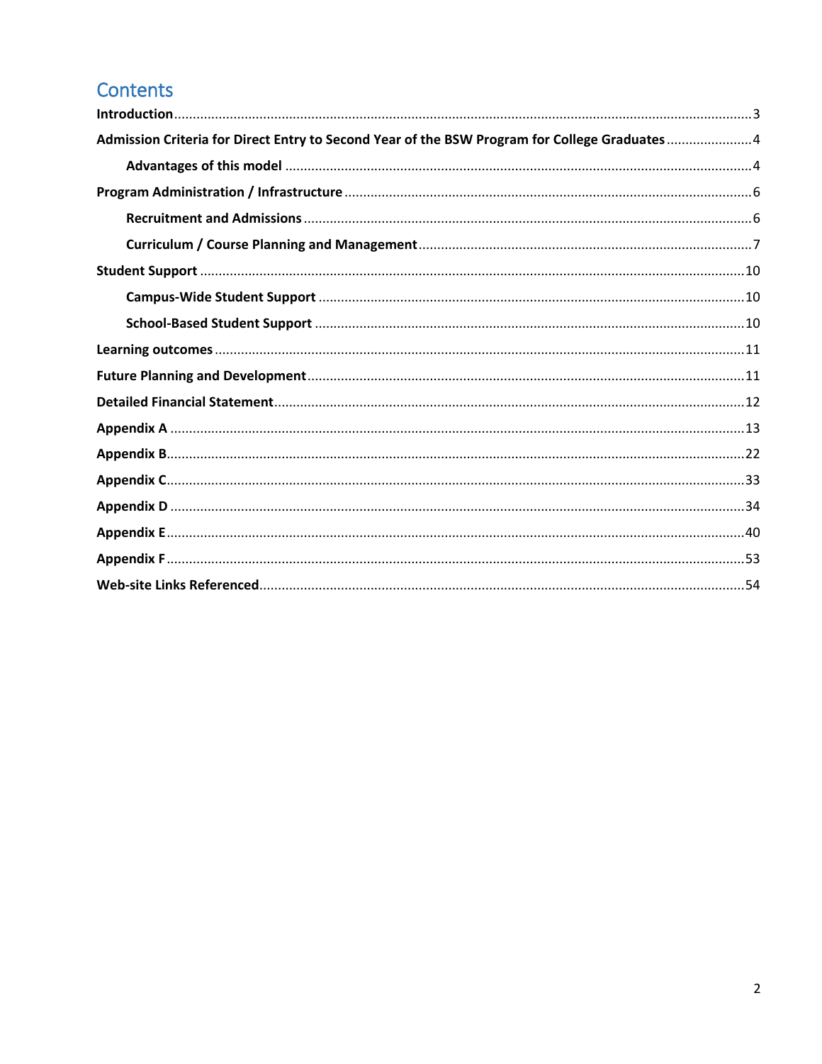# Contents

**Introduction** ........................................................................ 3

**Admission Criteria for Direct Entry to Second Year of the BSW Program for College Graduates** ........ 4

- **Advantages of this model** ........................................................ 4

**Program Administration / Infrastructure** ............................................. 6

- **Recruitment and Admissions** ...................................................... 6
- **Curriculum / Course Planning and Management** ...................................... 7

**Student Support** ..................................................................... 10

- **Campus-Wide Student Support** ..................................................... 10
- **School-Based Student Support** .................................................... 10

**Learning outcomes** ................................................................... 11

**Future Planning and Development** ..................................................... 11

**Detailed Financial Statement** ........................................................ 12

**Appendix A** .......................................................................... 13

**Appendix B** .......................................................................... 22

**Appendix C** .......................................................................... 33

**Appendix D** .......................................................................... 34

**Appendix E** .......................................................................... 40

**Appendix F** .......................................................................... 53

**Web-site Links Referenced** ........................................................... 54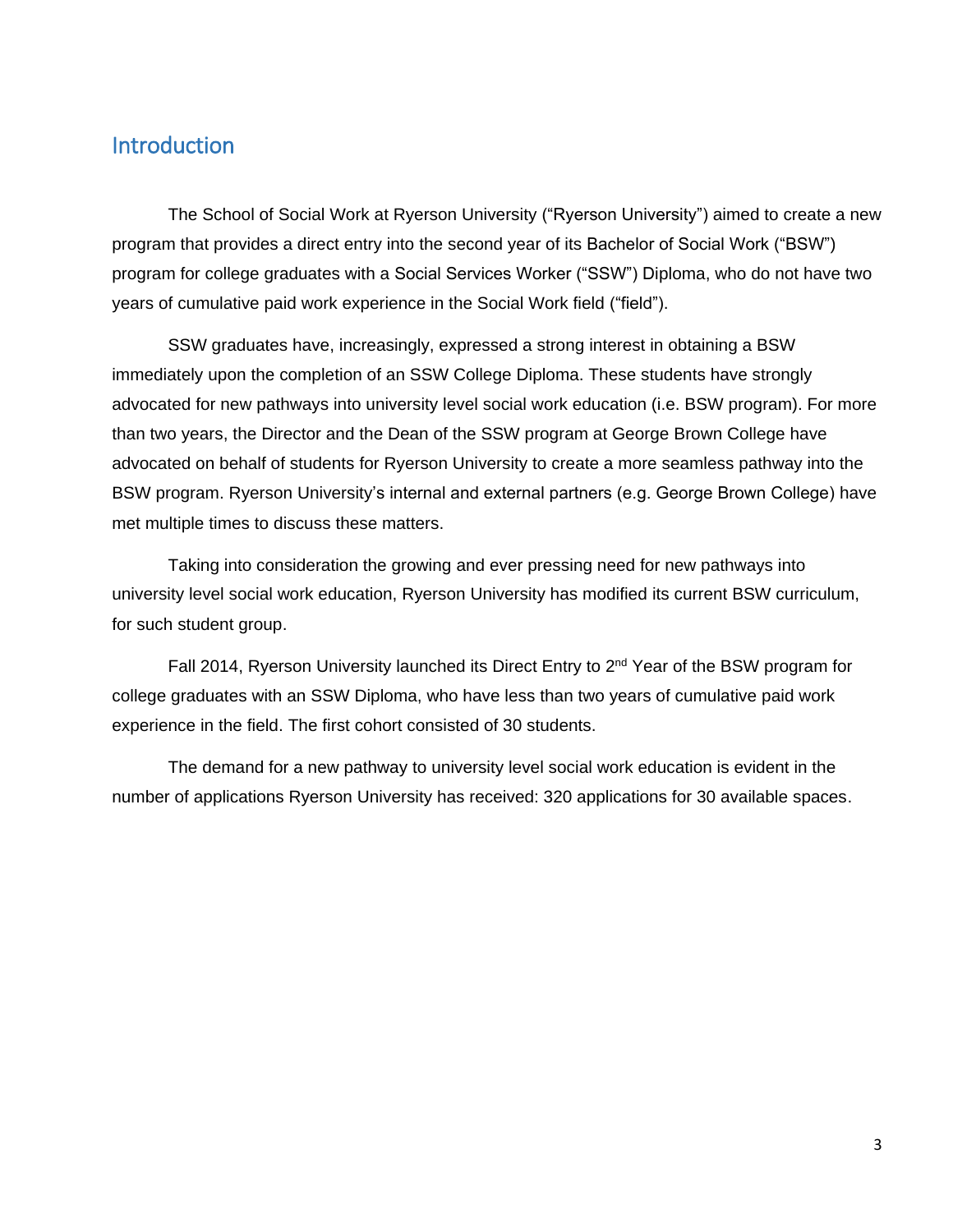## Introduction

The School of Social Work at Ryerson University ("Ryerson University") aimed to create a new program that provides a direct entry into the second year of its Bachelor of Social Work ("BSW") program for college graduates with a Social Services Worker ("SSW") Diploma, who do not have two years of cumulative paid work experience in the Social Work field ("field").

SSW graduates have, increasingly, expressed a strong interest in obtaining a BSW immediately upon the completion of an SSW College Diploma. These students have strongly advocated for new pathways into university level social work education (i.e. BSW program). For more than two years, the Director and the Dean of the SSW program at George Brown College have advocated on behalf of students for Ryerson University to create a more seamless pathway into the BSW program. Ryerson University's internal and external partners (e.g. George Brown College) have met multiple times to discuss these matters.

Taking into consideration the growing and ever pressing need for new pathways into university level social work education, Ryerson University has modified its current BSW curriculum, for such student group.

Fall 2014, Ryerson University launched its Direct Entry to 2nd Year of the BSW program for college graduates with an SSW Diploma, who have less than two years of cumulative paid work experience in the field. The first cohort consisted of 30 students.

The demand for a new pathway to university level social work education is evident in the number of applications Ryerson University has received: 320 applications for 30 available spaces.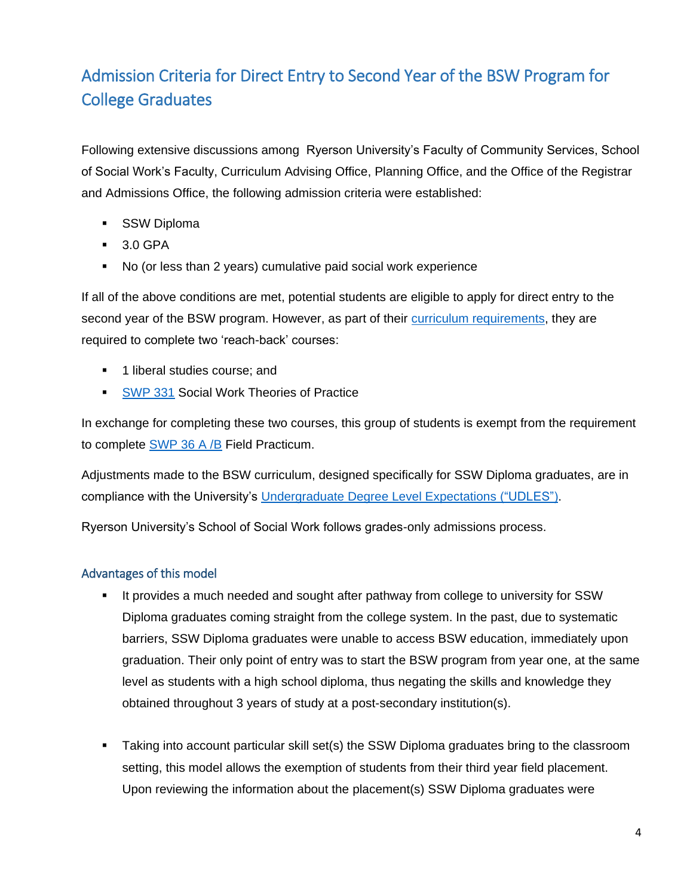## Admission Criteria for Direct Entry to Second Year of the BSW Program for College Graduates

Following extensive discussions among Ryerson University's Faculty of Community Services, School of Social Work's Faculty, Curriculum Advising Office, Planning Office, and the Office of the Registrar and Admissions Office, the following admission criteria were established:

- SSW Diploma
- 3.0 GPA
- No (or less than 2 years) cumulative paid social work experience

If all of the above conditions are met, potential students are eligible to apply for direct entry to the second year of the BSW program. However, as part of their curriculum requirements, they are required to complete two 'reach-back' courses:

- 1 liberal studies course; and
- SWP 331 Social Work Theories of Practice

In exchange for completing these two courses, this group of students is exempt from the requirement to complete SWP 36 A /B Field Practicum.

Adjustments made to the BSW curriculum, designed specifically for SSW Diploma graduates, are in compliance with the University's Undergraduate Degree Level Expectations ("UDLES").

Ryerson University's School of Social Work follows grades-only admissions process.

### Advantages of this model

- It provides a much needed and sought after pathway from college to university for SSW Diploma graduates coming straight from the college system. In the past, due to systematic barriers, SSW Diploma graduates were unable to access BSW education, immediately upon graduation. Their only point of entry was to start the BSW program from year one, at the same level as students with a high school diploma, thus negating the skills and knowledge they obtained throughout 3 years of study at a post-secondary institution(s).

- Taking into account particular skill set(s) the SSW Diploma graduates bring to the classroom setting, this model allows the exemption of students from their third year field placement. Upon reviewing the information about the placement(s) SSW Diploma graduates were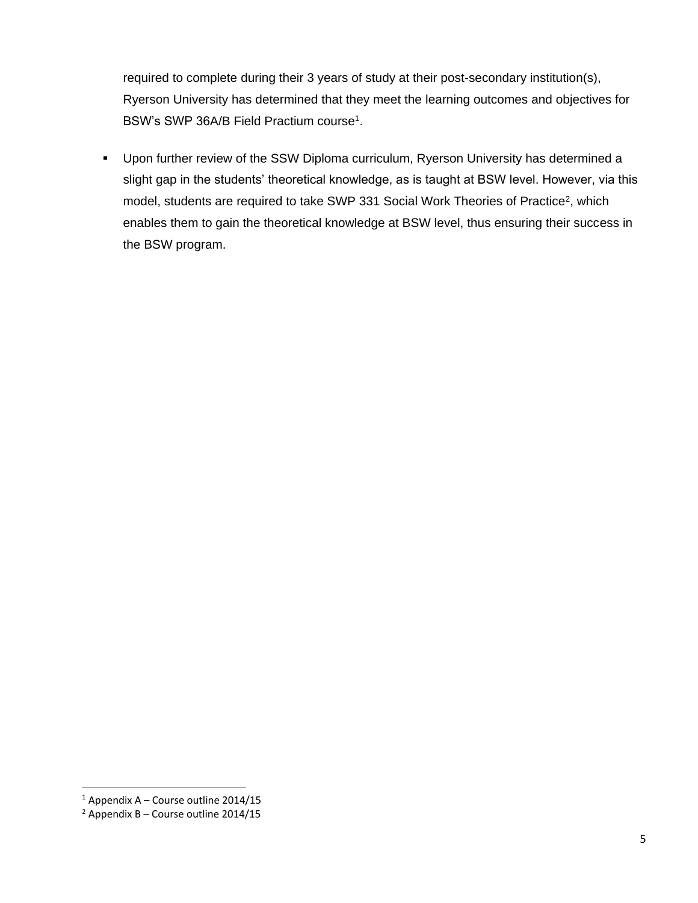required to complete during their 3 years of study at their post-secondary institution(s), Ryerson University has determined that they meet the learning outcomes and objectives for BSW's SWP 36A/B Field Practium course[1].

- Upon further review of the SSW Diploma curriculum, Ryerson University has determined a slight gap in the students' theoretical knowledge, as is taught at BSW level. However, via this model, students are required to take SWP 331 Social Work Theories of Practice[2], which enables them to gain the theoretical knowledge at BSW level, thus ensuring their success in the BSW program.

---

[1] Appendix A – Course outline 2014/15

[2] Appendix B – Course outline 2014/15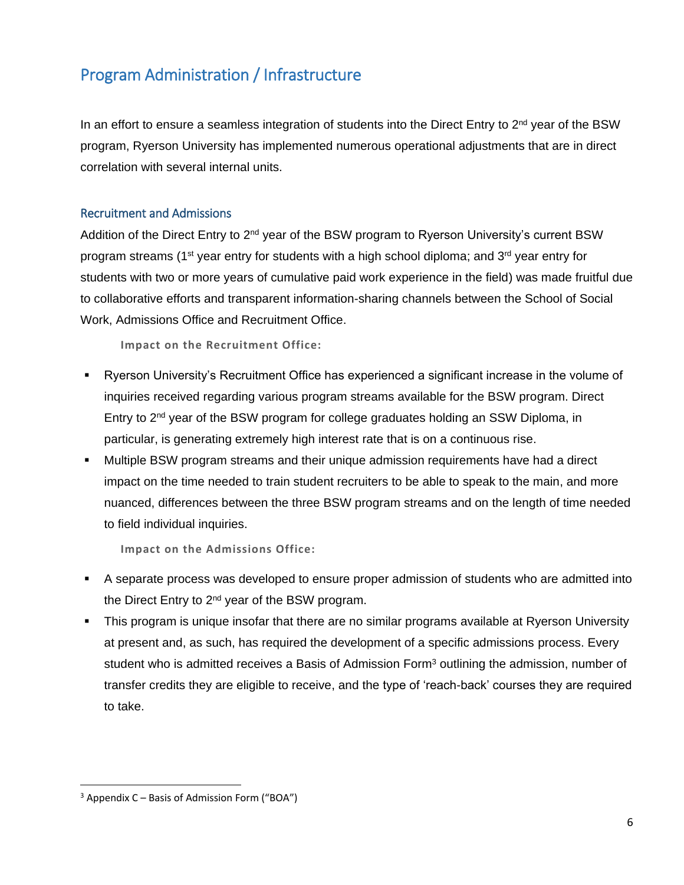## Program Administration / Infrastructure

In an effort to ensure a seamless integration of students into the Direct Entry to 2nd year of the BSW program, Ryerson University has implemented numerous operational adjustments that are in direct correlation with several internal units.

### Recruitment and Admissions

Addition of the Direct Entry to 2nd year of the BSW program to Ryerson University's current BSW program streams (1st year entry for students with a high school diploma; and 3rd year entry for students with two or more years of cumulative paid work experience in the field) was made fruitful due to collaborative efforts and transparent information-sharing channels between the School of Social Work, Admissions Office and Recruitment Office.

**Impact on the Recruitment Office:**

- Ryerson University's Recruitment Office has experienced a significant increase in the volume of inquiries received regarding various program streams available for the BSW program. Direct Entry to 2nd year of the BSW program for college graduates holding an SSW Diploma, in particular, is generating extremely high interest rate that is on a continuous rise.
- Multiple BSW program streams and their unique admission requirements have had a direct impact on the time needed to train student recruiters to be able to speak to the main, and more nuanced, differences between the three BSW program streams and on the length of time needed to field individual inquiries.

**Impact on the Admissions Office:**

- A separate process was developed to ensure proper admission of students who are admitted into the Direct Entry to 2nd year of the BSW program.
- This program is unique insofar that there are no similar programs available at Ryerson University at present and, as such, has required the development of a specific admissions process. Every student who is admitted receives a Basis of Admission Form[3] outlining the admission, number of transfer credits they are eligible to receive, and the type of 'reach-back' courses they are required to take.

[3] Appendix C – Basis of Admission Form ("BOA")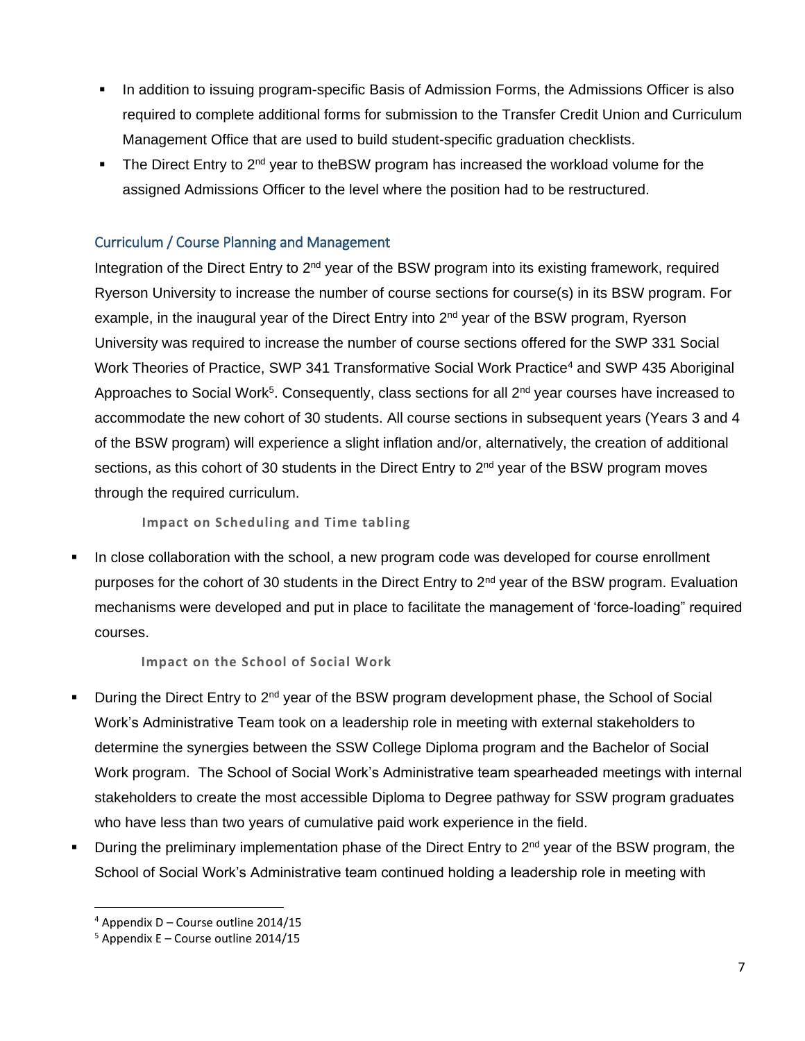- In addition to issuing program-specific Basis of Admission Forms, the Admissions Officer is also required to complete additional forms for submission to the Transfer Credit Union and Curriculum Management Office that are used to build student-specific graduation checklists.
- The Direct Entry to 2nd year to theBSW program has increased the workload volume for the assigned Admissions Officer to the level where the position had to be restructured.

## Curriculum / Course Planning and Management

Integration of the Direct Entry to 2nd year of the BSW program into its existing framework, required Ryerson University to increase the number of course sections for course(s) in its BSW program. For example, in the inaugural year of the Direct Entry into 2nd year of the BSW program, Ryerson University was required to increase the number of course sections offered for the SWP 331 Social Work Theories of Practice, SWP 341 Transformative Social Work Practice[4] and SWP 435 Aboriginal Approaches to Social Work[5]. Consequently, class sections for all 2nd year courses have increased to accommodate the new cohort of 30 students. All course sections in subsequent years (Years 3 and 4 of the BSW program) will experience a slight inflation and/or, alternatively, the creation of additional sections, as this cohort of 30 students in the Direct Entry to 2nd year of the BSW program moves through the required curriculum.

#### Impact on Scheduling and Time tabling

- In close collaboration with the school, a new program code was developed for course enrollment purposes for the cohort of 30 students in the Direct Entry to 2nd year of the BSW program. Evaluation mechanisms were developed and put in place to facilitate the management of 'force-loading" required courses.

#### Impact on the School of Social Work

- During the Direct Entry to 2nd year of the BSW program development phase, the School of Social Work's Administrative Team took on a leadership role in meeting with external stakeholders to determine the synergies between the SSW College Diploma program and the Bachelor of Social Work program. The School of Social Work's Administrative team spearheaded meetings with internal stakeholders to create the most accessible Diploma to Degree pathway for SSW program graduates who have less than two years of cumulative paid work experience in the field.
- During the preliminary implementation phase of the Direct Entry to 2nd year of the BSW program, the School of Social Work's Administrative team continued holding a leadership role in meeting with

[4] Appendix D – Course outline 2014/15

[5] Appendix E – Course outline 2014/15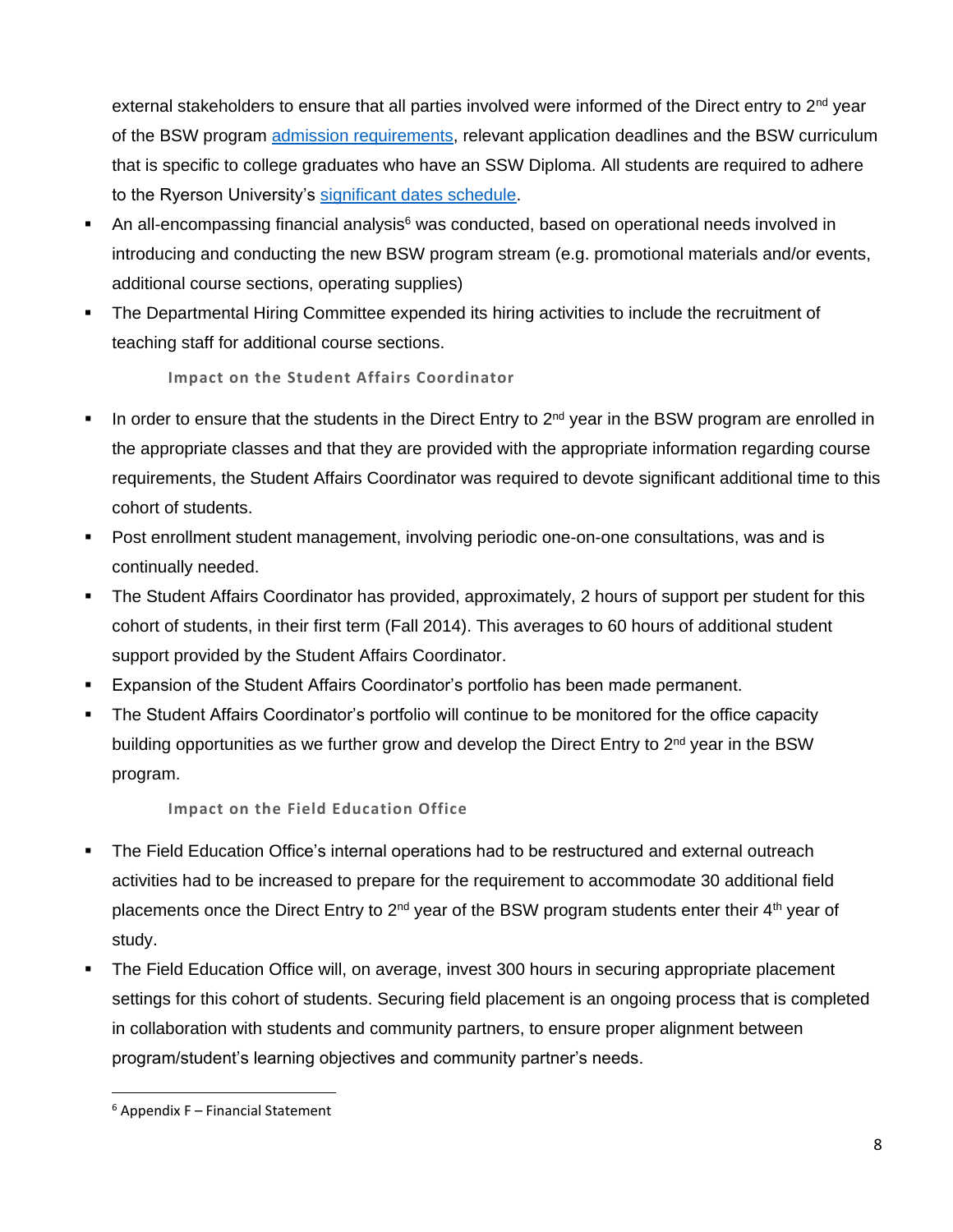external stakeholders to ensure that all parties involved were informed of the Direct entry to 2nd year of the BSW program admission requirements, relevant application deadlines and the BSW curriculum that is specific to college graduates who have an SSW Diploma. All students are required to adhere to the Ryerson University's significant dates schedule.

- An all-encompassing financial analysis[6] was conducted, based on operational needs involved in introducing and conducting the new BSW program stream (e.g. promotional materials and/or events, additional course sections, operating supplies)
- The Departmental Hiring Committee expended its hiring activities to include the recruitment of teaching staff for additional course sections.

#### Impact on the Student Affairs Coordinator

- In order to ensure that the students in the Direct Entry to 2nd year in the BSW program are enrolled in the appropriate classes and that they are provided with the appropriate information regarding course requirements, the Student Affairs Coordinator was required to devote significant additional time to this cohort of students.
- Post enrollment student management, involving periodic one-on-one consultations, was and is continually needed.
- The Student Affairs Coordinator has provided, approximately, 2 hours of support per student for this cohort of students, in their first term (Fall 2014). This averages to 60 hours of additional student support provided by the Student Affairs Coordinator.
- Expansion of the Student Affairs Coordinator's portfolio has been made permanent.
- The Student Affairs Coordinator's portfolio will continue to be monitored for the office capacity building opportunities as we further grow and develop the Direct Entry to 2nd year in the BSW program.

#### Impact on the Field Education Office

- The Field Education Office's internal operations had to be restructured and external outreach activities had to be increased to prepare for the requirement to accommodate 30 additional field placements once the Direct Entry to 2nd year of the BSW program students enter their 4th year of study.
- The Field Education Office will, on average, invest 300 hours in securing appropriate placement settings for this cohort of students. Securing field placement is an ongoing process that is completed in collaboration with students and community partners, to ensure proper alignment between program/student's learning objectives and community partner's needs.

[6] Appendix F – Financial Statement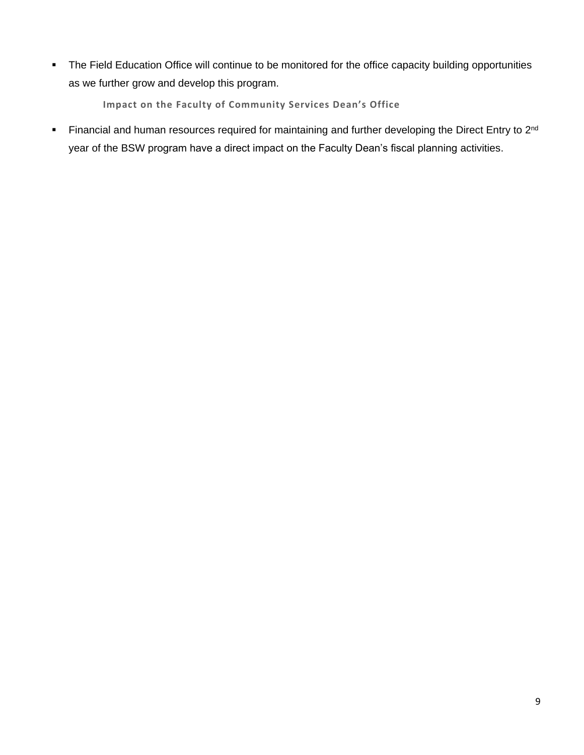- The Field Education Office will continue to be monitored for the office capacity building opportunities as we further grow and develop this program.

#### Impact on the Faculty of Community Services Dean's Office

- Financial and human resources required for maintaining and further developing the Direct Entry to 2nd year of the BSW program have a direct impact on the Faculty Dean's fiscal planning activities.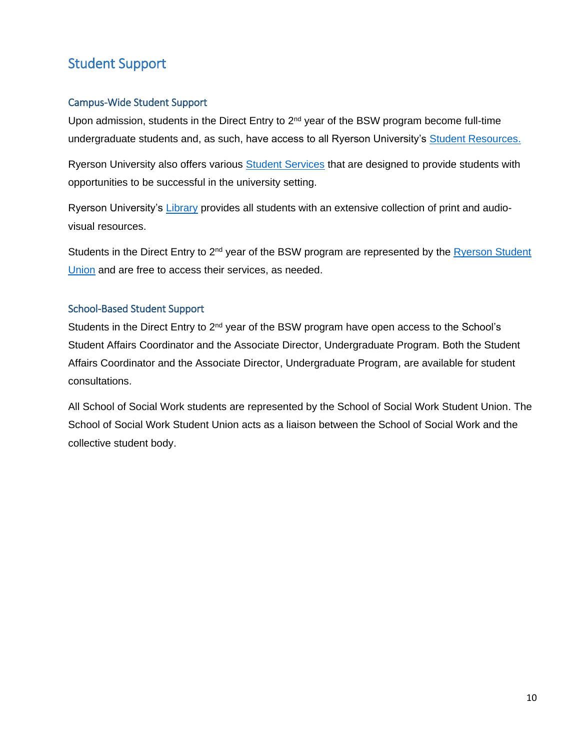## Student Support

### Campus-Wide Student Support

Upon admission, students in the Direct Entry to 2nd year of the BSW program become full-time undergraduate students and, as such, have access to all Ryerson University's Student Resources.

Ryerson University also offers various Student Services that are designed to provide students with opportunities to be successful in the university setting.

Ryerson University's Library provides all students with an extensive collection of print and audio-visual resources.

Students in the Direct Entry to 2nd year of the BSW program are represented by the Ryerson Student Union and are free to access their services, as needed.

### School-Based Student Support

Students in the Direct Entry to 2nd year of the BSW program have open access to the School's Student Affairs Coordinator and the Associate Director, Undergraduate Program. Both the Student Affairs Coordinator and the Associate Director, Undergraduate Program, are available for student consultations.

All School of Social Work students are represented by the School of Social Work Student Union. The School of Social Work Student Union acts as a liaison between the School of Social Work and the collective student body.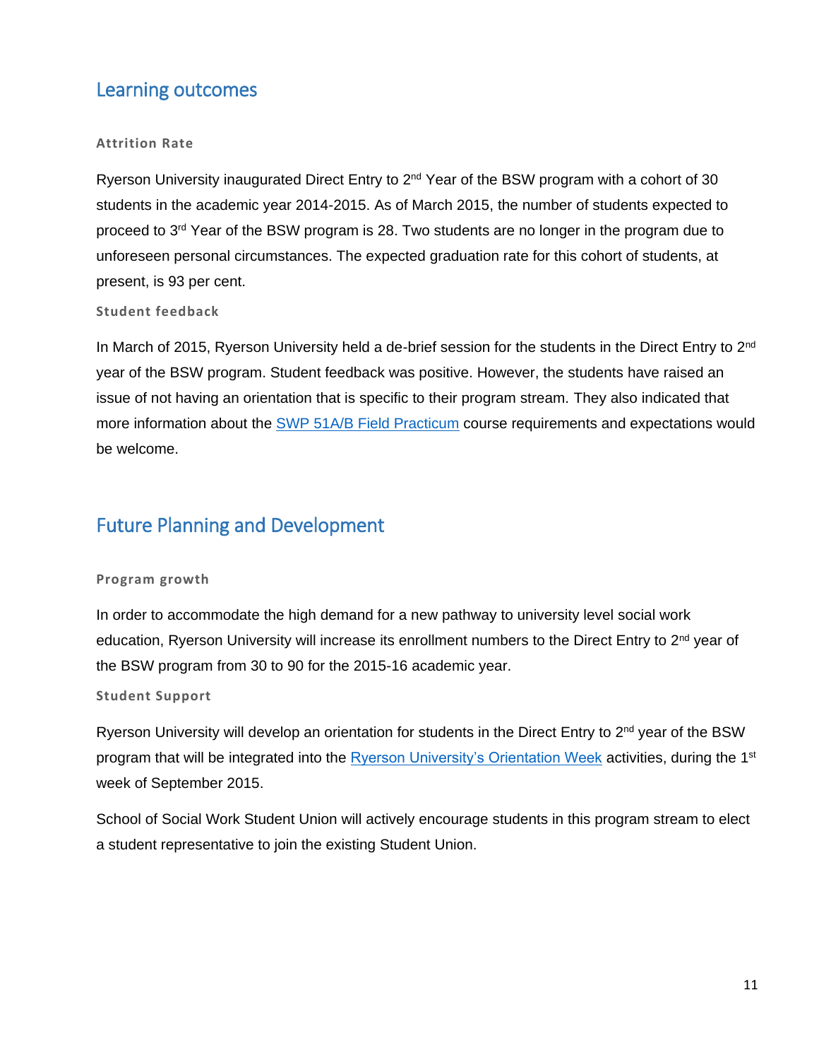## Learning outcomes

### Attrition Rate

Ryerson University inaugurated Direct Entry to 2nd Year of the BSW program with a cohort of 30 students in the academic year 2014-2015. As of March 2015, the number of students expected to proceed to 3rd Year of the BSW program is 28. Two students are no longer in the program due to unforeseen personal circumstances. The expected graduation rate for this cohort of students, at present, is 93 per cent.

### Student feedback

In March of 2015, Ryerson University held a de-brief session for the students in the Direct Entry to 2nd year of the BSW program. Student feedback was positive. However, the students have raised an issue of not having an orientation that is specific to their program stream. They also indicated that more information about the SWP 51A/B Field Practicum course requirements and expectations would be welcome.

## Future Planning and Development

### Program growth

In order to accommodate the high demand for a new pathway to university level social work education, Ryerson University will increase its enrollment numbers to the Direct Entry to 2nd year of the BSW program from 30 to 90 for the 2015-16 academic year.

### Student Support

Ryerson University will develop an orientation for students in the Direct Entry to 2nd year of the BSW program that will be integrated into the Ryerson University's Orientation Week activities, during the 1st week of September 2015.

School of Social Work Student Union will actively encourage students in this program stream to elect a student representative to join the existing Student Union.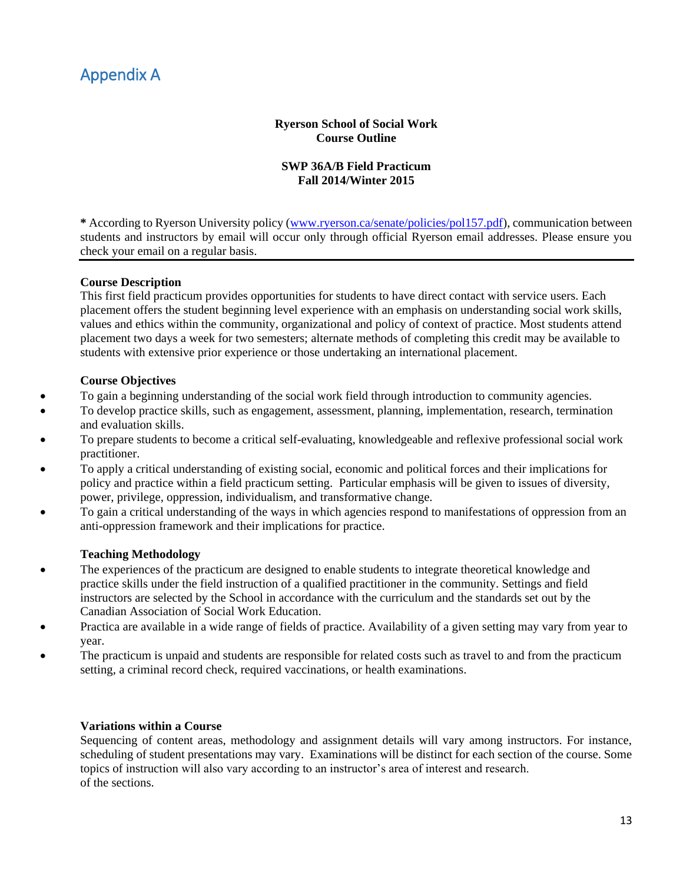# Appendix A

**Ryerson School of Social Work**
**Course Outline**

**SWP 36A/B Field Practicum**
**Fall 2014/Winter 2015**

**\*** According to Ryerson University policy (www.ryerson.ca/senate/policies/pol157.pdf), communication between students and instructors by email will occur only through official Ryerson email addresses. Please ensure you check your email on a regular basis.

---

**Course Description**

This first field practicum provides opportunities for students to have direct contact with service users. Each placement offers the student beginning level experience with an emphasis on understanding social work skills, values and ethics within the community, organizational and policy of context of practice. Most students attend placement two days a week for two semesters; alternate methods of completing this credit may be available to students with extensive prior experience or those undertaking an international placement.

**Course Objectives**

- To gain a beginning understanding of the social work field through introduction to community agencies.
- To develop practice skills, such as engagement, assessment, planning, implementation, research, termination and evaluation skills.
- To prepare students to become a critical self-evaluating, knowledgeable and reflexive professional social work practitioner.
- To apply a critical understanding of existing social, economic and political forces and their implications for policy and practice within a field practicum setting. Particular emphasis will be given to issues of diversity, power, privilege, oppression, individualism, and transformative change.
- To gain a critical understanding of the ways in which agencies respond to manifestations of oppression from an anti-oppression framework and their implications for practice.

**Teaching Methodology**

- The experiences of the practicum are designed to enable students to integrate theoretical knowledge and practice skills under the field instruction of a qualified practitioner in the community. Settings and field instructors are selected by the School in accordance with the curriculum and the standards set out by the Canadian Association of Social Work Education.
- Practica are available in a wide range of fields of practice. Availability of a given setting may vary from year to year.
- The practicum is unpaid and students are responsible for related costs such as travel to and from the practicum setting, a criminal record check, required vaccinations, or health examinations.

**Variations within a Course**

Sequencing of content areas, methodology and assignment details will vary among instructors. For instance, scheduling of student presentations may vary. Examinations will be distinct for each section of the course. Some topics of instruction will also vary according to an instructor's area of interest and research.
of the sections.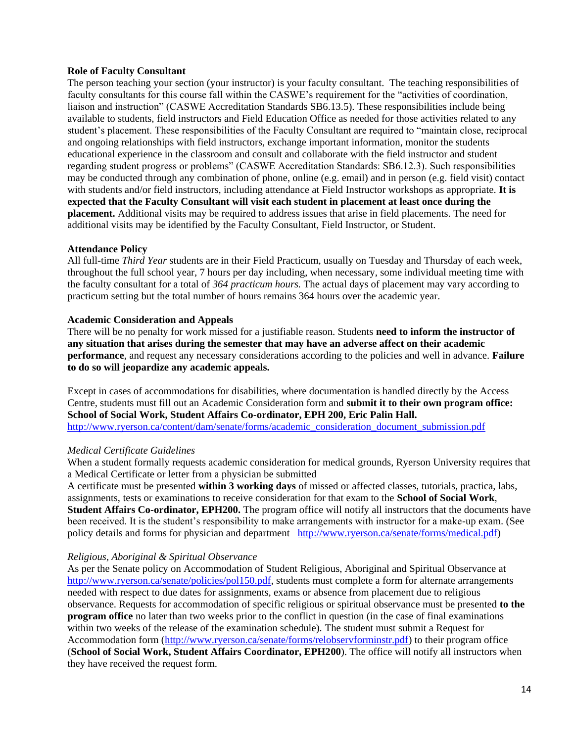**Role of Faculty Consultant**

The person teaching your section (your instructor) is your faculty consultant. The teaching responsibilities of faculty consultants for this course fall within the CASWE's requirement for the "activities of coordination, liaison and instruction" (CASWE Accreditation Standards SB6.13.5). These responsibilities include being available to students, field instructors and Field Education Office as needed for those activities related to any student's placement. These responsibilities of the Faculty Consultant are required to "maintain close, reciprocal and ongoing relationships with field instructors, exchange important information, monitor the students educational experience in the classroom and consult and collaborate with the field instructor and student regarding student progress or problems" (CASWE Accreditation Standards: SB6.12.3). Such responsibilities may be conducted through any combination of phone, online (e.g. email) and in person (e.g. field visit) contact with students and/or field instructors, including attendance at Field Instructor workshops as appropriate. **It is expected that the Faculty Consultant will visit each student in placement at least once during the placement.** Additional visits may be required to address issues that arise in field placements. The need for additional visits may be identified by the Faculty Consultant, Field Instructor, or Student.

**Attendance Policy**

All full-time *Third Year* students are in their Field Practicum, usually on Tuesday and Thursday of each week, throughout the full school year, 7 hours per day including, when necessary, some individual meeting time with the faculty consultant for a total of *364 practicum hours.* The actual days of placement may vary according to practicum setting but the total number of hours remains 364 hours over the academic year.

**Academic Consideration and Appeals**

There will be no penalty for work missed for a justifiable reason. Students **need to inform the instructor of any situation that arises during the semester that may have an adverse affect on their academic performance**, and request any necessary considerations according to the policies and well in advance. **Failure to do so will jeopardize any academic appeals.**

Except in cases of accommodations for disabilities, where documentation is handled directly by the Access Centre, students must fill out an Academic Consideration form and **submit it to their own program office: School of Social Work, Student Affairs Co-ordinator, EPH 200, Eric Palin Hall.**
http://www.ryerson.ca/content/dam/senate/forms/academic_consideration_document_submission.pdf

*Medical Certificate Guidelines*

When a student formally requests academic consideration for medical grounds, Ryerson University requires that a Medical Certificate or letter from a physician be submitted

A certificate must be presented **within 3 working days** of missed or affected classes, tutorials, practica, labs, assignments, tests or examinations to receive consideration for that exam to the **School of Social Work**, **Student Affairs Co-ordinator, EPH200.** The program office will notify all instructors that the documents have been received. It is the student's responsibility to make arrangements with instructor for a make-up exam. (See policy details and forms for physician and department http://www.ryerson.ca/senate/forms/medical.pdf)

*Religious, Aboriginal & Spiritual Observance*

As per the Senate policy on Accommodation of Student Religious, Aboriginal and Spiritual Observance at http://www.ryerson.ca/senate/policies/pol150.pdf, students must complete a form for alternate arrangements needed with respect to due dates for assignments, exams or absence from placement due to religious observance. Requests for accommodation of specific religious or spiritual observance must be presented **to the program office** no later than two weeks prior to the conflict in question (in the case of final examinations within two weeks of the release of the examination schedule). The student must submit a Request for Accommodation form (http://www.ryerson.ca/senate/forms/relobservforminstr.pdf) to their program office (**School of Social Work, Student Affairs Coordinator, EPH200**). The office will notify all instructors when they have received the request form.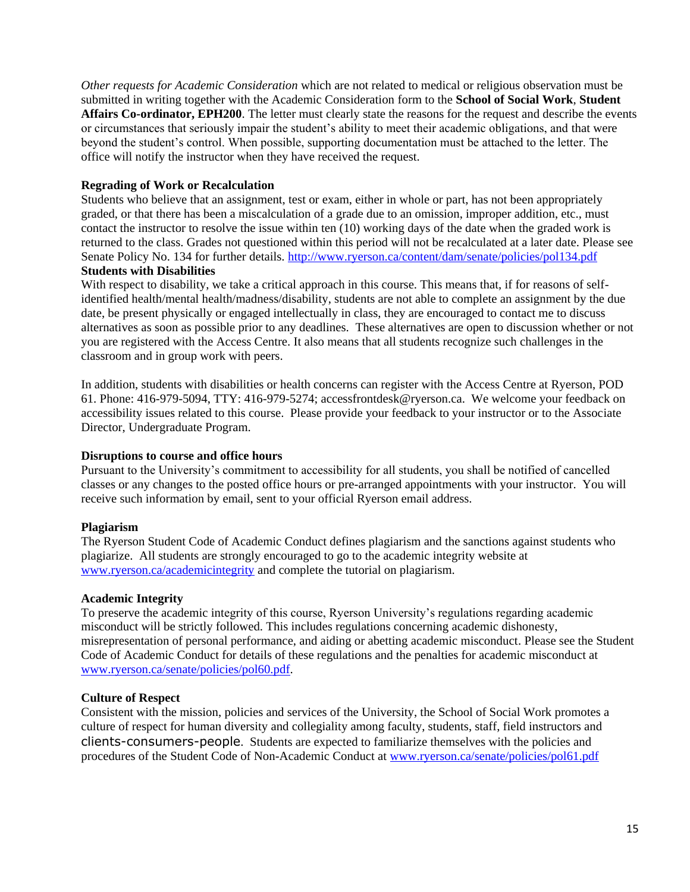*Other requests for Academic Consideration* which are not related to medical or religious observation must be submitted in writing together with the Academic Consideration form to the **School of Social Work**, **Student Affairs Co-ordinator, EPH200**. The letter must clearly state the reasons for the request and describe the events or circumstances that seriously impair the student's ability to meet their academic obligations, and that were beyond the student's control. When possible, supporting documentation must be attached to the letter. The office will notify the instructor when they have received the request.

**Regrading of Work or Recalculation**

Students who believe that an assignment, test or exam, either in whole or part, has not been appropriately graded, or that there has been a miscalculation of a grade due to an omission, improper addition, etc., must contact the instructor to resolve the issue within ten (10) working days of the date when the graded work is returned to the class. Grades not questioned within this period will not be recalculated at a later date. Please see Senate Policy No. 134 for further details. http://www.ryerson.ca/content/dam/senate/policies/pol134.pdf

**Students with Disabilities**

With respect to disability, we take a critical approach in this course. This means that, if for reasons of self-identified health/mental health/madness/disability, students are not able to complete an assignment by the due date, be present physically or engaged intellectually in class, they are encouraged to contact me to discuss alternatives as soon as possible prior to any deadlines. These alternatives are open to discussion whether or not you are registered with the Access Centre. It also means that all students recognize such challenges in the classroom and in group work with peers.

In addition, students with disabilities or health concerns can register with the Access Centre at Ryerson, POD 61. Phone: 416-979-5094, TTY: 416-979-5274; accessfrontdesk@ryerson.ca. We welcome your feedback on accessibility issues related to this course. Please provide your feedback to your instructor or to the Associate Director, Undergraduate Program.

**Disruptions to course and office hours**

Pursuant to the University's commitment to accessibility for all students, you shall be notified of cancelled classes or any changes to the posted office hours or pre-arranged appointments with your instructor. You will receive such information by email, sent to your official Ryerson email address.

**Plagiarism**

The Ryerson Student Code of Academic Conduct defines plagiarism and the sanctions against students who plagiarize. All students are strongly encouraged to go to the academic integrity website at www.ryerson.ca/academicintegrity and complete the tutorial on plagiarism.

**Academic Integrity**

To preserve the academic integrity of this course, Ryerson University's regulations regarding academic misconduct will be strictly followed. This includes regulations concerning academic dishonesty, misrepresentation of personal performance, and aiding or abetting academic misconduct. Please see the Student Code of Academic Conduct for details of these regulations and the penalties for academic misconduct at www.ryerson.ca/senate/policies/pol60.pdf.

**Culture of Respect**

Consistent with the mission, policies and services of the University, the School of Social Work promotes a culture of respect for human diversity and collegiality among faculty, students, staff, field instructors and clients-consumers-people. Students are expected to familiarize themselves with the policies and procedures of the Student Code of Non-Academic Conduct at www.ryerson.ca/senate/policies/pol61.pdf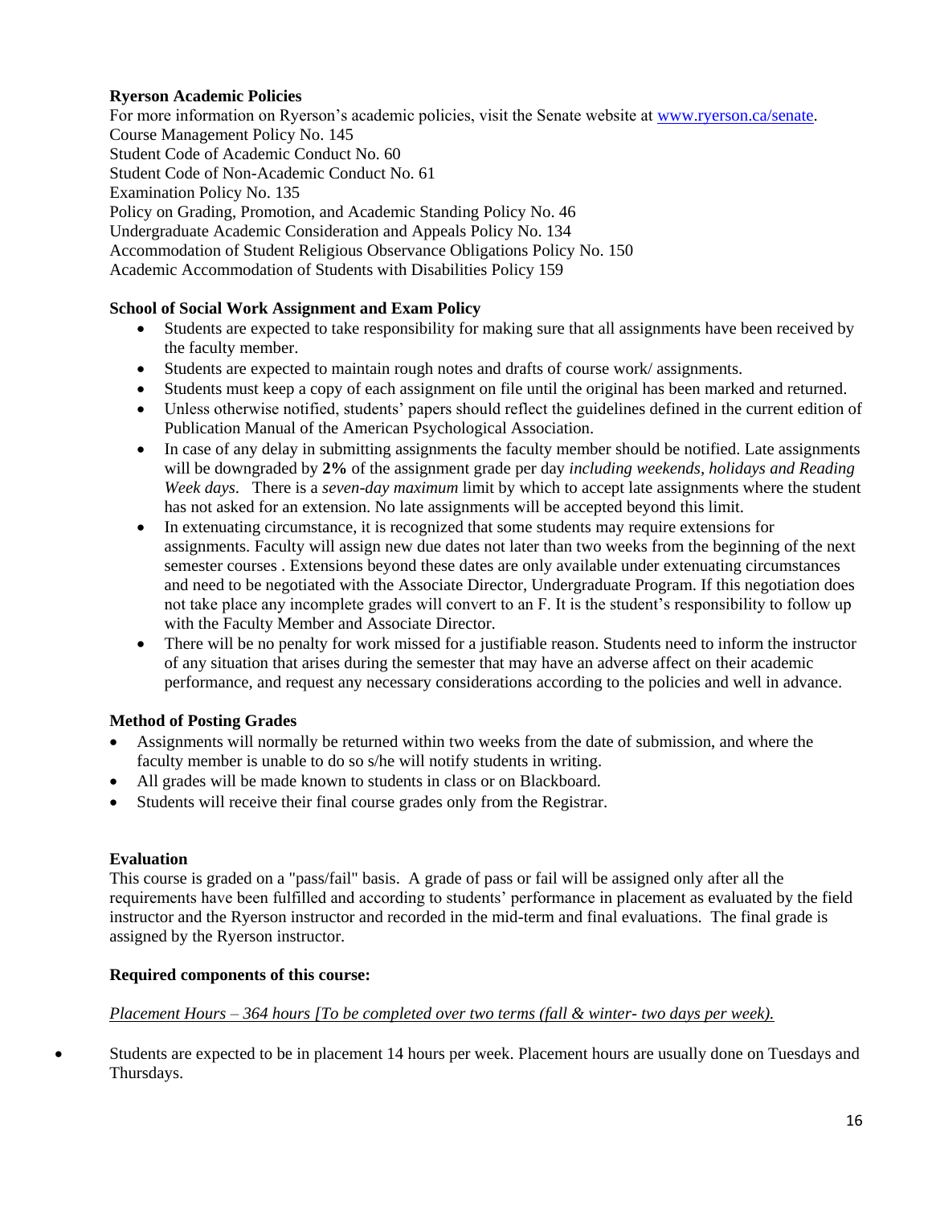**Ryerson Academic Policies**

For more information on Ryerson's academic policies, visit the Senate website at www.ryerson.ca/senate.
Course Management Policy No. 145
Student Code of Academic Conduct No. 60
Student Code of Non-Academic Conduct No. 61
Examination Policy No. 135
Policy on Grading, Promotion, and Academic Standing Policy No. 46
Undergraduate Academic Consideration and Appeals Policy No. 134
Accommodation of Student Religious Observance Obligations Policy No. 150
Academic Accommodation of Students with Disabilities Policy 159

**School of Social Work Assignment and Exam Policy**

- Students are expected to take responsibility for making sure that all assignments have been received by the faculty member.
- Students are expected to maintain rough notes and drafts of course work/ assignments.
- Students must keep a copy of each assignment on file until the original has been marked and returned.
- Unless otherwise notified, students' papers should reflect the guidelines defined in the current edition of Publication Manual of the American Psychological Association.
- In case of any delay in submitting assignments the faculty member should be notified. Late assignments will be downgraded by **2%** of the assignment grade per day *including weekends, holidays and Reading Week days*. There is a *seven-day maximum* limit by which to accept late assignments where the student has not asked for an extension. No late assignments will be accepted beyond this limit.
- In extenuating circumstance, it is recognized that some students may require extensions for assignments. Faculty will assign new due dates not later than two weeks from the beginning of the next semester courses . Extensions beyond these dates are only available under extenuating circumstances and need to be negotiated with the Associate Director, Undergraduate Program. If this negotiation does not take place any incomplete grades will convert to an F. It is the student's responsibility to follow up with the Faculty Member and Associate Director.
- There will be no penalty for work missed for a justifiable reason. Students need to inform the instructor of any situation that arises during the semester that may have an adverse affect on their academic performance, and request any necessary considerations according to the policies and well in advance.

**Method of Posting Grades**

- Assignments will normally be returned within two weeks from the date of submission, and where the faculty member is unable to do so s/he will notify students in writing.
- All grades will be made known to students in class or on Blackboard.
- Students will receive their final course grades only from the Registrar.

**Evaluation**

This course is graded on a "pass/fail" basis. A grade of pass or fail will be assigned only after all the requirements have been fulfilled and according to students' performance in placement as evaluated by the field instructor and the Ryerson instructor and recorded in the mid-term and final evaluations. The final grade is assigned by the Ryerson instructor.

**Required components of this course:**

*Placement Hours – 364 hours [To be completed over two terms (fall & winter- two days per week).*

- Students are expected to be in placement 14 hours per week. Placement hours are usually done on Tuesdays and Thursdays.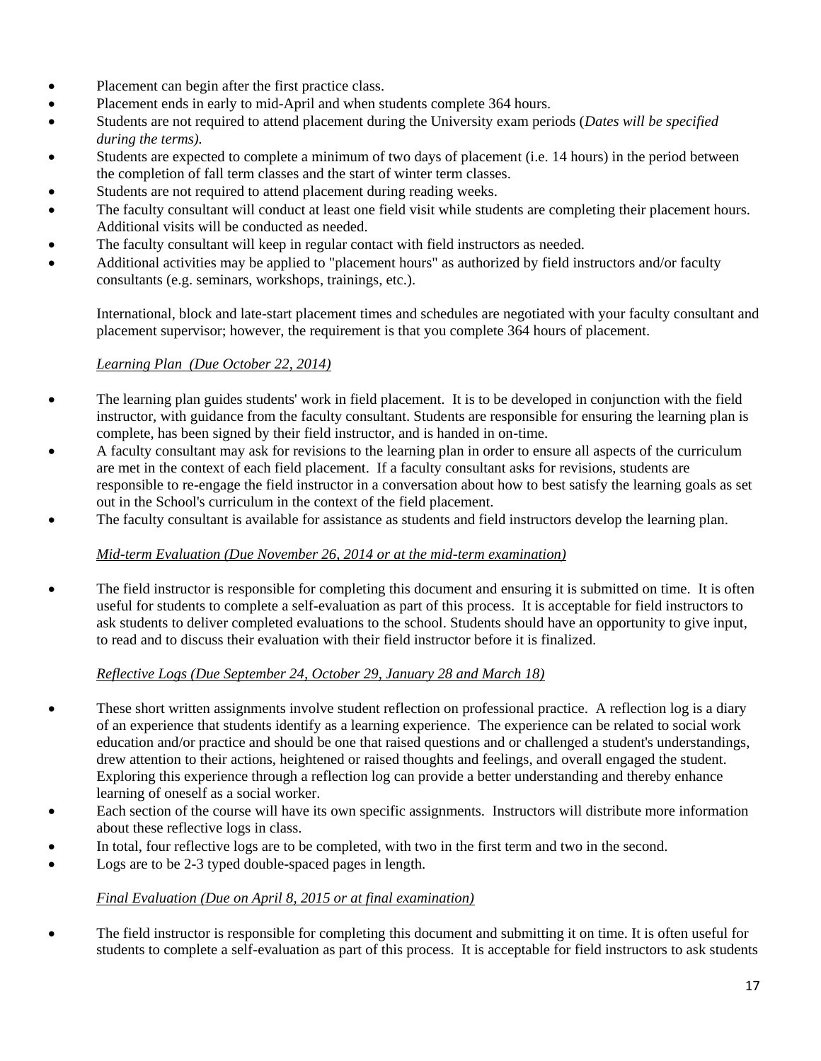- Placement can begin after the first practice class.
- Placement ends in early to mid-April and when students complete 364 hours.
- Students are not required to attend placement during the University exam periods (*Dates will be specified during the terms).*
- Students are expected to complete a minimum of two days of placement (i.e. 14 hours) in the period between the completion of fall term classes and the start of winter term classes.
- Students are not required to attend placement during reading weeks.
- The faculty consultant will conduct at least one field visit while students are completing their placement hours. Additional visits will be conducted as needed.
- The faculty consultant will keep in regular contact with field instructors as needed.
- Additional activities may be applied to "placement hours" as authorized by field instructors and/or faculty consultants (e.g. seminars, workshops, trainings, etc.).

International, block and late-start placement times and schedules are negotiated with your faculty consultant and placement supervisor; however, the requirement is that you complete 364 hours of placement.

*Learning Plan (Due October 22, 2014)*

- The learning plan guides students' work in field placement. It is to be developed in conjunction with the field instructor, with guidance from the faculty consultant. Students are responsible for ensuring the learning plan is complete, has been signed by their field instructor, and is handed in on-time.
- A faculty consultant may ask for revisions to the learning plan in order to ensure all aspects of the curriculum are met in the context of each field placement. If a faculty consultant asks for revisions, students are responsible to re-engage the field instructor in a conversation about how to best satisfy the learning goals as set out in the School's curriculum in the context of the field placement.
- The faculty consultant is available for assistance as students and field instructors develop the learning plan.

*Mid-term Evaluation (Due November 26, 2014 or at the mid-term examination)*

- The field instructor is responsible for completing this document and ensuring it is submitted on time. It is often useful for students to complete a self-evaluation as part of this process. It is acceptable for field instructors to ask students to deliver completed evaluations to the school. Students should have an opportunity to give input, to read and to discuss their evaluation with their field instructor before it is finalized.

*Reflective Logs (Due September 24, October 29, January 28 and March 18)*

- These short written assignments involve student reflection on professional practice. A reflection log is a diary of an experience that students identify as a learning experience. The experience can be related to social work education and/or practice and should be one that raised questions and or challenged a student's understandings, drew attention to their actions, heightened or raised thoughts and feelings, and overall engaged the student. Exploring this experience through a reflection log can provide a better understanding and thereby enhance learning of oneself as a social worker.
- Each section of the course will have its own specific assignments. Instructors will distribute more information about these reflective logs in class.
- In total, four reflective logs are to be completed, with two in the first term and two in the second.
- Logs are to be 2-3 typed double-spaced pages in length.

*Final Evaluation (Due on April 8, 2015 or at final examination)*

- The field instructor is responsible for completing this document and submitting it on time. It is often useful for students to complete a self-evaluation as part of this process. It is acceptable for field instructors to ask students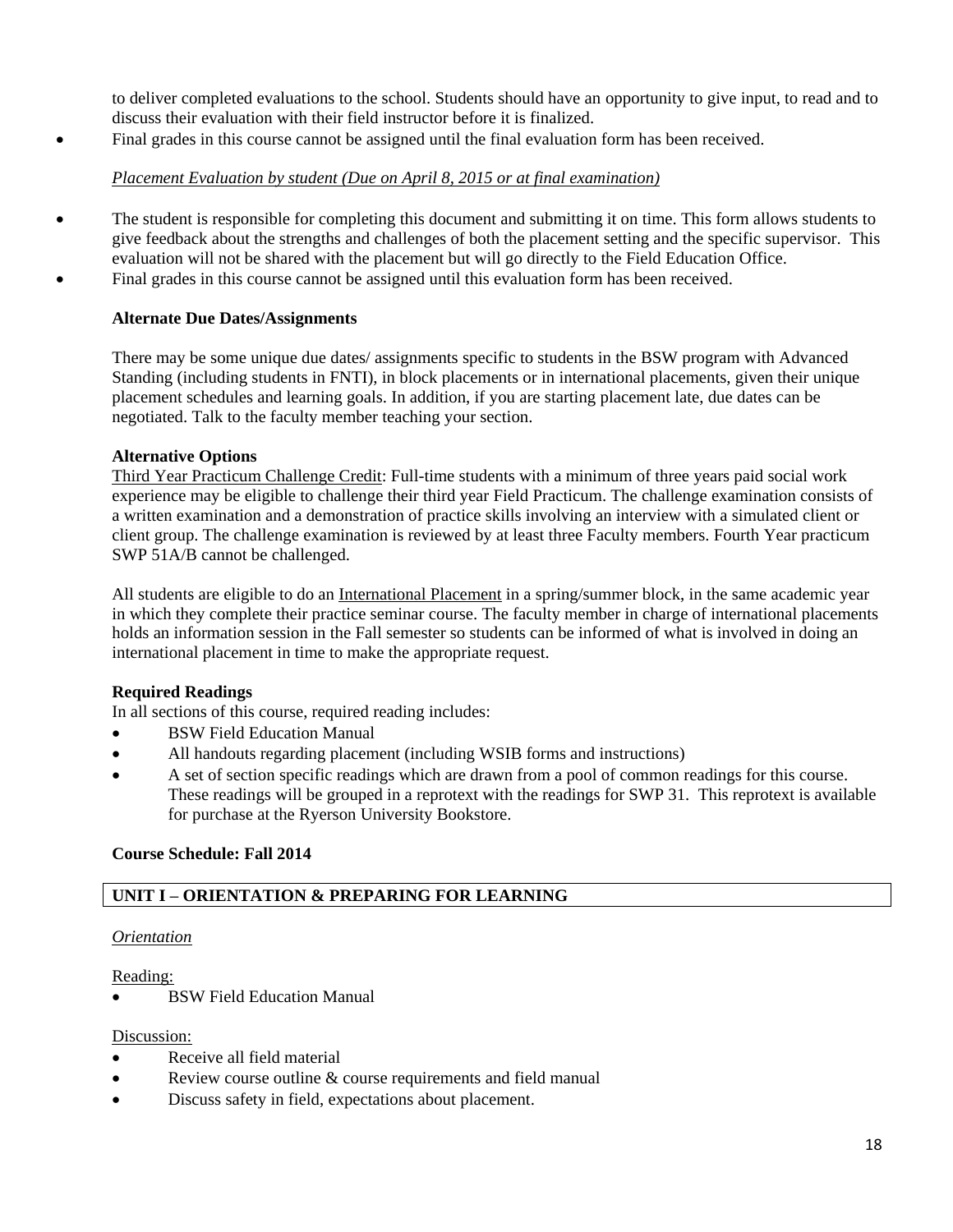to deliver completed evaluations to the school. Students should have an opportunity to give input, to read and to discuss their evaluation with their field instructor before it is finalized.

- Final grades in this course cannot be assigned until the final evaluation form has been received.

*Placement Evaluation by student (Due on April 8, 2015 or at final examination)*

- The student is responsible for completing this document and submitting it on time. This form allows students to give feedback about the strengths and challenges of both the placement setting and the specific supervisor. This evaluation will not be shared with the placement but will go directly to the Field Education Office.
- Final grades in this course cannot be assigned until this evaluation form has been received.

**Alternate Due Dates/Assignments**

There may be some unique due dates/ assignments specific to students in the BSW program with Advanced Standing (including students in FNTI), in block placements or in international placements, given their unique placement schedules and learning goals. In addition, if you are starting placement late, due dates can be negotiated. Talk to the faculty member teaching your section.

**Alternative Options**

Third Year Practicum Challenge Credit: Full-time students with a minimum of three years paid social work experience may be eligible to challenge their third year Field Practicum. The challenge examination consists of a written examination and a demonstration of practice skills involving an interview with a simulated client or client group. The challenge examination is reviewed by at least three Faculty members. Fourth Year practicum SWP 51A/B cannot be challenged.

All students are eligible to do an International Placement in a spring/summer block, in the same academic year in which they complete their practice seminar course. The faculty member in charge of international placements holds an information session in the Fall semester so students can be informed of what is involved in doing an international placement in time to make the appropriate request.

**Required Readings**

In all sections of this course, required reading includes:

- BSW Field Education Manual
- All handouts regarding placement (including WSIB forms and instructions)
- A set of section specific readings which are drawn from a pool of common readings for this course. These readings will be grouped in a reprotext with the readings for SWP 31. This reprotext is available for purchase at the Ryerson University Bookstore.

**Course Schedule: Fall 2014**

**UNIT I – ORIENTATION & PREPARING FOR LEARNING**

*Orientation*

Reading:

- BSW Field Education Manual

Discussion:

- Receive all field material
- Review course outline & course requirements and field manual
- Discuss safety in field, expectations about placement.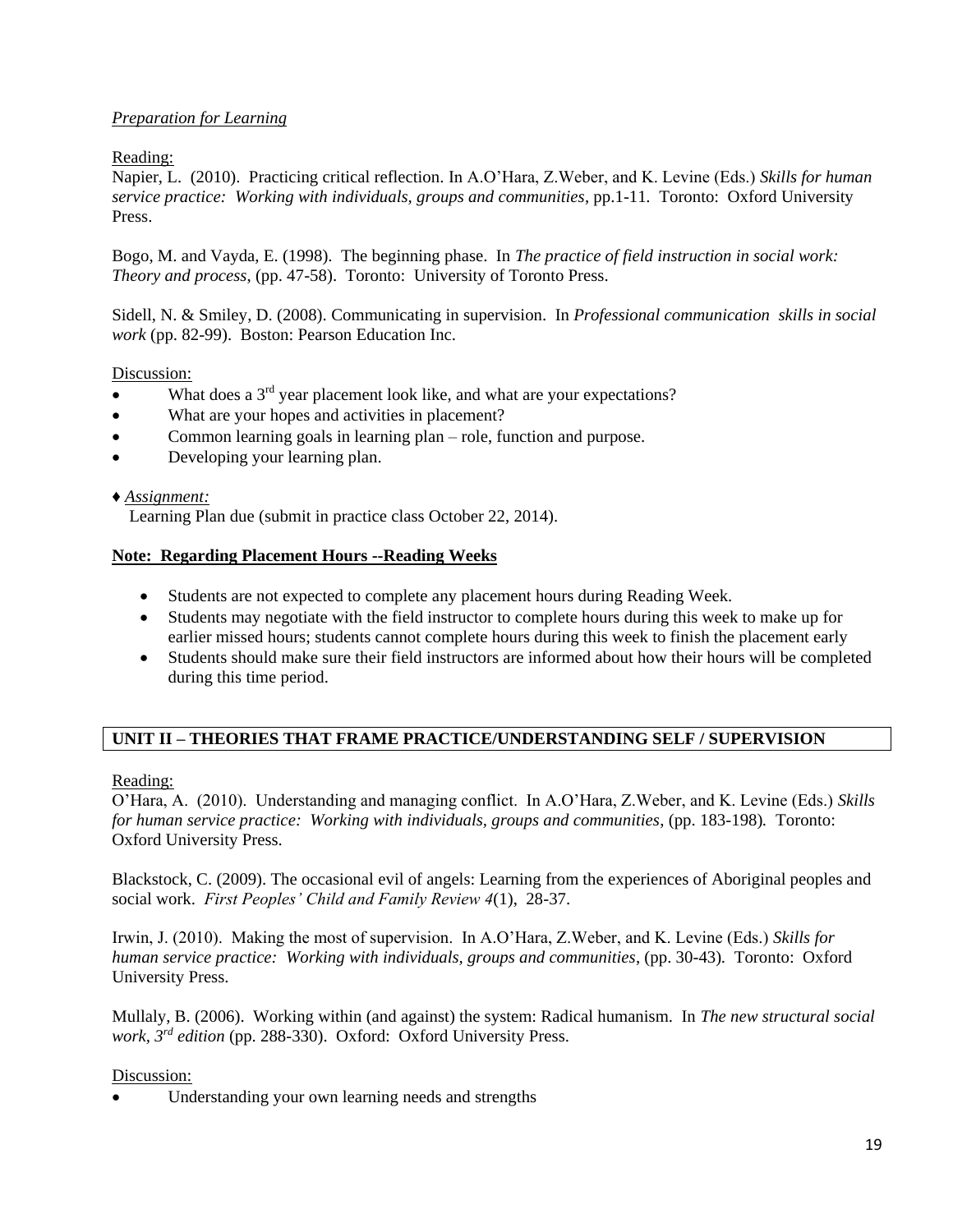*Preparation for Learning*

Reading:
Napier, L. (2010). Practicing critical reflection. In A.O'Hara, Z.Weber, and K. Levine (Eds.) *Skills for human service practice: Working with individuals, groups and communities*, pp.1-11. Toronto: Oxford University Press.

Bogo, M. and Vayda, E. (1998). The beginning phase. In *The practice of field instruction in social work: Theory and process*, (pp. 47-58). Toronto: University of Toronto Press.

Sidell, N. & Smiley, D. (2008). Communicating in supervision. In *Professional communication skills in social work* (pp. 82-99). Boston: Pearson Education Inc.

Discussion:

- What does a 3rd year placement look like, and what are your expectations?
- What are your hopes and activities in placement?
- Common learning goals in learning plan – role, function and purpose.
- Developing your learning plan.

♦ *Assignment:*
Learning Plan due (submit in practice class October 22, 2014).

**Note: Regarding Placement Hours --Reading Weeks**

- Students are not expected to complete any placement hours during Reading Week.
- Students may negotiate with the field instructor to complete hours during this week to make up for earlier missed hours; students cannot complete hours during this week to finish the placement early
- Students should make sure their field instructors are informed about how their hours will be completed during this time period.

## UNIT II – THEORIES THAT FRAME PRACTICE/UNDERSTANDING SELF / SUPERVISION

Reading:
O'Hara, A. (2010). Understanding and managing conflict. In A.O'Hara, Z.Weber, and K. Levine (Eds.) *Skills for human service practice: Working with individuals, groups and communities*, (pp. 183-198). Toronto: Oxford University Press.

Blackstock, C. (2009). The occasional evil of angels: Learning from the experiences of Aboriginal peoples and social work. *First Peoples' Child and Family Review 4*(1), 28-37.

Irwin, J. (2010). Making the most of supervision. In A.O'Hara, Z.Weber, and K. Levine (Eds.) *Skills for human service practice: Working with individuals, groups and communities*, (pp. 30-43). Toronto: Oxford University Press.

Mullaly, B. (2006). Working within (and against) the system: Radical humanism. In *The new structural social work, 3rd edition* (pp. 288-330). Oxford: Oxford University Press.

Discussion:

- Understanding your own learning needs and strengths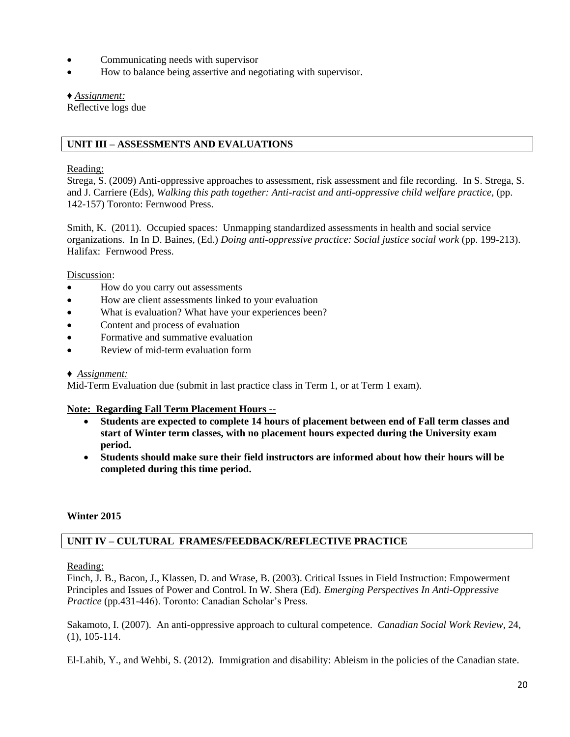- Communicating needs with supervisor
- How to balance being assertive and negotiating with supervisor.

♦ *Assignment:*
Reflective logs due

## UNIT III – ASSESSMENTS AND EVALUATIONS

Reading:
Strega, S. (2009) Anti-oppressive approaches to assessment, risk assessment and file recording. In S. Strega, S. and J. Carriere (Eds), *Walking this path together: Anti-racist and anti-oppressive child welfare practice*, (pp. 142-157) Toronto: Fernwood Press.

Smith, K. (2011). Occupied spaces: Unmapping standardized assessments in health and social service organizations. In In D. Baines, (Ed.) *Doing anti-oppressive practice: Social justice social work* (pp. 199-213). Halifax: Fernwood Press.

Discussion:

- How do you carry out assessments
- How are client assessments linked to your evaluation
- What is evaluation? What have your experiences been?
- Content and process of evaluation
- Formative and summative evaluation
- Review of mid-term evaluation form

♦ *Assignment:*
Mid-Term Evaluation due (submit in last practice class in Term 1, or at Term 1 exam).

**Note: Regarding Fall Term Placement Hours --**

- **Students are expected to complete 14 hours of placement between end of Fall term classes and start of Winter term classes, with no placement hours expected during the University exam period.**
- **Students should make sure their field instructors are informed about how their hours will be completed during this time period.**

**Winter 2015**

## UNIT IV – CULTURAL FRAMES/FEEDBACK/REFLECTIVE PRACTICE

Reading:
Finch, J. B., Bacon, J., Klassen, D. and Wrase, B. (2003). Critical Issues in Field Instruction: Empowerment Principles and Issues of Power and Control. In W. Shera (Ed). *Emerging Perspectives In Anti-Oppressive Practice* (pp.431-446). Toronto: Canadian Scholar's Press.

Sakamoto, I. (2007). An anti-oppressive approach to cultural competence. *Canadian Social Work Review*, 24, (1), 105-114.

El-Lahib, Y., and Wehbi, S. (2012). Immigration and disability: Ableism in the policies of the Canadian state.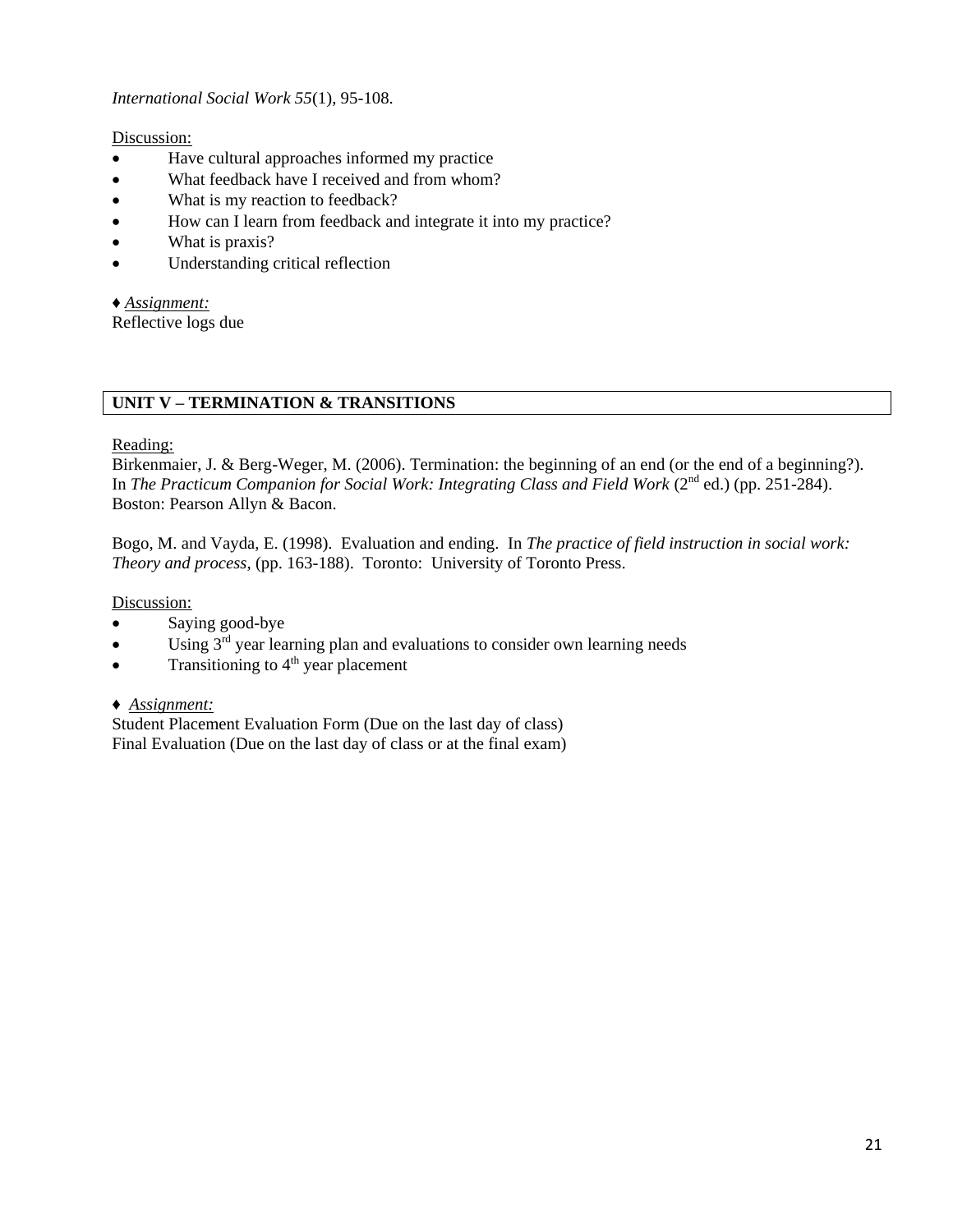*International Social Work 55*(1), 95-108.

Discussion:

- Have cultural approaches informed my practice
- What feedback have I received and from whom?
- What is my reaction to feedback?
- How can I learn from feedback and integrate it into my practice?
- What is praxis?
- Understanding critical reflection

♦ *Assignment:*
Reflective logs due

## UNIT V – TERMINATION & TRANSITIONS

Reading:
Birkenmaier, J. & Berg-Weger, M. (2006). Termination: the beginning of an end (or the end of a beginning?). In *The Practicum Companion for Social Work: Integrating Class and Field Work* (2nd ed.) (pp. 251-284). Boston: Pearson Allyn & Bacon.

Bogo, M. and Vayda, E. (1998). Evaluation and ending. In *The practice of field instruction in social work: Theory and process*, (pp. 163-188). Toronto: University of Toronto Press.

Discussion:

- Saying good-bye
- Using 3rd year learning plan and evaluations to consider own learning needs
- Transitioning to 4th year placement

♦ *Assignment:*
Student Placement Evaluation Form (Due on the last day of class)
Final Evaluation (Due on the last day of class or at the final exam)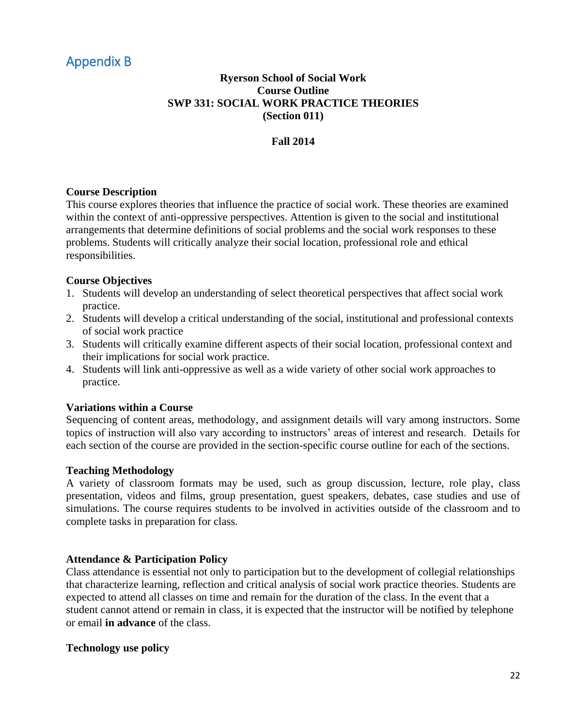# Appendix B

**Ryerson School of Social Work**
**Course Outline**
**SWP 331: SOCIAL WORK PRACTICE THEORIES**
**(Section 011)**

**Fall 2014**

**Course Description**

This course explores theories that influence the practice of social work. These theories are examined within the context of anti-oppressive perspectives. Attention is given to the social and institutional arrangements that determine definitions of social problems and the social work responses to these problems. Students will critically analyze their social location, professional role and ethical responsibilities.

**Course Objectives**

1. Students will develop an understanding of select theoretical perspectives that affect social work practice.
2. Students will develop a critical understanding of the social, institutional and professional contexts of social work practice
3. Students will critically examine different aspects of their social location, professional context and their implications for social work practice.
4. Students will link anti-oppressive as well as a wide variety of other social work approaches to practice.

**Variations within a Course**

Sequencing of content areas, methodology, and assignment details will vary among instructors. Some topics of instruction will also vary according to instructors' areas of interest and research. Details for each section of the course are provided in the section-specific course outline for each of the sections.

**Teaching Methodology**

A variety of classroom formats may be used, such as group discussion, lecture, role play, class presentation, videos and films, group presentation, guest speakers, debates, case studies and use of simulations. The course requires students to be involved in activities outside of the classroom and to complete tasks in preparation for class.

**Attendance & Participation Policy**

Class attendance is essential not only to participation but to the development of collegial relationships that characterize learning, reflection and critical analysis of social work practice theories. Students are expected to attend all classes on time and remain for the duration of the class. In the event that a student cannot attend or remain in class, it is expected that the instructor will be notified by telephone or email **in advance** of the class.

**Technology use policy**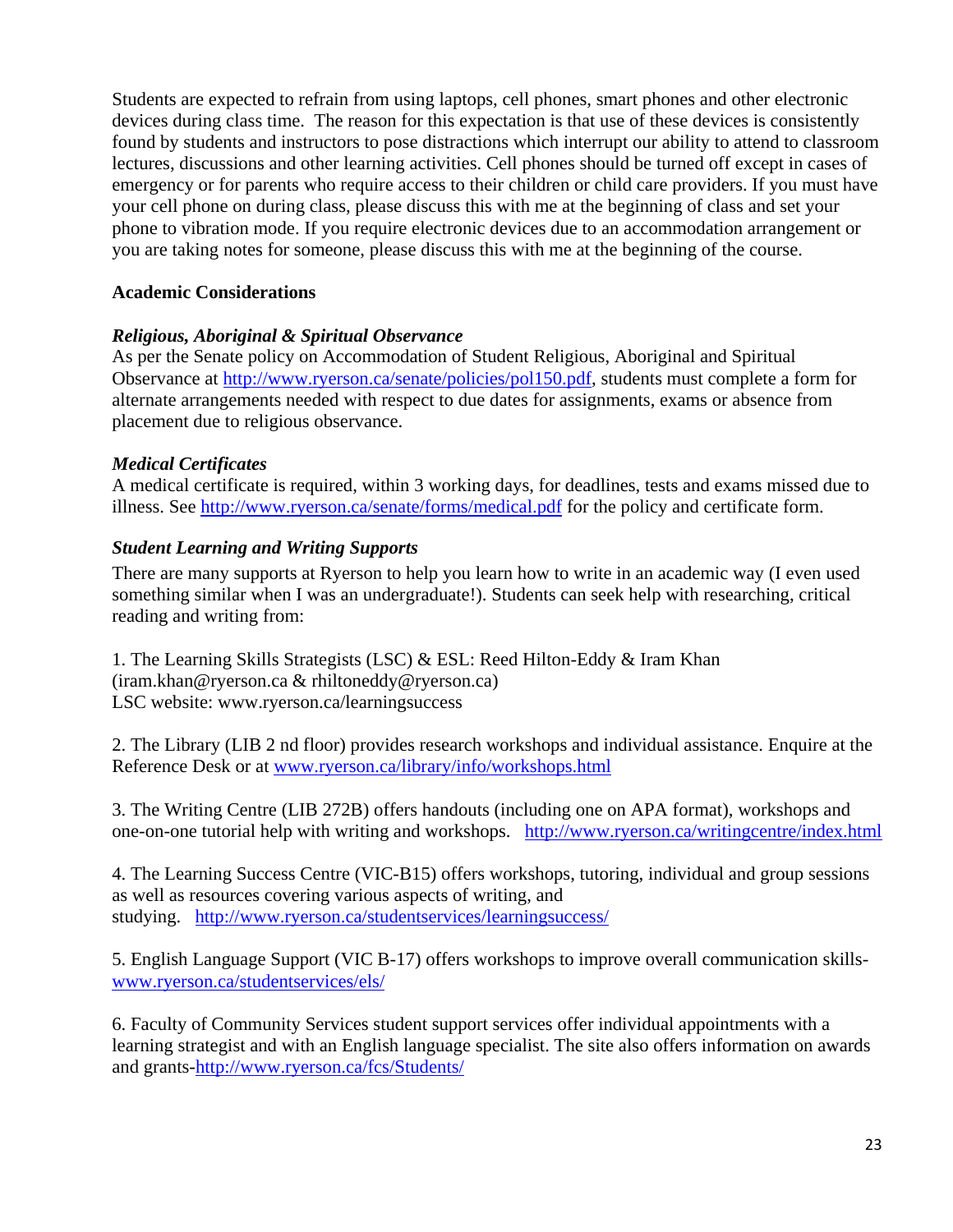Students are expected to refrain from using laptops, cell phones, smart phones and other electronic devices during class time. The reason for this expectation is that use of these devices is consistently found by students and instructors to pose distractions which interrupt our ability to attend to classroom lectures, discussions and other learning activities. Cell phones should be turned off except in cases of emergency or for parents who require access to their children or child care providers. If you must have your cell phone on during class, please discuss this with me at the beginning of class and set your phone to vibration mode. If you require electronic devices due to an accommodation arrangement or you are taking notes for someone, please discuss this with me at the beginning of the course.

**Academic Considerations**

***Religious, Aboriginal & Spiritual Observance***

As per the Senate policy on Accommodation of Student Religious, Aboriginal and Spiritual Observance at http://www.ryerson.ca/senate/policies/pol150.pdf, students must complete a form for alternate arrangements needed with respect to due dates for assignments, exams or absence from placement due to religious observance.

***Medical Certificates***

A medical certificate is required, within 3 working days, for deadlines, tests and exams missed due to illness. See http://www.ryerson.ca/senate/forms/medical.pdf for the policy and certificate form.

***Student Learning and Writing Supports***

There are many supports at Ryerson to help you learn how to write in an academic way (I even used something similar when I was an undergraduate!). Students can seek help with researching, critical reading and writing from:

1. The Learning Skills Strategists (LSC) & ESL: Reed Hilton-Eddy & Iram Khan (iram.khan@ryerson.ca & rhiltoneddy@ryerson.ca)
LSC website: www.ryerson.ca/learningsuccess

2. The Library (LIB 2 nd floor) provides research workshops and individual assistance. Enquire at the Reference Desk or at www.ryerson.ca/library/info/workshops.html

3. The Writing Centre (LIB 272B) offers handouts (including one on APA format), workshops and one-on-one tutorial help with writing and workshops. http://www.ryerson.ca/writingcentre/index.html

4. The Learning Success Centre (VIC-B15) offers workshops, tutoring, individual and group sessions as well as resources covering various aspects of writing, and studying. http://www.ryerson.ca/studentservices/learningsuccess/

5. English Language Support (VIC B-17) offers workshops to improve overall communication skills- www.ryerson.ca/studentservices/els/

6. Faculty of Community Services student support services offer individual appointments with a learning strategist and with an English language specialist. The site also offers information on awards and grants-http://www.ryerson.ca/fcs/Students/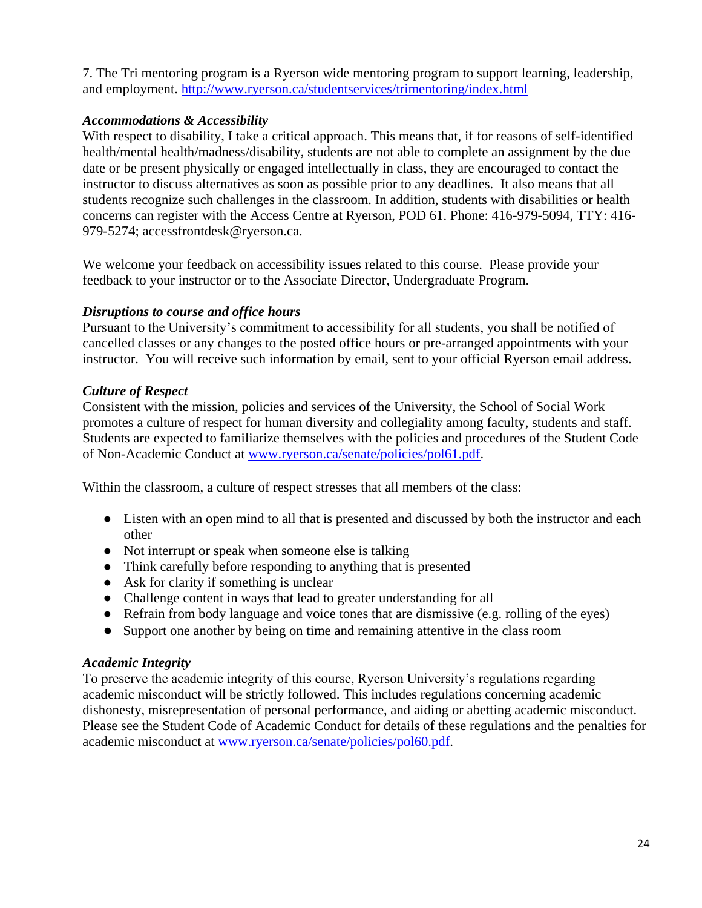7. The Tri mentoring program is a Ryerson wide mentoring program to support learning, leadership, and employment. http://www.ryerson.ca/studentservices/trimentoring/index.html

***Accommodations & Accessibility***

With respect to disability, I take a critical approach. This means that, if for reasons of self-identified health/mental health/madness/disability, students are not able to complete an assignment by the due date or be present physically or engaged intellectually in class, they are encouraged to contact the instructor to discuss alternatives as soon as possible prior to any deadlines. It also means that all students recognize such challenges in the classroom. In addition, students with disabilities or health concerns can register with the Access Centre at Ryerson, POD 61. Phone: 416-979-5094, TTY: 416-979-5274; accessfrontdesk@ryerson.ca.

We welcome your feedback on accessibility issues related to this course. Please provide your feedback to your instructor or to the Associate Director, Undergraduate Program.

***Disruptions to course and office hours***

Pursuant to the University's commitment to accessibility for all students, you shall be notified of cancelled classes or any changes to the posted office hours or pre-arranged appointments with your instructor. You will receive such information by email, sent to your official Ryerson email address.

***Culture of Respect***

Consistent with the mission, policies and services of the University, the School of Social Work promotes a culture of respect for human diversity and collegiality among faculty, students and staff. Students are expected to familiarize themselves with the policies and procedures of the Student Code of Non-Academic Conduct at www.ryerson.ca/senate/policies/pol61.pdf.

Within the classroom, a culture of respect stresses that all members of the class:

- Listen with an open mind to all that is presented and discussed by both the instructor and each other
- Not interrupt or speak when someone else is talking
- Think carefully before responding to anything that is presented
- Ask for clarity if something is unclear
- Challenge content in ways that lead to greater understanding for all
- Refrain from body language and voice tones that are dismissive (e.g. rolling of the eyes)
- Support one another by being on time and remaining attentive in the class room

***Academic Integrity***

To preserve the academic integrity of this course, Ryerson University's regulations regarding academic misconduct will be strictly followed. This includes regulations concerning academic dishonesty, misrepresentation of personal performance, and aiding or abetting academic misconduct. Please see the Student Code of Academic Conduct for details of these regulations and the penalties for academic misconduct at www.ryerson.ca/senate/policies/pol60.pdf.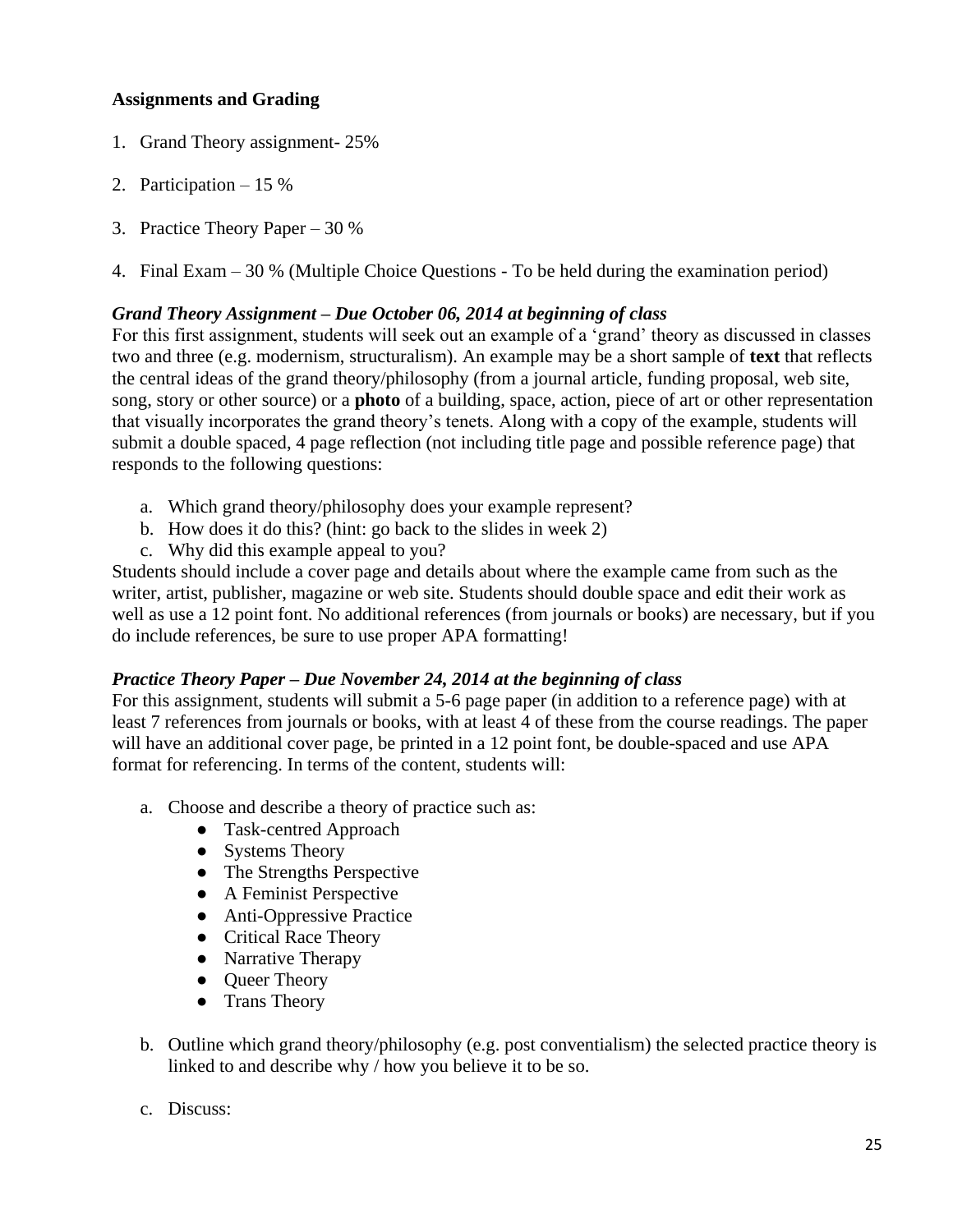**Assignments and Grading**

1. Grand Theory assignment- 25%

2. Participation – 15 %

3. Practice Theory Paper – 30 %

4. Final Exam – 30 % (Multiple Choice Questions - To be held during the examination period)

***Grand Theory Assignment – Due October 06, 2014 at beginning of class***

For this first assignment, students will seek out an example of a 'grand' theory as discussed in classes two and three (e.g. modernism, structuralism). An example may be a short sample of **text** that reflects the central ideas of the grand theory/philosophy (from a journal article, funding proposal, web site, song, story or other source) or a **photo** of a building, space, action, piece of art or other representation that visually incorporates the grand theory's tenets. Along with a copy of the example, students will submit a double spaced, 4 page reflection (not including title page and possible reference page) that responds to the following questions:

a. Which grand theory/philosophy does your example represent?
b. How does it do this? (hint: go back to the slides in week 2)
c. Why did this example appeal to you?

Students should include a cover page and details about where the example came from such as the writer, artist, publisher, magazine or web site. Students should double space and edit their work as well as use a 12 point font. No additional references (from journals or books) are necessary, but if you do include references, be sure to use proper APA formatting!

***Practice Theory Paper – Due November 24, 2014 at the beginning of class***

For this assignment, students will submit a 5-6 page paper (in addition to a reference page) with at least 7 references from journals or books, with at least 4 of these from the course readings. The paper will have an additional cover page, be printed in a 12 point font, be double-spaced and use APA format for referencing. In terms of the content, students will:

a. Choose and describe a theory of practice such as:
   - Task-centred Approach
   - Systems Theory
   - The Strengths Perspective
   - A Feminist Perspective
   - Anti-Oppressive Practice
   - Critical Race Theory
   - Narrative Therapy
   - Queer Theory
   - Trans Theory

b. Outline which grand theory/philosophy (e.g. post conventialism) the selected practice theory is linked to and describe why / how you believe it to be so.

c. Discuss: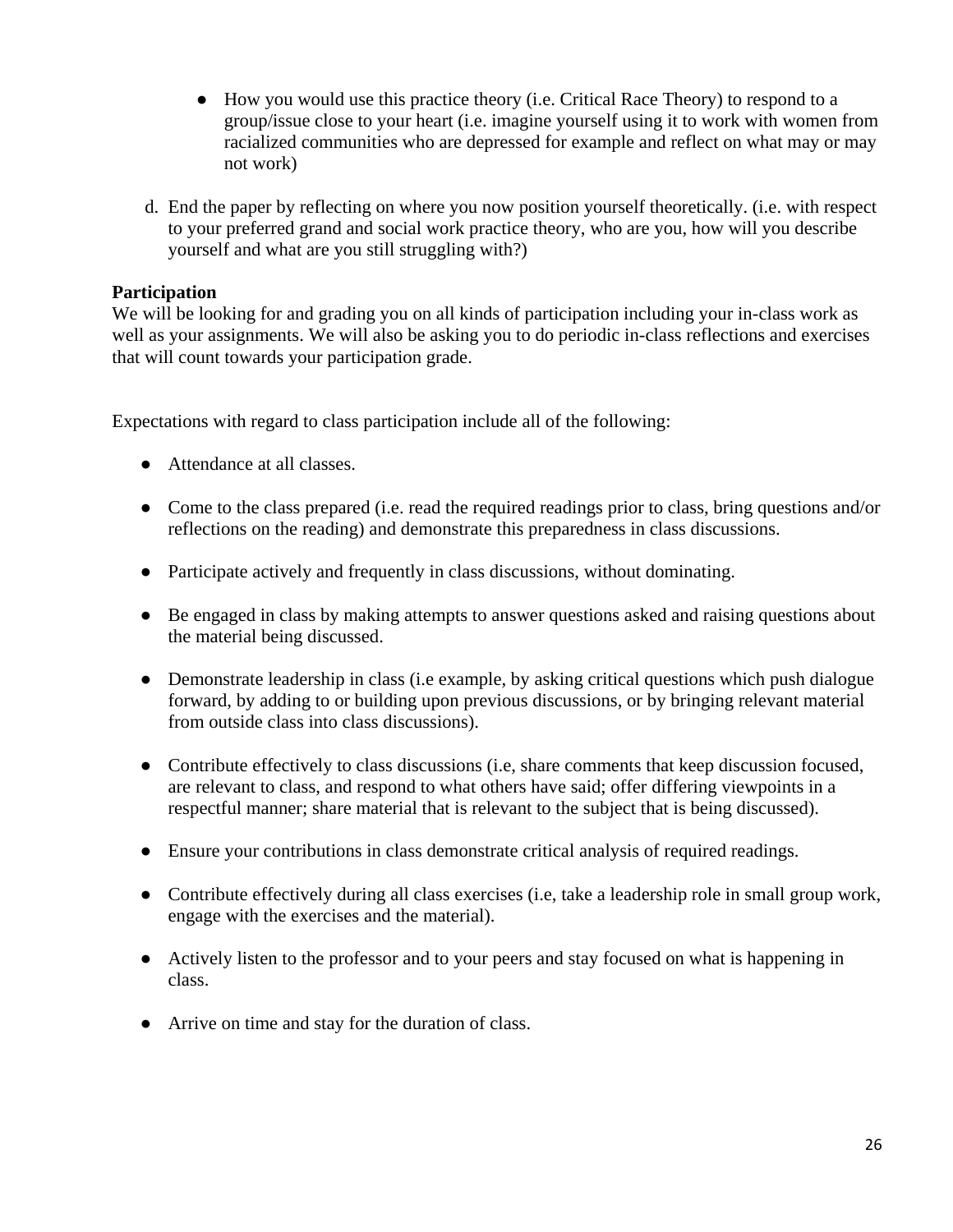- How you would use this practice theory (i.e. Critical Race Theory) to respond to a group/issue close to your heart (i.e. imagine yourself using it to work with women from racialized communities who are depressed for example and reflect on what may or may not work)

d. End the paper by reflecting on where you now position yourself theoretically. (i.e. with respect to your preferred grand and social work practice theory, who are you, how will you describe yourself and what are you still struggling with?)

**Participation**
We will be looking for and grading you on all kinds of participation including your in-class work as well as your assignments. We will also be asking you to do periodic in-class reflections and exercises that will count towards your participation grade.

Expectations with regard to class participation include all of the following:

- Attendance at all classes.
- Come to the class prepared (i.e. read the required readings prior to class, bring questions and/or reflections on the reading) and demonstrate this preparedness in class discussions.
- Participate actively and frequently in class discussions, without dominating.
- Be engaged in class by making attempts to answer questions asked and raising questions about the material being discussed.
- Demonstrate leadership in class (i.e example, by asking critical questions which push dialogue forward, by adding to or building upon previous discussions, or by bringing relevant material from outside class into class discussions).
- Contribute effectively to class discussions (i.e, share comments that keep discussion focused, are relevant to class, and respond to what others have said; offer differing viewpoints in a respectful manner; share material that is relevant to the subject that is being discussed).
- Ensure your contributions in class demonstrate critical analysis of required readings.
- Contribute effectively during all class exercises (i.e, take a leadership role in small group work, engage with the exercises and the material).
- Actively listen to the professor and to your peers and stay focused on what is happening in class.
- Arrive on time and stay for the duration of class.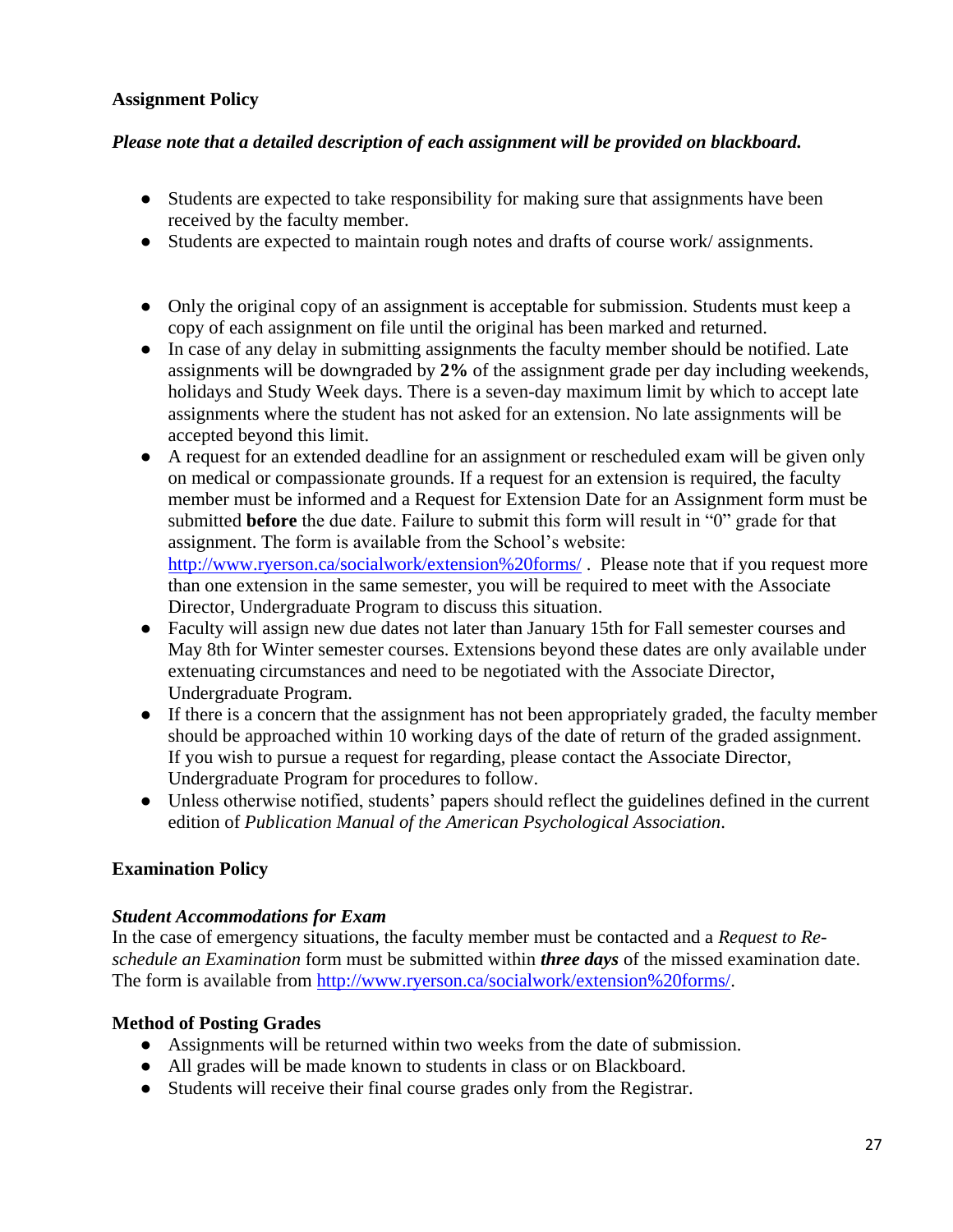**Assignment Policy**

***Please note that a detailed description of each assignment will be provided on blackboard.***

- Students are expected to take responsibility for making sure that assignments have been received by the faculty member.
- Students are expected to maintain rough notes and drafts of course work/ assignments.

- Only the original copy of an assignment is acceptable for submission. Students must keep a copy of each assignment on file until the original has been marked and returned.
- In case of any delay in submitting assignments the faculty member should be notified. Late assignments will be downgraded by **2%** of the assignment grade per day including weekends, holidays and Study Week days. There is a seven-day maximum limit by which to accept late assignments where the student has not asked for an extension. No late assignments will be accepted beyond this limit.
- A request for an extended deadline for an assignment or rescheduled exam will be given only on medical or compassionate grounds. If a request for an extension is required, the faculty member must be informed and a Request for Extension Date for an Assignment form must be submitted **before** the due date. Failure to submit this form will result in "0" grade for that assignment. The form is available from the School's website: [http://www.ryerson.ca/socialwork/extension%20forms/](http://www.ryerson.ca/socialwork/extension%20forms/) . Please note that if you request more than one extension in the same semester, you will be required to meet with the Associate Director, Undergraduate Program to discuss this situation.
- Faculty will assign new due dates not later than January 15th for Fall semester courses and May 8th for Winter semester courses. Extensions beyond these dates are only available under extenuating circumstances and need to be negotiated with the Associate Director, Undergraduate Program.
- If there is a concern that the assignment has not been appropriately graded, the faculty member should be approached within 10 working days of the date of return of the graded assignment. If you wish to pursue a request for regarding, please contact the Associate Director, Undergraduate Program for procedures to follow.
- Unless otherwise notified, students' papers should reflect the guidelines defined in the current edition of *Publication Manual of the American Psychological Association*.

**Examination Policy**

***Student Accommodations for Exam***

In the case of emergency situations, the faculty member must be contacted and a *Request to Re-schedule an Examination* form must be submitted within ***three days*** of the missed examination date. The form is available from [http://www.ryerson.ca/socialwork/extension%20forms/](http://www.ryerson.ca/socialwork/extension%20forms/).

**Method of Posting Grades**

- Assignments will be returned within two weeks from the date of submission.
- All grades will be made known to students in class or on Blackboard.
- Students will receive their final course grades only from the Registrar.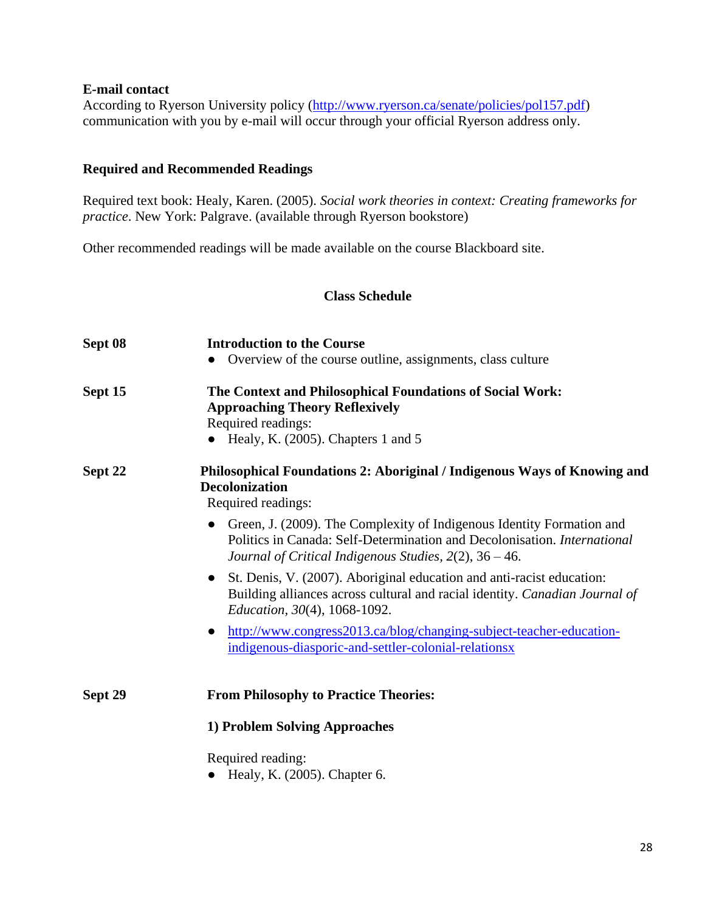**E-mail contact**
According to Ryerson University policy (http://www.ryerson.ca/senate/policies/pol157.pdf) communication with you by e-mail will occur through your official Ryerson address only.

**Required and Recommended Readings**

Required text book: Healy, Karen. (2005). *Social work theories in context: Creating frameworks for practice*. New York: Palgrave. (available through Ryerson bookstore)

Other recommended readings will be made available on the course Blackboard site.

**Class Schedule**

**Sept 08** — **Introduction to the Course**
- Overview of the course outline, assignments, class culture

**Sept 15** — **The Context and Philosophical Foundations of Social Work: Approaching Theory Reflexively**
Required readings:
- Healy, K. (2005). Chapters 1 and 5

**Sept 22** — **Philosophical Foundations 2: Aboriginal / Indigenous Ways of Knowing and Decolonization**
Required readings:
- Green, J. (2009). The Complexity of Indigenous Identity Formation and Politics in Canada: Self-Determination and Decolonisation. *International Journal of Critical Indigenous Studies, 2*(2), 36 – 46.
- St. Denis, V. (2007). Aboriginal education and anti-racist education: Building alliances across cultural and racial identity. *Canadian Journal of Education, 30*(4), 1068-1092.
- http://www.congress2013.ca/blog/changing-subject-teacher-education-indigenous-diasporic-and-settler-colonial-relationsx

**Sept 29** — **From Philosophy to Practice Theories:**

**1) Problem Solving Approaches**

Required reading:
- Healy, K. (2005). Chapter 6.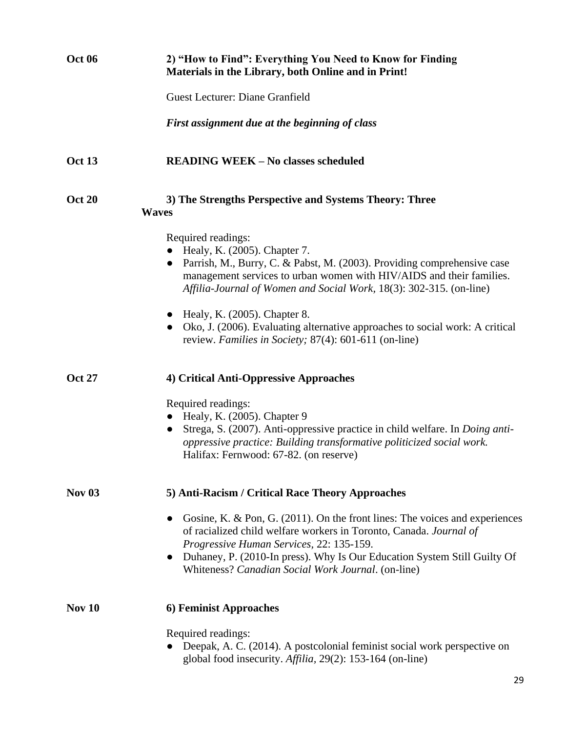**Oct 06** **2) "How to Find": Everything You Need to Know for Finding Materials in the Library, both Online and in Print!**

Guest Lecturer: Diane Granfield

***First assignment due at the beginning of class***

**Oct 13** **READING WEEK – No classes scheduled**

**Oct 20** **3) The Strengths Perspective and Systems Theory: Three Waves**

Required readings:

- Healy, K. (2005). Chapter 7.
- Parrish, M., Burry, C. & Pabst, M. (2003). Providing comprehensive case management services to urban women with HIV/AIDS and their families. *Affilia-Journal of Women and Social Work*, 18(3): 302-315. (on-line)

- Healy, K. (2005). Chapter 8.
- Oko, J. (2006). Evaluating alternative approaches to social work: A critical review. *Families in Society;* 87(4): 601-611 (on-line)

**Oct 27** **4) Critical Anti-Oppressive Approaches**

Required readings:

- Healy, K. (2005). Chapter 9
- Strega, S. (2007). Anti-oppressive practice in child welfare. In *Doing anti-oppressive practice: Building transformative politicized social work.* Halifax: Fernwood: 67-82. (on reserve)

**Nov 03** **5) Anti-Racism / Critical Race Theory Approaches**

- Gosine, K. & Pon, G. (2011). On the front lines: The voices and experiences of racialized child welfare workers in Toronto, Canada. *Journal of Progressive Human Services*, 22: 135-159.
- Duhaney, P. (2010-In press). Why Is Our Education System Still Guilty Of Whiteness? *Canadian Social Work Journal*. (on-line)

**Nov 10** **6) Feminist Approaches**

Required readings:

- Deepak, A. C. (2014). A postcolonial feminist social work perspective on global food insecurity. *Affilia*, 29(2): 153-164 (on-line)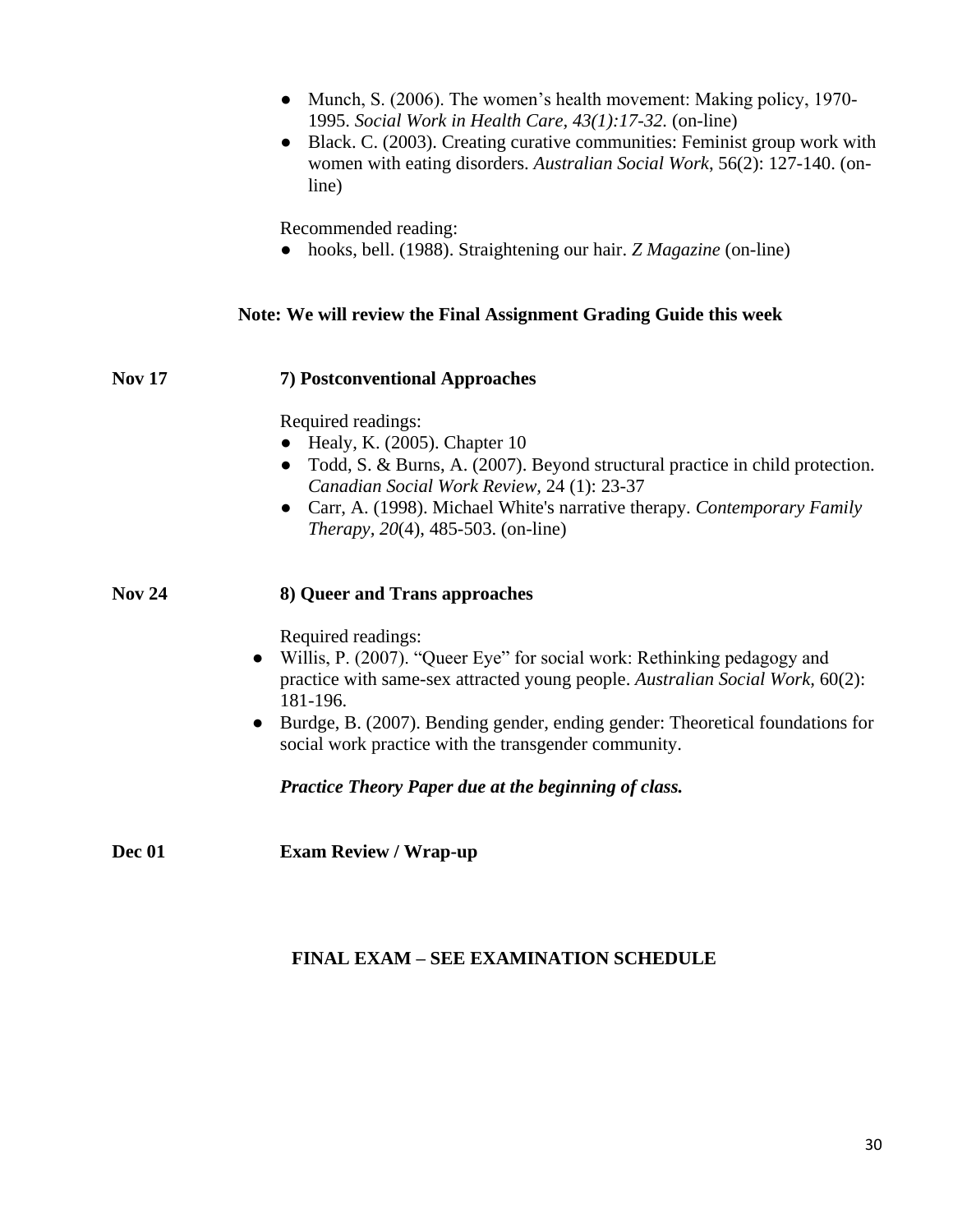- Munch, S. (2006). The women's health movement: Making policy, 1970-1995. *Social Work in Health Care, 43(1):17-32.* (on-line)
- Black. C. (2003). Creating curative communities: Feminist group work with women with eating disorders. *Australian Social Work*, 56(2): 127-140. (on-line)

Recommended reading:

- hooks, bell. (1988). Straightening our hair. *Z Magazine* (on-line)

**Note: We will review the Final Assignment Grading Guide this week**

**Nov 17** **7) Postconventional Approaches**

Required readings:

- Healy, K. (2005). Chapter 10
- Todd, S. & Burns, A. (2007). Beyond structural practice in child protection. *Canadian Social Work Review*, 24 (1): 23-37
- Carr, A. (1998). Michael White's narrative therapy. *Contemporary Family Therapy, 20*(4), 485-503. (on-line)

**Nov 24** **8) Queer and Trans approaches**

Required readings:

- Willis, P. (2007). "Queer Eye" for social work: Rethinking pedagogy and practice with same-sex attracted young people. *Australian Social Work*, 60(2): 181-196.
- Burdge, B. (2007). Bending gender, ending gender: Theoretical foundations for social work practice with the transgender community.

***Practice Theory Paper due at the beginning of class.***

**Dec 01** **Exam Review / Wrap-up**

**FINAL EXAM – SEE EXAMINATION SCHEDULE**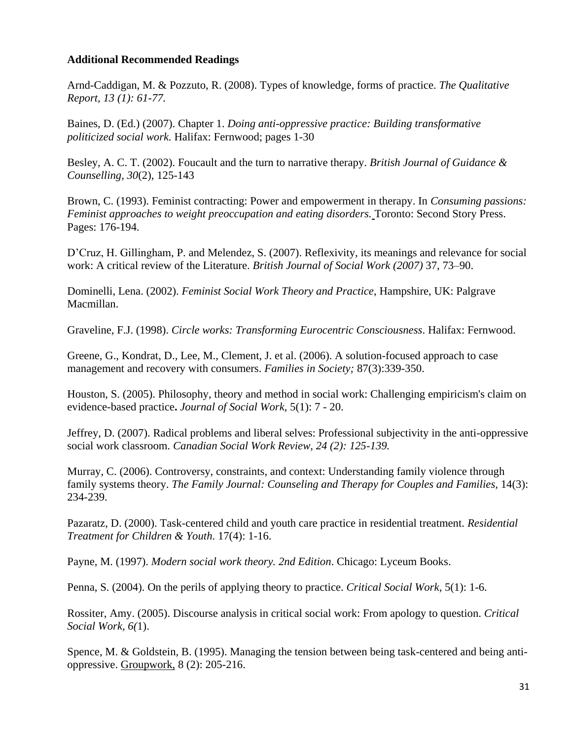**Additional Recommended Readings**

Arnd-Caddigan, M. & Pozzuto, R. (2008). Types of knowledge, forms of practice. *The Qualitative Report, 13 (1): 61-77.*

Baines, D. (Ed.) (2007). Chapter 1. *Doing anti-oppressive practice: Building transformative politicized social work.* Halifax: Fernwood; pages 1-30

Besley, A. C. T. (2002). Foucault and the turn to narrative therapy. *British Journal of Guidance & Counselling, 30*(2), 125-143

Brown, C. (1993). Feminist contracting: Power and empowerment in therapy. In *Consuming passions: Feminist approaches to weight preoccupation and eating disorders.* Toronto: Second Story Press. Pages: 176-194.

D'Cruz, H. Gillingham, P. and Melendez, S. (2007). Reflexivity, its meanings and relevance for social work: A critical review of the Literature. *British Journal of Social Work (2007)* 37, 73–90.

Dominelli, Lena. (2002). *Feminist Social Work Theory and Practice*, Hampshire, UK: Palgrave Macmillan.

Graveline, F.J. (1998). *Circle works: Transforming Eurocentric Consciousness*. Halifax: Fernwood.

Greene, G., Kondrat, D., Lee, M., Clement, J. et al. (2006). A solution-focused approach to case management and recovery with consumers. *Families in Society;* 87(3):339-350.

Houston, S. (2005). Philosophy, theory and method in social work: Challenging empiricism's claim on evidence-based practice**.** *Journal of Social Work*, 5(1): 7 - 20.

Jeffrey, D. (2007). Radical problems and liberal selves: Professional subjectivity in the anti-oppressive social work classroom. *Canadian Social Work Review, 24 (2): 125-139.*

Murray, C. (2006). Controversy, constraints, and context: Understanding family violence through family systems theory. *The Family Journal: Counseling and Therapy for Couples and Families,* 14(3): 234-239.

Pazaratz, D. (2000). Task-centered child and youth care practice in residential treatment. *Residential Treatment for Children & Youth*. 17(4): 1-16.

Payne, M. (1997). *Modern social work theory. 2nd Edition*. Chicago: Lyceum Books.

Penna, S. (2004). On the perils of applying theory to practice. *Critical Social Work*, 5(1): 1-6.

Rossiter, Amy. (2005). Discourse analysis in critical social work: From apology to question. *Critical Social Work, 6(*1).

Spence, M. & Goldstein, B. (1995). Managing the tension between being task-centered and being anti-oppressive. Groupwork, 8 (2): 205-216.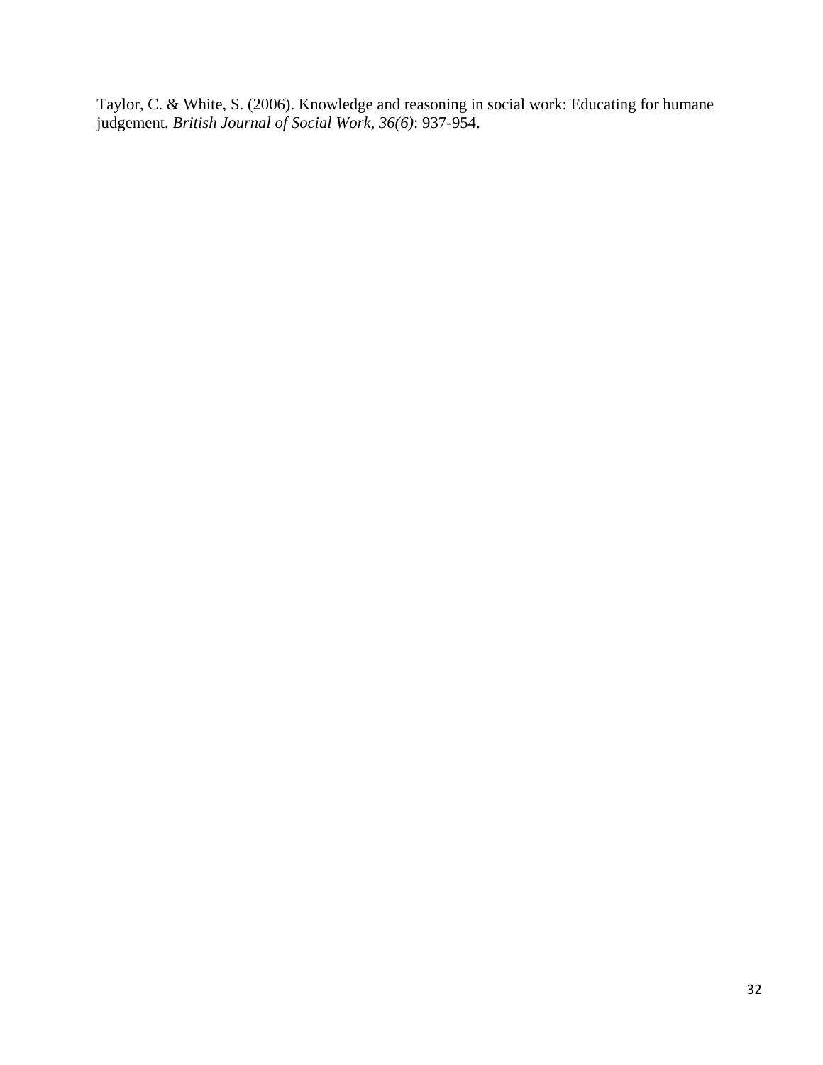Taylor, C. & White, S. (2006). Knowledge and reasoning in social work: Educating for humane judgement. *British Journal of Social Work, 36(6)*: 937-954.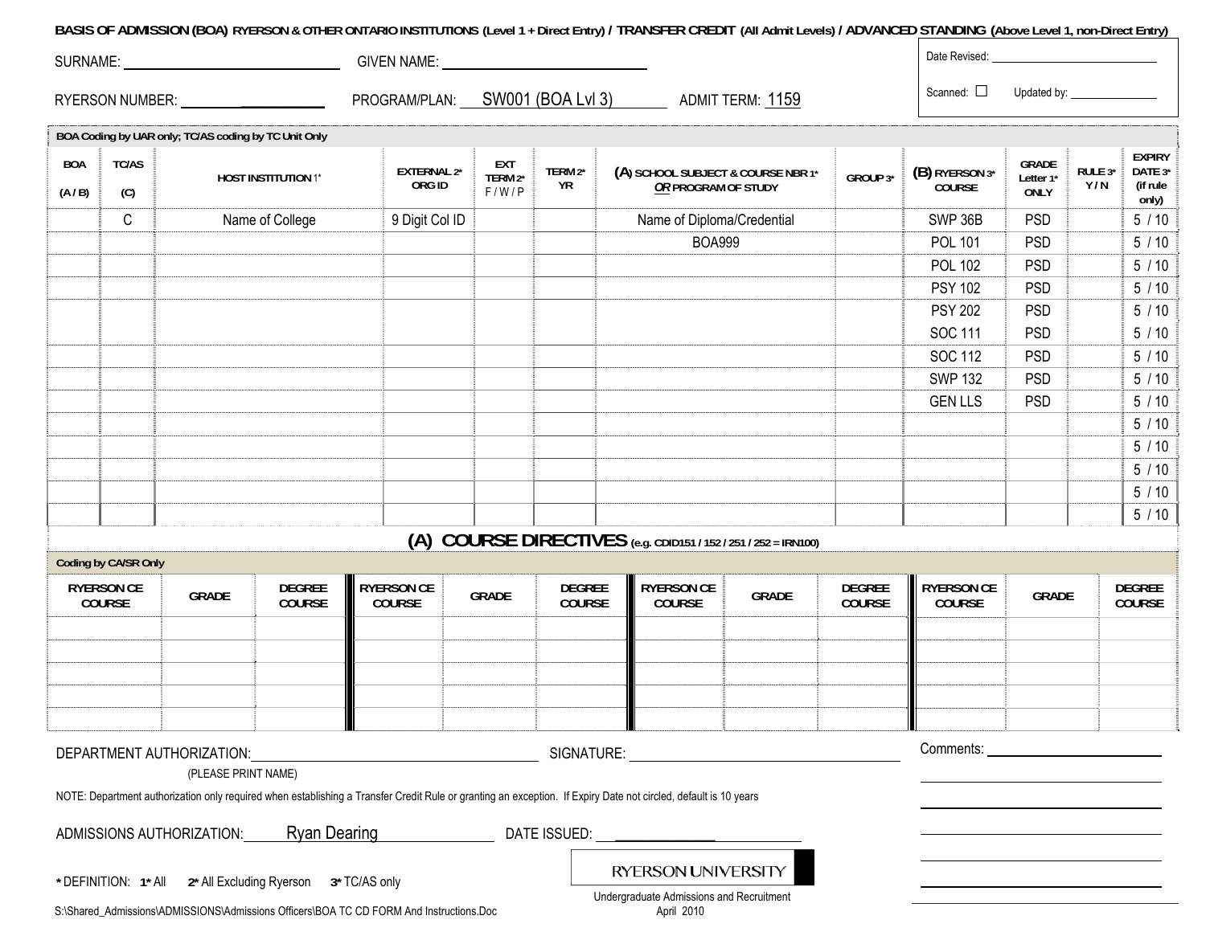**BASIS OF ADMISSION (BOA)** RYERSON & OTHER ONTARIO INSTITUTIONS (Level 1 + Direct Entry) / TRANSFER CREDIT (All Admit Levels) / ADVANCED STANDING (Above Level 1, non-Direct Entry)

SURNAME: ______________ GIVEN NAME: ______________

RYERSON NUMBER: ______________ PROGRAM/PLAN: SW001 (BOA Lvl 3) ADMIT TERM: 1159

Date Revised: ______________

Scanned: ☐ Updated by: ______________

BOA Coding by UAR only; TC/AS coding by TC Unit Only

| BOA (A / B) | TC/AS (C) | HOST INSTITUTION 1* | EXTERNAL 2* ORG ID | EXT TERM 2* F / W / P | TERM 2* YR | (A) SCHOOL SUBJECT & COURSE NBR 1* OR PROGRAM OF STUDY | GROUP 3* | (B) RYERSON 3* COURSE | GRADE Letter 1* ONLY | RULE 3* Y / N | EXPIRY DATE 3* (if rule only) |
|---|---|---|---|---|---|---|---|---|---|---|---|
| | C | Name of College | 9 Digit Col ID | | | Name of Diploma/Credential | | SWP 36B | PSD | | 5 / 10 |
| | | | | | | BOA999 | | POL 101 | PSD | | 5 / 10 |
| | | | | | | | | POL 102 | PSD | | 5 / 10 |
| | | | | | | | | PSY 102 | PSD | | 5 / 10 |
| | | | | | | | | PSY 202 | PSD | | 5 / 10 |
| | | | | | | | | SOC 111 | PSD | | 5 / 10 |
| | | | | | | | | SOC 112 | PSD | | 5 / 10 |
| | | | | | | | | SWP 132 | PSD | | 5 / 10 |
| | | | | | | | | GEN LLS | PSD | | 5 / 10 |
| | | | | | | | | | | | 5 / 10 |
| | | | | | | | | | | | 5 / 10 |
| | | | | | | | | | | | 5 / 10 |
| | | | | | | | | | | | 5 / 10 |
| | | | | | | | | | | | 5 / 10 |

## (A) COURSE DIRECTIVES (e.g. CDID151 / 152 / 251 / 252 = IRN100)

Coding by CA/SR Only

| RYERSON CE COURSE | GRADE | DEGREE COURSE | RYERSON CE COURSE | GRADE | DEGREE COURSE | RYERSON CE COURSE | GRADE | DEGREE COURSE | RYERSON CE COURSE | GRADE | DEGREE COURSE |
|---|---|---|---|---|---|---|---|---|---|---|---|
| | | | | | | | | | | | |
| | | | | | | | | | | | |
| | | | | | | | | | | | |
| | | | | | | | | | | | |
| | | | | | | | | | | | |

DEPARTMENT AUTHORIZATION: ______________ SIGNATURE: ______________
(PLEASE PRINT NAME)

Comments: ______________

NOTE: Department authorization only required when establishing a Transfer Credit Rule or granting an exception. If Expiry Date not circled, default is 10 years

ADMISSIONS AUTHORIZATION: Ryan Dearing DATE ISSUED: ______________

* DEFINITION: 1* All 2* All Excluding Ryerson 3* TC/AS only

RYERSON UNIVERSITY
Undergraduate Admissions and Recruitment
April 2010

S:\Shared_Admissions\ADMISSIONS\Admissions Officers\BOA TC CD FORM And Instructions.Doc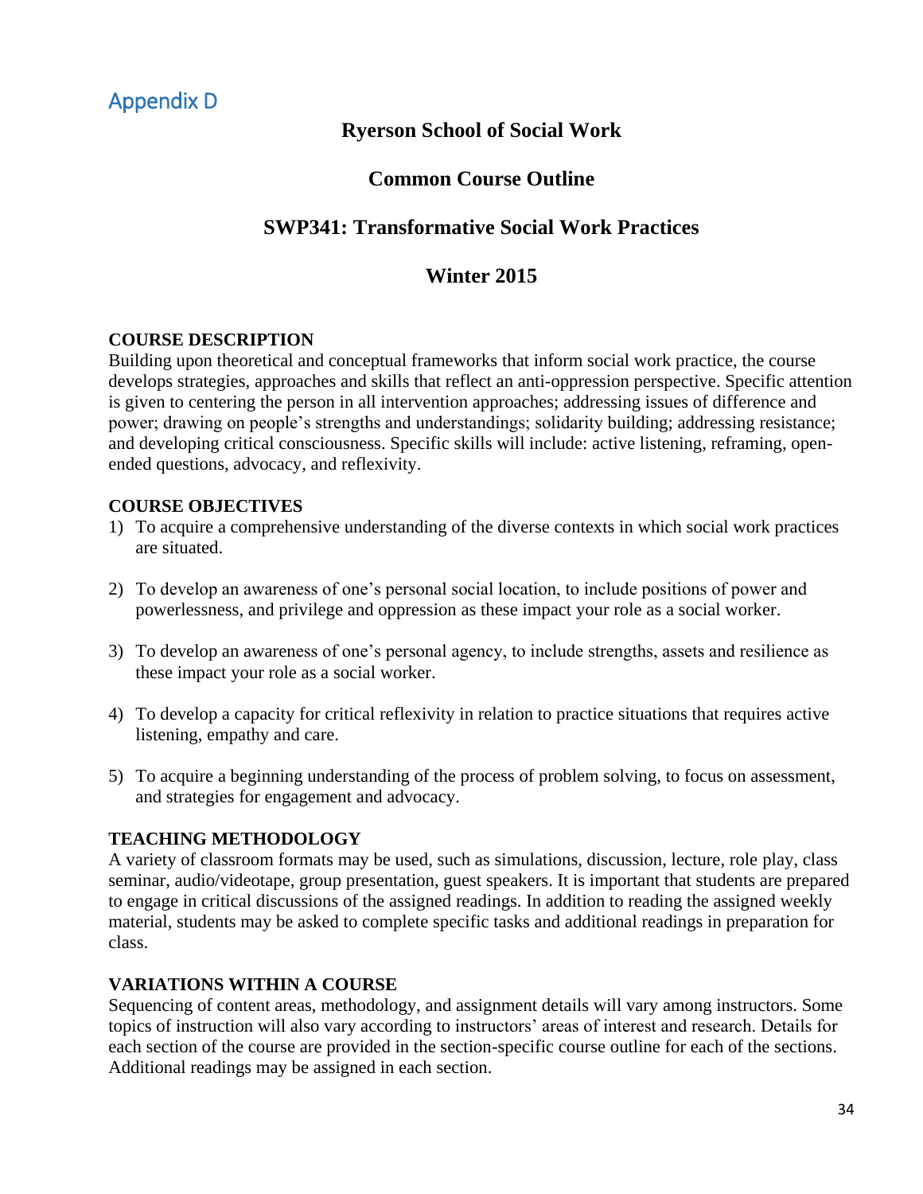## Appendix D

# Ryerson School of Social Work

# Common Course Outline

# SWP341: Transformative Social Work Practices

# Winter 2015

**COURSE DESCRIPTION**

Building upon theoretical and conceptual frameworks that inform social work practice, the course develops strategies, approaches and skills that reflect an anti-oppression perspective. Specific attention is given to centering the person in all intervention approaches; addressing issues of difference and power; drawing on people's strengths and understandings; solidarity building; addressing resistance; and developing critical consciousness. Specific skills will include: active listening, reframing, open-ended questions, advocacy, and reflexivity.

**COURSE OBJECTIVES**

1) To acquire a comprehensive understanding of the diverse contexts in which social work practices are situated.

2) To develop an awareness of one's personal social location, to include positions of power and powerlessness, and privilege and oppression as these impact your role as a social worker.

3) To develop an awareness of one's personal agency, to include strengths, assets and resilience as these impact your role as a social worker.

4) To develop a capacity for critical reflexivity in relation to practice situations that requires active listening, empathy and care.

5) To acquire a beginning understanding of the process of problem solving, to focus on assessment, and strategies for engagement and advocacy.

**TEACHING METHODOLOGY**

A variety of classroom formats may be used, such as simulations, discussion, lecture, role play, class seminar, audio/videotape, group presentation, guest speakers. It is important that students are prepared to engage in critical discussions of the assigned readings. In addition to reading the assigned weekly material, students may be asked to complete specific tasks and additional readings in preparation for class.

**VARIATIONS WITHIN A COURSE**

Sequencing of content areas, methodology, and assignment details will vary among instructors. Some topics of instruction will also vary according to instructors' areas of interest and research. Details for each section of the course are provided in the section-specific course outline for each of the sections. Additional readings may be assigned in each section.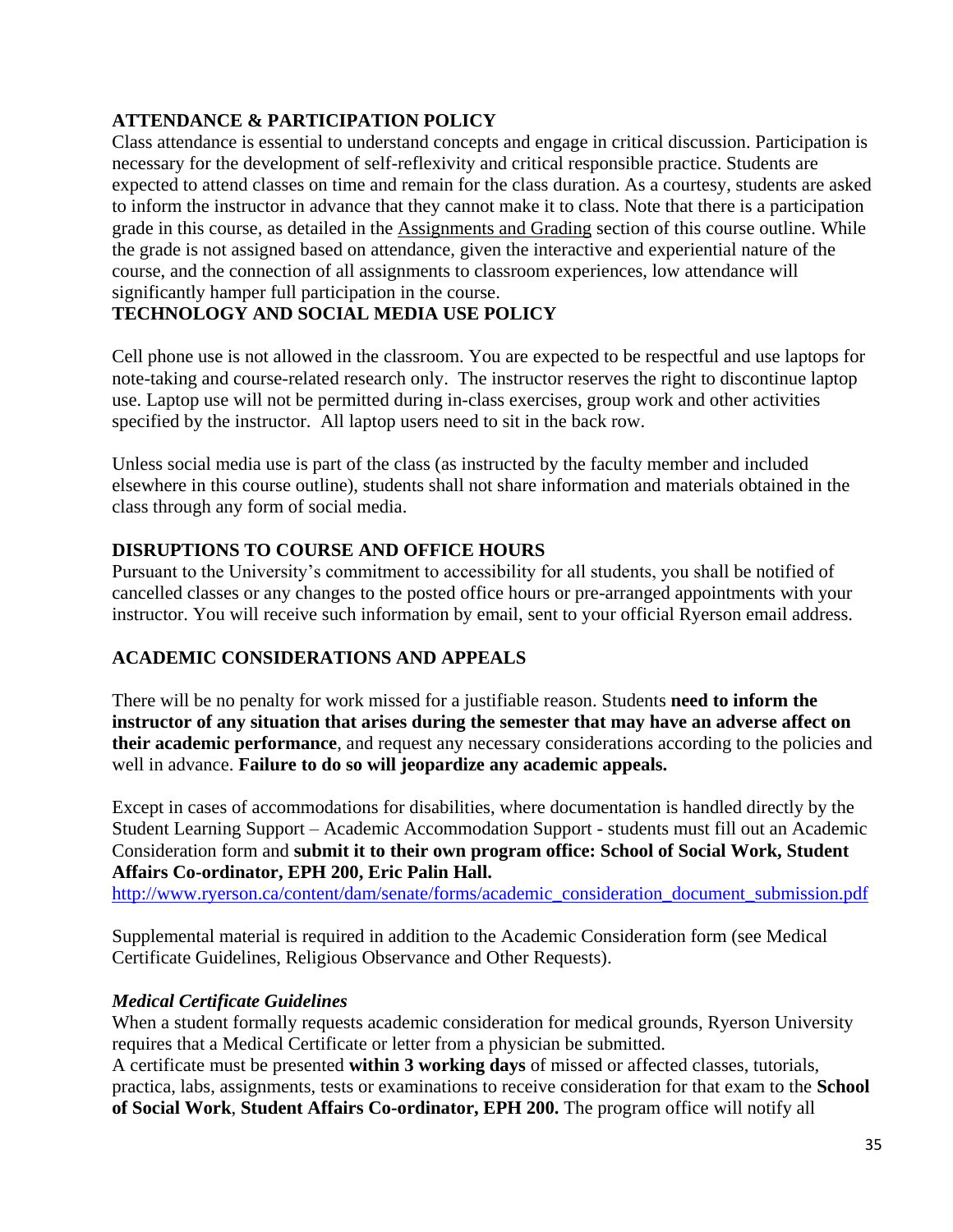## ATTENDANCE & PARTICIPATION POLICY

Class attendance is essential to understand concepts and engage in critical discussion. Participation is necessary for the development of self-reflexivity and critical responsible practice. Students are expected to attend classes on time and remain for the class duration. As a courtesy, students are asked to inform the instructor in advance that they cannot make it to class. Note that there is a participation grade in this course, as detailed in the Assignments and Grading section of this course outline. While the grade is not assigned based on attendance, given the interactive and experiential nature of the course, and the connection of all assignments to classroom experiences, low attendance will significantly hamper full participation in the course.

## TECHNOLOGY AND SOCIAL MEDIA USE POLICY

Cell phone use is not allowed in the classroom. You are expected to be respectful and use laptops for note-taking and course-related research only. The instructor reserves the right to discontinue laptop use. Laptop use will not be permitted during in-class exercises, group work and other activities specified by the instructor. All laptop users need to sit in the back row.

Unless social media use is part of the class (as instructed by the faculty member and included elsewhere in this course outline), students shall not share information and materials obtained in the class through any form of social media.

## DISRUPTIONS TO COURSE AND OFFICE HOURS

Pursuant to the University's commitment to accessibility for all students, you shall be notified of cancelled classes or any changes to the posted office hours or pre-arranged appointments with your instructor. You will receive such information by email, sent to your official Ryerson email address.

## ACADEMIC CONSIDERATIONS AND APPEALS

There will be no penalty for work missed for a justifiable reason. Students **need to inform the instructor of any situation that arises during the semester that may have an adverse affect on their academic performance**, and request any necessary considerations according to the policies and well in advance. **Failure to do so will jeopardize any academic appeals.**

Except in cases of accommodations for disabilities, where documentation is handled directly by the Student Learning Support – Academic Accommodation Support - students must fill out an Academic Consideration form and **submit it to their own program office: School of Social Work, Student Affairs Co-ordinator, EPH 200, Eric Palin Hall.**
http://www.ryerson.ca/content/dam/senate/forms/academic_consideration_document_submission.pdf

Supplemental material is required in addition to the Academic Consideration form (see Medical Certificate Guidelines, Religious Observance and Other Requests).

### *Medical Certificate Guidelines*

When a student formally requests academic consideration for medical grounds, Ryerson University requires that a Medical Certificate or letter from a physician be submitted.
A certificate must be presented **within 3 working days** of missed or affected classes, tutorials, practica, labs, assignments, tests or examinations to receive consideration for that exam to the **School of Social Work**, **Student Affairs Co-ordinator, EPH 200.** The program office will notify all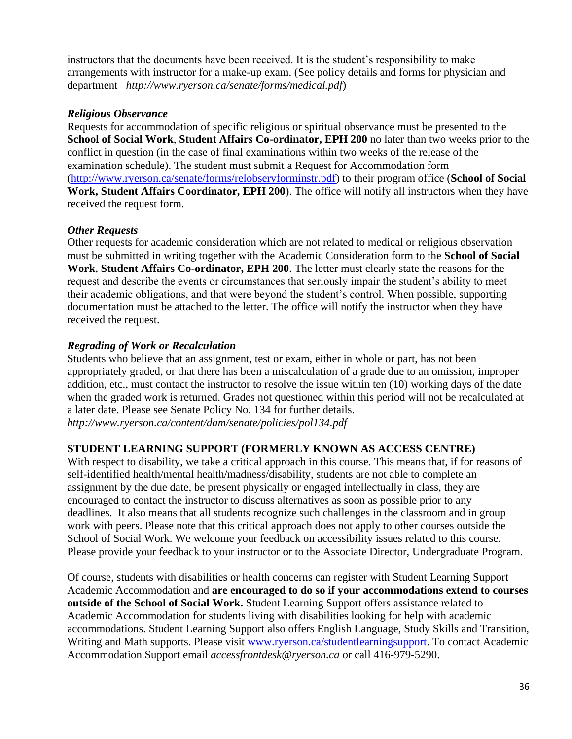instructors that the documents have been received. It is the student's responsibility to make arrangements with instructor for a make-up exam. (See policy details and forms for physician and department *http://www.ryerson.ca/senate/forms/medical.pdf*)

### *Religious Observance*

Requests for accommodation of specific religious or spiritual observance must be presented to the **School of Social Work**, **Student Affairs Co-ordinator, EPH 200** no later than two weeks prior to the conflict in question (in the case of final examinations within two weeks of the release of the examination schedule). The student must submit a Request for Accommodation form (http://www.ryerson.ca/senate/forms/relobservforminstr.pdf) to their program office (**School of Social Work, Student Affairs Coordinator, EPH 200**). The office will notify all instructors when they have received the request form.

### *Other Requests*

Other requests for academic consideration which are not related to medical or religious observation must be submitted in writing together with the Academic Consideration form to the **School of Social Work**, **Student Affairs Co-ordinator, EPH 200**. The letter must clearly state the reasons for the request and describe the events or circumstances that seriously impair the student's ability to meet their academic obligations, and that were beyond the student's control. When possible, supporting documentation must be attached to the letter. The office will notify the instructor when they have received the request.

### *Regrading of Work or Recalculation*

Students who believe that an assignment, test or exam, either in whole or part, has not been appropriately graded, or that there has been a miscalculation of a grade due to an omission, improper addition, etc., must contact the instructor to resolve the issue within ten (10) working days of the date when the graded work is returned. Grades not questioned within this period will not be recalculated at a later date. Please see Senate Policy No. 134 for further details.
*http://www.ryerson.ca/content/dam/senate/policies/pol134.pdf*

## STUDENT LEARNING SUPPORT (FORMERLY KNOWN AS ACCESS CENTRE)

With respect to disability, we take a critical approach in this course. This means that, if for reasons of self-identified health/mental health/madness/disability, students are not able to complete an assignment by the due date, be present physically or engaged intellectually in class, they are encouraged to contact the instructor to discuss alternatives as soon as possible prior to any deadlines. It also means that all students recognize such challenges in the classroom and in group work with peers. Please note that this critical approach does not apply to other courses outside the School of Social Work. We welcome your feedback on accessibility issues related to this course. Please provide your feedback to your instructor or to the Associate Director, Undergraduate Program.

Of course, students with disabilities or health concerns can register with Student Learning Support – Academic Accommodation and **are encouraged to do so if your accommodations extend to courses outside of the School of Social Work.** Student Learning Support offers assistance related to Academic Accommodation for students living with disabilities looking for help with academic accommodations. Student Learning Support also offers English Language, Study Skills and Transition, Writing and Math supports. Please visit www.ryerson.ca/studentlearningsupport. To contact Academic Accommodation Support email *accessfrontdesk@ryerson.ca* or call 416-979-5290.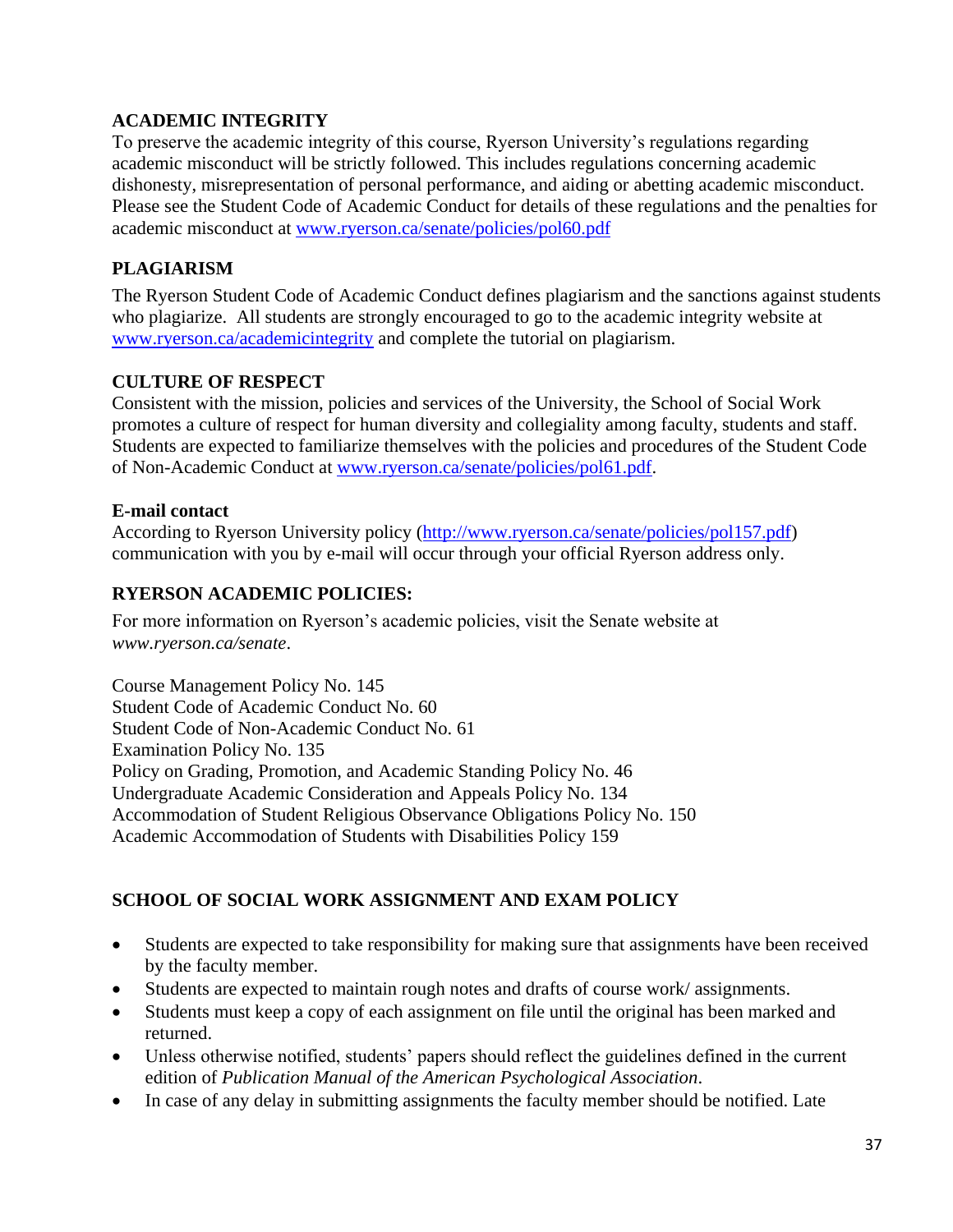## ACADEMIC INTEGRITY

To preserve the academic integrity of this course, Ryerson University's regulations regarding academic misconduct will be strictly followed. This includes regulations concerning academic dishonesty, misrepresentation of personal performance, and aiding or abetting academic misconduct. Please see the Student Code of Academic Conduct for details of these regulations and the penalties for academic misconduct at [www.ryerson.ca/senate/policies/pol60.pdf](www.ryerson.ca/senate/policies/pol60.pdf)

## PLAGIARISM

The Ryerson Student Code of Academic Conduct defines plagiarism and the sanctions against students who plagiarize. All students are strongly encouraged to go to the academic integrity website at [www.ryerson.ca/academicintegrity](www.ryerson.ca/academicintegrity) and complete the tutorial on plagiarism.

## CULTURE OF RESPECT

Consistent with the mission, policies and services of the University, the School of Social Work promotes a culture of respect for human diversity and collegiality among faculty, students and staff. Students are expected to familiarize themselves with the policies and procedures of the Student Code of Non-Academic Conduct at [www.ryerson.ca/senate/policies/pol61.pdf](www.ryerson.ca/senate/policies/pol61.pdf).

### E-mail contact

According to Ryerson University policy ([http://www.ryerson.ca/senate/policies/pol157.pdf](http://www.ryerson.ca/senate/policies/pol157.pdf)) communication with you by e-mail will occur through your official Ryerson address only.

## RYERSON ACADEMIC POLICIES:

For more information on Ryerson's academic policies, visit the Senate website at *www.ryerson.ca/senate*.

Course Management Policy No. 145
Student Code of Academic Conduct No. 60
Student Code of Non-Academic Conduct No. 61
Examination Policy No. 135
Policy on Grading, Promotion, and Academic Standing Policy No. 46
Undergraduate Academic Consideration and Appeals Policy No. 134
Accommodation of Student Religious Observance Obligations Policy No. 150
Academic Accommodation of Students with Disabilities Policy 159

## SCHOOL OF SOCIAL WORK ASSIGNMENT AND EXAM POLICY

- Students are expected to take responsibility for making sure that assignments have been received by the faculty member.
- Students are expected to maintain rough notes and drafts of course work/ assignments.
- Students must keep a copy of each assignment on file until the original has been marked and returned.
- Unless otherwise notified, students' papers should reflect the guidelines defined in the current edition of *Publication Manual of the American Psychological Association*.
- In case of any delay in submitting assignments the faculty member should be notified. Late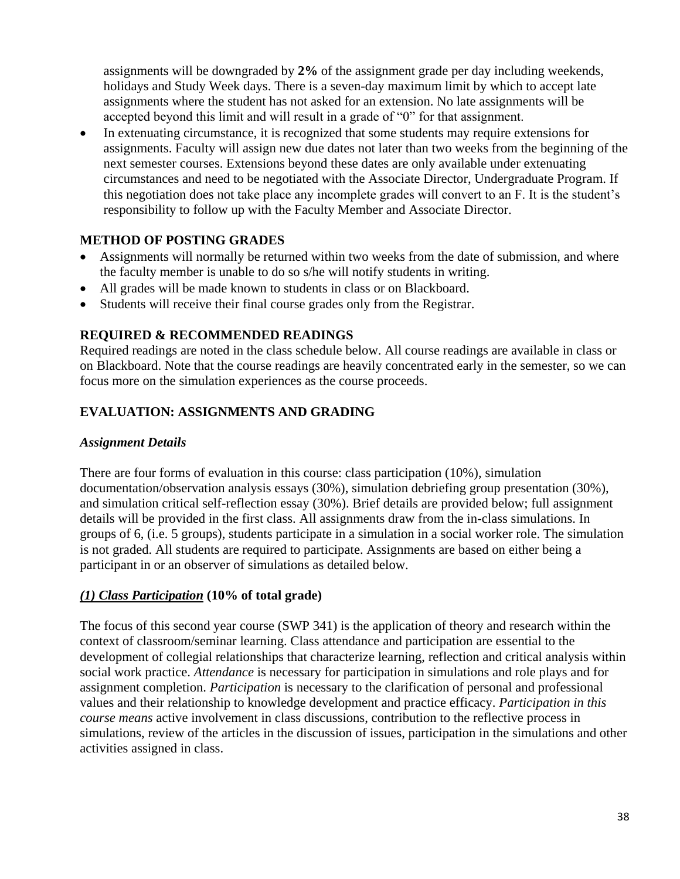assignments will be downgraded by **2%** of the assignment grade per day including weekends, holidays and Study Week days. There is a seven-day maximum limit by which to accept late assignments where the student has not asked for an extension. No late assignments will be accepted beyond this limit and will result in a grade of "0" for that assignment.

- In extenuating circumstance, it is recognized that some students may require extensions for assignments. Faculty will assign new due dates not later than two weeks from the beginning of the next semester courses. Extensions beyond these dates are only available under extenuating circumstances and need to be negotiated with the Associate Director, Undergraduate Program. If this negotiation does not take place any incomplete grades will convert to an F. It is the student's responsibility to follow up with the Faculty Member and Associate Director.

## METHOD OF POSTING GRADES

- Assignments will normally be returned within two weeks from the date of submission, and where the faculty member is unable to do so s/he will notify students in writing.
- All grades will be made known to students in class or on Blackboard.
- Students will receive their final course grades only from the Registrar.

## REQUIRED & RECOMMENDED READINGS

Required readings are noted in the class schedule below. All course readings are available in class or on Blackboard. Note that the course readings are heavily concentrated early in the semester, so we can focus more on the simulation experiences as the course proceeds.

## EVALUATION: ASSIGNMENTS AND GRADING

### *Assignment Details*

There are four forms of evaluation in this course: class participation (10%), simulation documentation/observation analysis essays (30%), simulation debriefing group presentation (30%), and simulation critical self-reflection essay (30%). Brief details are provided below; full assignment details will be provided in the first class. All assignments draw from the in-class simulations. In groups of 6, (i.e. 5 groups), students participate in a simulation in a social worker role. The simulation is not graded. All students are required to participate. Assignments are based on either being a participant in or an observer of simulations as detailed below.

### ***(1) Class Participation*** **(10% of total grade)**

The focus of this second year course (SWP 341) is the application of theory and research within the context of classroom/seminar learning. Class attendance and participation are essential to the development of collegial relationships that characterize learning, reflection and critical analysis within social work practice. *Attendance* is necessary for participation in simulations and role plays and for assignment completion. *Participation* is necessary to the clarification of personal and professional values and their relationship to knowledge development and practice efficacy. *Participation in this course means* active involvement in class discussions, contribution to the reflective process in simulations, review of the articles in the discussion of issues, participation in the simulations and other activities assigned in class.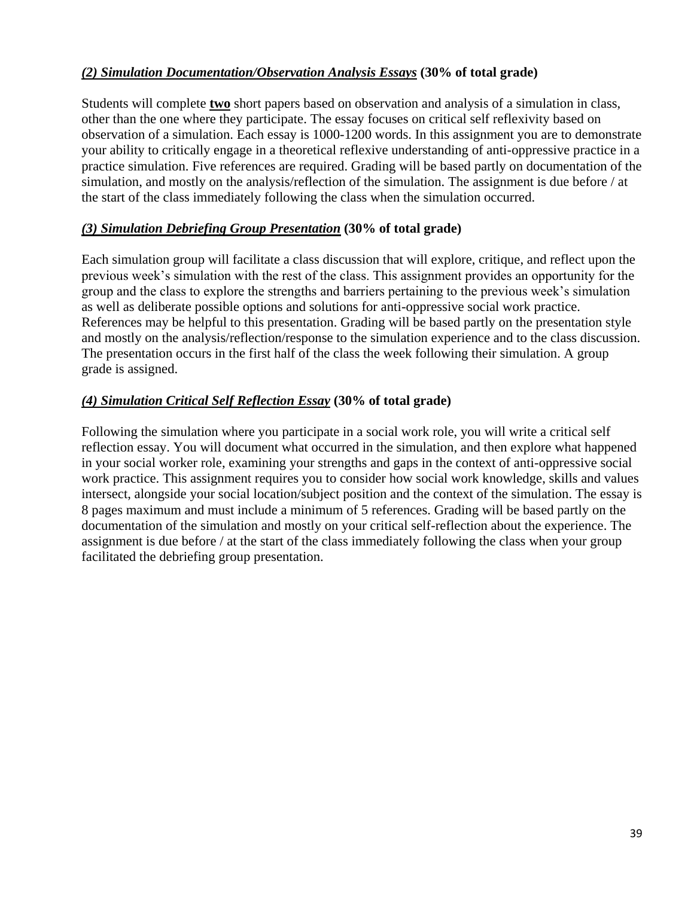***(2) Simulation Documentation/Observation Analysis Essays*** **(30% of total grade)**

Students will complete **two** short papers based on observation and analysis of a simulation in class, other than the one where they participate. The essay focuses on critical self reflexivity based on observation of a simulation. Each essay is 1000-1200 words. In this assignment you are to demonstrate your ability to critically engage in a theoretical reflexive understanding of anti-oppressive practice in a practice simulation. Five references are required. Grading will be based partly on documentation of the simulation, and mostly on the analysis/reflection of the simulation. The assignment is due before / at the start of the class immediately following the class when the simulation occurred.

***(3) Simulation Debriefing Group Presentation*** **(30% of total grade)**

Each simulation group will facilitate a class discussion that will explore, critique, and reflect upon the previous week's simulation with the rest of the class. This assignment provides an opportunity for the group and the class to explore the strengths and barriers pertaining to the previous week's simulation as well as deliberate possible options and solutions for anti-oppressive social work practice. References may be helpful to this presentation. Grading will be based partly on the presentation style and mostly on the analysis/reflection/response to the simulation experience and to the class discussion. The presentation occurs in the first half of the class the week following their simulation. A group grade is assigned.

***(4) Simulation Critical Self Reflection Essay*** **(30% of total grade)**

Following the simulation where you participate in a social work role, you will write a critical self reflection essay. You will document what occurred in the simulation, and then explore what happened in your social worker role, examining your strengths and gaps in the context of anti-oppressive social work practice. This assignment requires you to consider how social work knowledge, skills and values intersect, alongside your social location/subject position and the context of the simulation. The essay is 8 pages maximum and must include a minimum of 5 references. Grading will be based partly on the documentation of the simulation and mostly on your critical self-reflection about the experience. The assignment is due before / at the start of the class immediately following the class when your group facilitated the debriefing group presentation.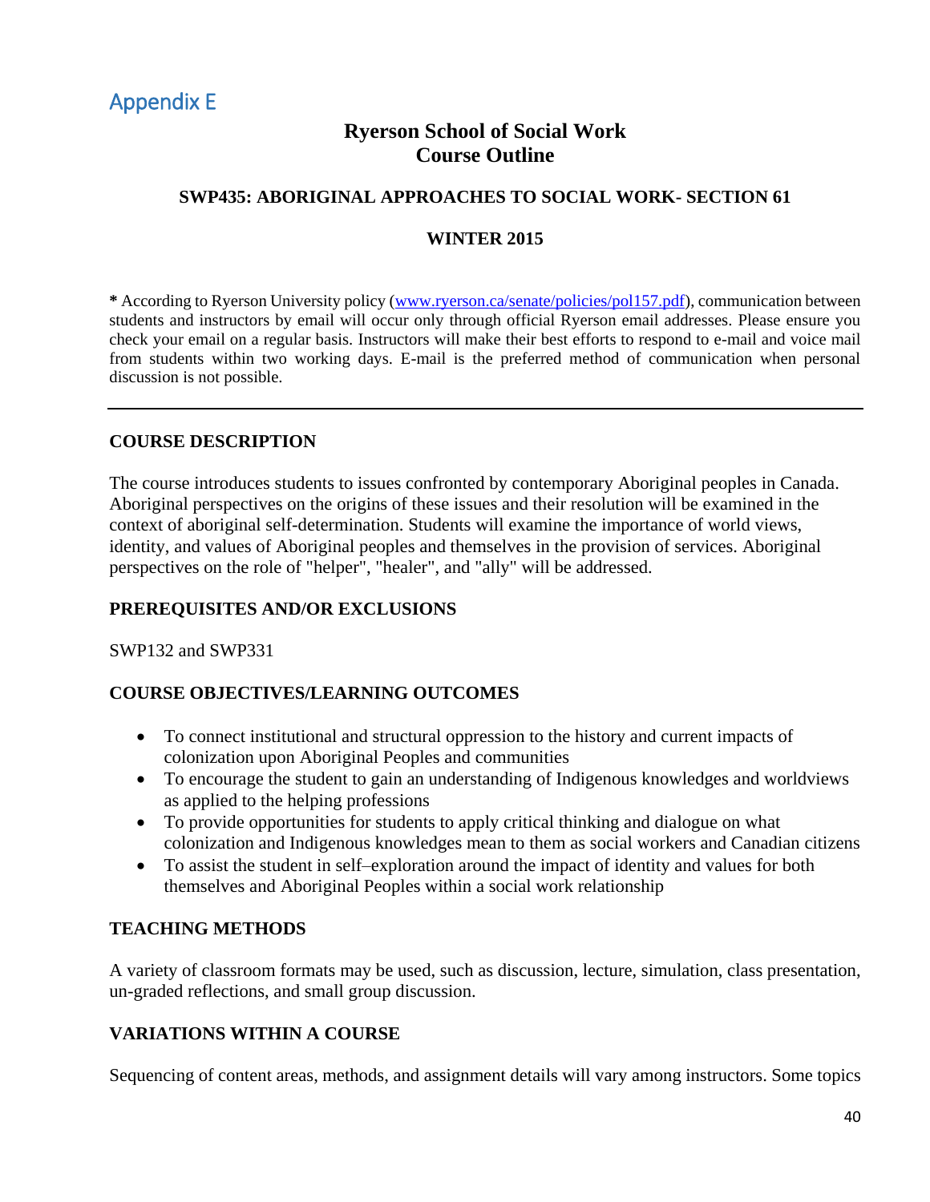## Appendix E

# Ryerson School of Social Work
# Course Outline

### SWP435: ABORIGINAL APPROACHES TO SOCIAL WORK- SECTION 61

### WINTER 2015

**\*** According to Ryerson University policy ([www.ryerson.ca/senate/policies/pol157.pdf](www.ryerson.ca/senate/policies/pol157.pdf)), communication between students and instructors by email will occur only through official Ryerson email addresses. Please ensure you check your email on a regular basis. Instructors will make their best efforts to respond to e-mail and voice mail from students within two working days. E-mail is the preferred method of communication when personal discussion is not possible.

---

### COURSE DESCRIPTION

The course introduces students to issues confronted by contemporary Aboriginal peoples in Canada. Aboriginal perspectives on the origins of these issues and their resolution will be examined in the context of aboriginal self-determination. Students will examine the importance of world views, identity, and values of Aboriginal peoples and themselves in the provision of services. Aboriginal perspectives on the role of "helper", "healer", and "ally" will be addressed.

### PREREQUISITES AND/OR EXCLUSIONS

SWP132 and SWP331

### COURSE OBJECTIVES/LEARNING OUTCOMES

- To connect institutional and structural oppression to the history and current impacts of colonization upon Aboriginal Peoples and communities
- To encourage the student to gain an understanding of Indigenous knowledges and worldviews as applied to the helping professions
- To provide opportunities for students to apply critical thinking and dialogue on what colonization and Indigenous knowledges mean to them as social workers and Canadian citizens
- To assist the student in self–exploration around the impact of identity and values for both themselves and Aboriginal Peoples within a social work relationship

### TEACHING METHODS

A variety of classroom formats may be used, such as discussion, lecture, simulation, class presentation, un-graded reflections, and small group discussion.

### VARIATIONS WITHIN A COURSE

Sequencing of content areas, methods, and assignment details will vary among instructors. Some topics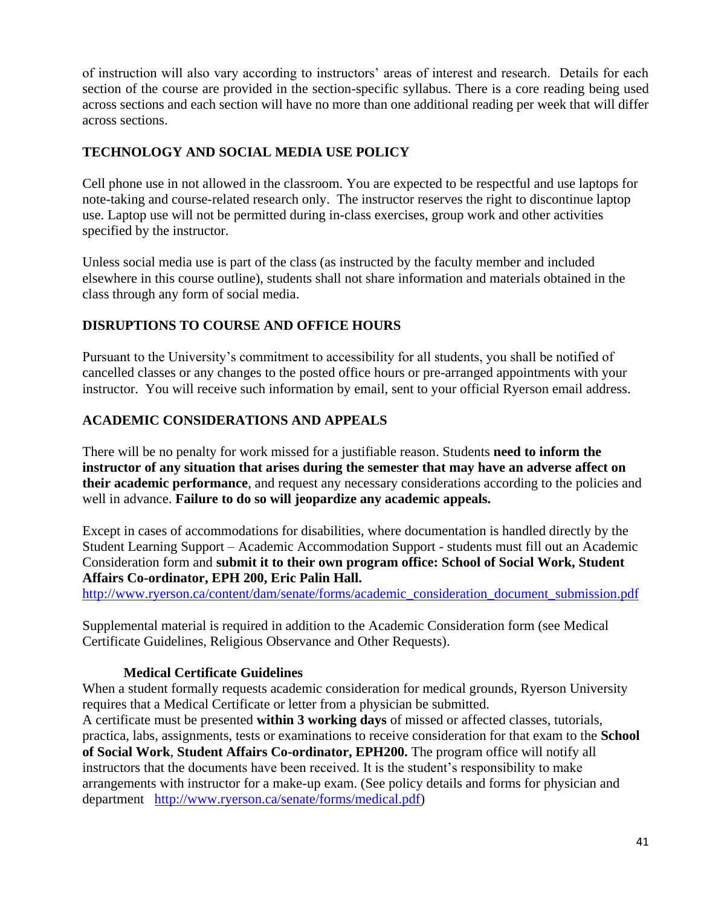of instruction will also vary according to instructors' areas of interest and research. Details for each section of the course are provided in the section-specific syllabus. There is a core reading being used across sections and each section will have no more than one additional reading per week that will differ across sections.

## TECHNOLOGY AND SOCIAL MEDIA USE POLICY

Cell phone use in not allowed in the classroom. You are expected to be respectful and use laptops for note-taking and course-related research only. The instructor reserves the right to discontinue laptop use. Laptop use will not be permitted during in-class exercises, group work and other activities specified by the instructor.

Unless social media use is part of the class (as instructed by the faculty member and included elsewhere in this course outline), students shall not share information and materials obtained in the class through any form of social media.

## DISRUPTIONS TO COURSE AND OFFICE HOURS

Pursuant to the University's commitment to accessibility for all students, you shall be notified of cancelled classes or any changes to the posted office hours or pre-arranged appointments with your instructor. You will receive such information by email, sent to your official Ryerson email address.

## ACADEMIC CONSIDERATIONS AND APPEALS

There will be no penalty for work missed for a justifiable reason. Students **need to inform the instructor of any situation that arises during the semester that may have an adverse affect on their academic performance**, and request any necessary considerations according to the policies and well in advance. **Failure to do so will jeopardize any academic appeals.**

Except in cases of accommodations for disabilities, where documentation is handled directly by the Student Learning Support – Academic Accommodation Support - students must fill out an Academic Consideration form and **submit it to their own program office: School of Social Work, Student Affairs Co-ordinator, EPH 200, Eric Palin Hall.**
http://www.ryerson.ca/content/dam/senate/forms/academic_consideration_document_submission.pdf

Supplemental material is required in addition to the Academic Consideration form (see Medical Certificate Guidelines, Religious Observance and Other Requests).

### Medical Certificate Guidelines

When a student formally requests academic consideration for medical grounds, Ryerson University requires that a Medical Certificate or letter from a physician be submitted.
A certificate must be presented **within 3 working days** of missed or affected classes, tutorials, practica, labs, assignments, tests or examinations to receive consideration for that exam to the **School of Social Work**, **Student Affairs Co-ordinator, EPH200.** The program office will notify all instructors that the documents have been received. It is the student's responsibility to make arrangements with instructor for a make-up exam. (See policy details and forms for physician and department http://www.ryerson.ca/senate/forms/medical.pdf)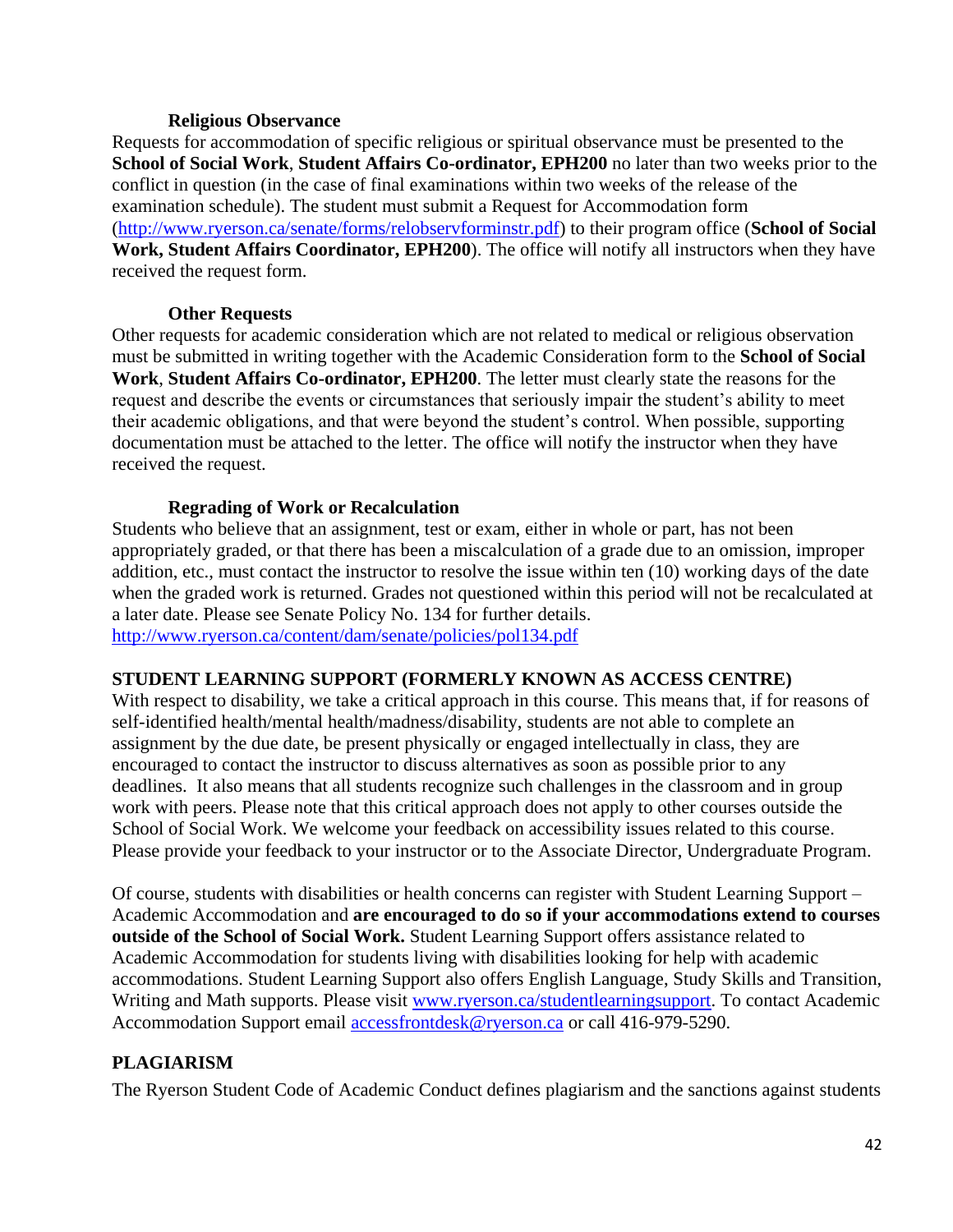#### Religious Observance

Requests for accommodation of specific religious or spiritual observance must be presented to the **School of Social Work**, **Student Affairs Co-ordinator, EPH200** no later than two weeks prior to the conflict in question (in the case of final examinations within two weeks of the release of the examination schedule). The student must submit a Request for Accommodation form (http://www.ryerson.ca/senate/forms/relobservforminstr.pdf) to their program office (**School of Social Work, Student Affairs Coordinator, EPH200**). The office will notify all instructors when they have received the request form.

#### Other Requests

Other requests for academic consideration which are not related to medical or religious observation must be submitted in writing together with the Academic Consideration form to the **School of Social Work**, **Student Affairs Co-ordinator, EPH200**. The letter must clearly state the reasons for the request and describe the events or circumstances that seriously impair the student's ability to meet their academic obligations, and that were beyond the student's control. When possible, supporting documentation must be attached to the letter. The office will notify the instructor when they have received the request.

#### Regrading of Work or Recalculation

Students who believe that an assignment, test or exam, either in whole or part, has not been appropriately graded, or that there has been a miscalculation of a grade due to an omission, improper addition, etc., must contact the instructor to resolve the issue within ten (10) working days of the date when the graded work is returned. Grades not questioned within this period will not be recalculated at a later date. Please see Senate Policy No. 134 for further details.
http://www.ryerson.ca/content/dam/senate/policies/pol134.pdf

## STUDENT LEARNING SUPPORT (FORMERLY KNOWN AS ACCESS CENTRE)

With respect to disability, we take a critical approach in this course. This means that, if for reasons of self-identified health/mental health/madness/disability, students are not able to complete an assignment by the due date, be present physically or engaged intellectually in class, they are encouraged to contact the instructor to discuss alternatives as soon as possible prior to any deadlines. It also means that all students recognize such challenges in the classroom and in group work with peers. Please note that this critical approach does not apply to other courses outside the School of Social Work. We welcome your feedback on accessibility issues related to this course. Please provide your feedback to your instructor or to the Associate Director, Undergraduate Program.

Of course, students with disabilities or health concerns can register with Student Learning Support – Academic Accommodation and **are encouraged to do so if your accommodations extend to courses outside of the School of Social Work.** Student Learning Support offers assistance related to Academic Accommodation for students living with disabilities looking for help with academic accommodations. Student Learning Support also offers English Language, Study Skills and Transition, Writing and Math supports. Please visit www.ryerson.ca/studentlearningsupport. To contact Academic Accommodation Support email accessfrontdesk@ryerson.ca or call 416-979-5290.

## PLAGIARISM

The Ryerson Student Code of Academic Conduct defines plagiarism and the sanctions against students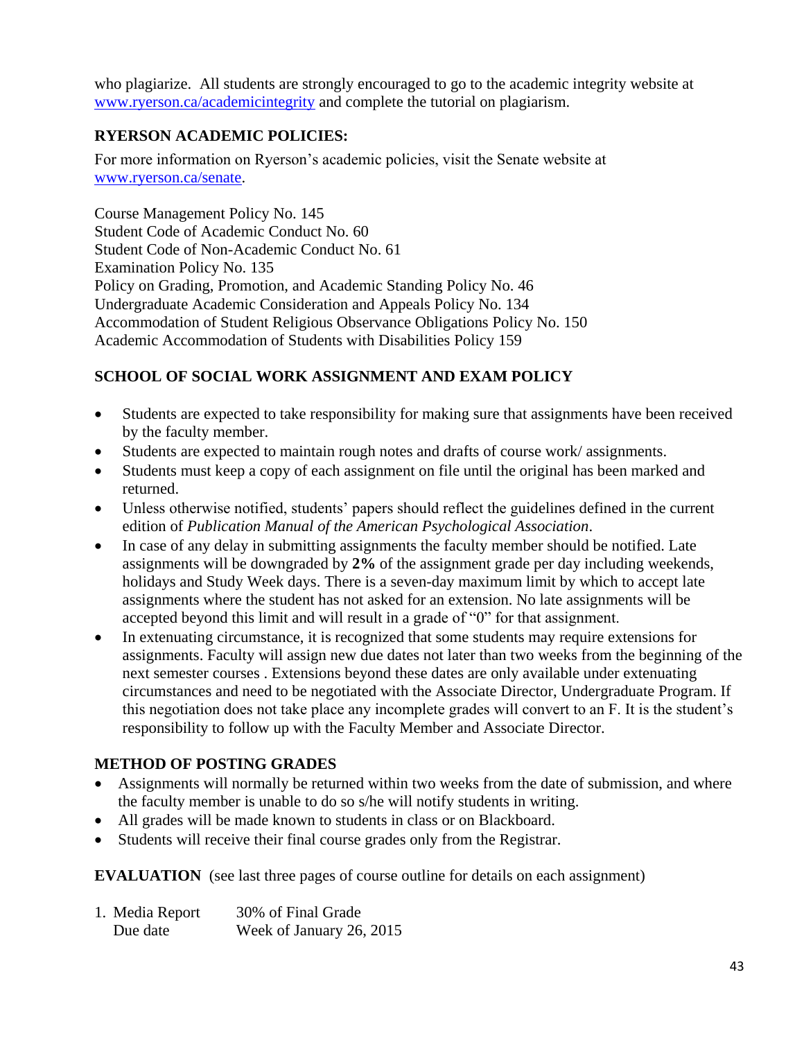who plagiarize. All students are strongly encouraged to go to the academic integrity website at www.ryerson.ca/academicintegrity and complete the tutorial on plagiarism.

## RYERSON ACADEMIC POLICIES:

For more information on Ryerson's academic policies, visit the Senate website at www.ryerson.ca/senate.

Course Management Policy No. 145
Student Code of Academic Conduct No. 60
Student Code of Non-Academic Conduct No. 61
Examination Policy No. 135
Policy on Grading, Promotion, and Academic Standing Policy No. 46
Undergraduate Academic Consideration and Appeals Policy No. 134
Accommodation of Student Religious Observance Obligations Policy No. 150
Academic Accommodation of Students with Disabilities Policy 159

## SCHOOL OF SOCIAL WORK ASSIGNMENT AND EXAM POLICY

- Students are expected to take responsibility for making sure that assignments have been received by the faculty member.
- Students are expected to maintain rough notes and drafts of course work/ assignments.
- Students must keep a copy of each assignment on file until the original has been marked and returned.
- Unless otherwise notified, students' papers should reflect the guidelines defined in the current edition of *Publication Manual of the American Psychological Association*.
- In case of any delay in submitting assignments the faculty member should be notified. Late assignments will be downgraded by **2%** of the assignment grade per day including weekends, holidays and Study Week days. There is a seven-day maximum limit by which to accept late assignments where the student has not asked for an extension. No late assignments will be accepted beyond this limit and will result in a grade of "0" for that assignment.
- In extenuating circumstance, it is recognized that some students may require extensions for assignments. Faculty will assign new due dates not later than two weeks from the beginning of the next semester courses . Extensions beyond these dates are only available under extenuating circumstances and need to be negotiated with the Associate Director, Undergraduate Program. If this negotiation does not take place any incomplete grades will convert to an F. It is the student's responsibility to follow up with the Faculty Member and Associate Director.

## METHOD OF POSTING GRADES

- Assignments will normally be returned within two weeks from the date of submission, and where the faculty member is unable to do so s/he will notify students in writing.
- All grades will be made known to students in class or on Blackboard.
- Students will receive their final course grades only from the Registrar.

**EVALUATION** (see last three pages of course outline for details on each assignment)

1. Media Report — 30% of Final Grade
   Due date — Week of January 26, 2015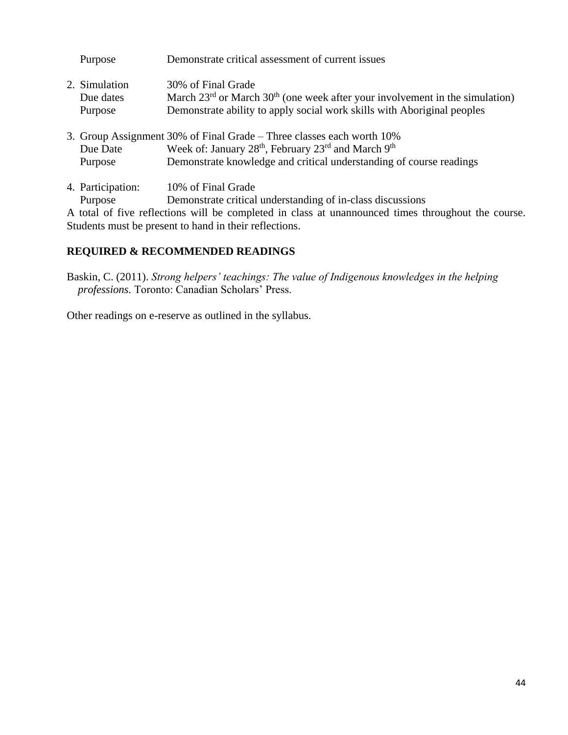Purpose Demonstrate critical assessment of current issues

2. Simulation 30% of Final Grade
   Due dates March 23rd or March 30th (one week after your involvement in the simulation)
   Purpose Demonstrate ability to apply social work skills with Aboriginal peoples

3. Group Assignment 30% of Final Grade – Three classes each worth 10%
   Due Date Week of: January 28th, February 23rd and March 9th
   Purpose Demonstrate knowledge and critical understanding of course readings

4. Participation: 10% of Final Grade
   Purpose Demonstrate critical understanding of in-class discussions

A total of five reflections will be completed in class at unannounced times throughout the course. Students must be present to hand in their reflections.

## REQUIRED & RECOMMENDED READINGS

Baskin, C. (2011). *Strong helpers' teachings: The value of Indigenous knowledges in the helping professions.* Toronto: Canadian Scholars' Press.

Other readings on e-reserve as outlined in the syllabus.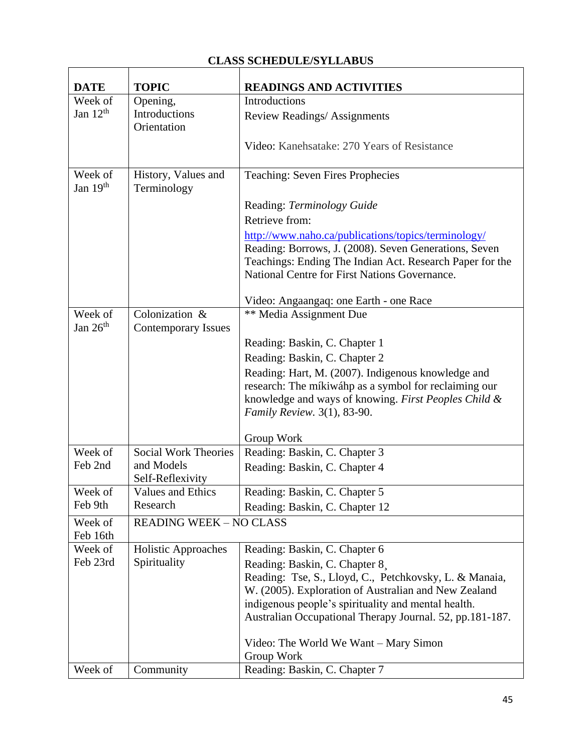**CLASS SCHEDULE/SYLLABUS**

| **DATE** | **TOPIC** | **READINGS AND ACTIVITIES** |
|---|---|---|
| Week of Jan 12th | Opening, Introductions Orientation | Introductions<br>Review Readings/ Assignments<br><br>Video: Kanehsatake: 270 Years of Resistance |
| Week of Jan 19th | History, Values and Terminology | Teaching: Seven Fires Prophecies<br><br>Reading: *Terminology Guide*<br>Retrieve from:<br>http://www.naho.ca/publications/topics/terminology/<br>Reading: Borrows, J. (2008). Seven Generations, Seven Teachings: Ending The Indian Act. Research Paper for the National Centre for First Nations Governance.<br><br>Video: Angaangaq: one Earth - one Race |
| Week of Jan 26th | Colonization & Contemporary Issues | ** Media Assignment Due<br><br>Reading: Baskin, C. Chapter 1<br>Reading: Baskin, C. Chapter 2<br>Reading: Hart, M. (2007). Indigenous knowledge and research: The míkiwáhp as a symbol for reclaiming our knowledge and ways of knowing. *First Peoples Child & Family Review.* 3(1), 83-90.<br><br>Group Work |
| Week of Feb 2nd | Social Work Theories and Models Self-Reflexivity | Reading: Baskin, C. Chapter 3<br>Reading: Baskin, C. Chapter 4 |
| Week of Feb 9th | Values and Ethics Research | Reading: Baskin, C. Chapter 5<br>Reading: Baskin, C. Chapter 12 |
| Week of Feb 16th | READING WEEK – NO CLASS | |
| Week of Feb 23rd | Holistic Approaches Spirituality | Reading: Baskin, C. Chapter 6<br>Reading: Baskin, C. Chapter 8¸<br>Reading: Tse, S., Lloyd, C., Petchkovsky, L. & Manaia, W. (2005). Exploration of Australian and New Zealand indigenous people's spirituality and mental health. Australian Occupational Therapy Journal. 52, pp.181-187.<br><br>Video: The World We Want – Mary Simon<br>Group Work |
| Week of | Community | Reading: Baskin, C. Chapter 7 |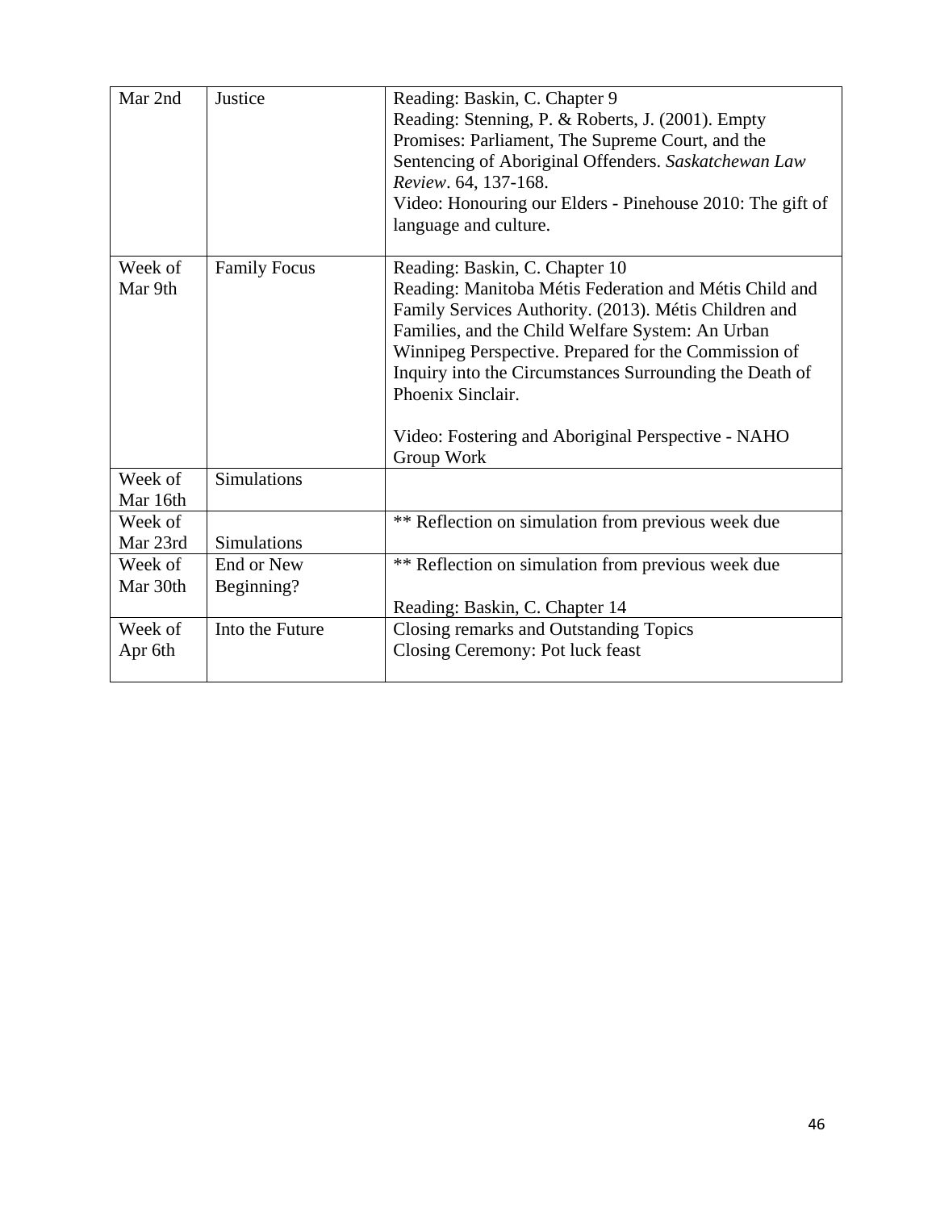| Mar 2nd | Justice | Reading: Baskin, C. Chapter 9<br>Reading: Stenning, P. & Roberts, J. (2001). Empty Promises: Parliament, The Supreme Court, and the Sentencing of Aboriginal Offenders. *Saskatchewan Law Review*. 64, 137-168.<br>Video: Honouring our Elders - Pinehouse 2010: The gift of language and culture. |
|---|---|---|
| Week of Mar 9th | Family Focus | Reading: Baskin, C. Chapter 10<br>Reading: Manitoba Métis Federation and Métis Child and Family Services Authority. (2013). Métis Children and Families, and the Child Welfare System: An Urban Winnipeg Perspective. Prepared for the Commission of Inquiry into the Circumstances Surrounding the Death of Phoenix Sinclair.<br><br>Video: Fostering and Aboriginal Perspective - NAHO<br>Group Work |
| Week of Mar 16th | Simulations | |
| Week of Mar 23rd | Simulations | ** Reflection on simulation from previous week due |
| Week of Mar 30th | End or New Beginning? | ** Reflection on simulation from previous week due<br><br>Reading: Baskin, C. Chapter 14 |
| Week of Apr 6th | Into the Future | Closing remarks and Outstanding Topics<br>Closing Ceremony: Pot luck feast |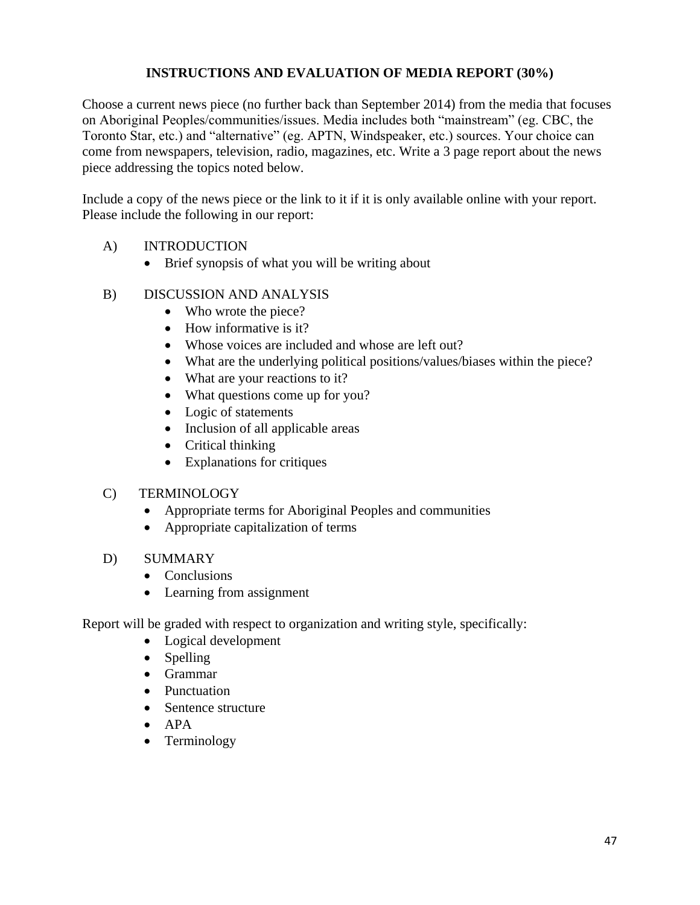## INSTRUCTIONS AND EVALUATION OF MEDIA REPORT (30%)

Choose a current news piece (no further back than September 2014) from the media that focuses on Aboriginal Peoples/communities/issues. Media includes both "mainstream" (eg. CBC, the Toronto Star, etc.) and "alternative" (eg. APTN, Windspeaker, etc.) sources. Your choice can come from newspapers, television, radio, magazines, etc. Write a 3 page report about the news piece addressing the topics noted below.

Include a copy of the news piece or the link to it if it is only available online with your report. Please include the following in our report:

A) INTRODUCTION
- Brief synopsis of what you will be writing about

B) DISCUSSION AND ANALYSIS
- Who wrote the piece?
- How informative is it?
- Whose voices are included and whose are left out?
- What are the underlying political positions/values/biases within the piece?
- What are your reactions to it?
- What questions come up for you?
- Logic of statements
- Inclusion of all applicable areas
- Critical thinking
- Explanations for critiques

C) TERMINOLOGY
- Appropriate terms for Aboriginal Peoples and communities
- Appropriate capitalization of terms

D) SUMMARY
- Conclusions
- Learning from assignment

Report will be graded with respect to organization and writing style, specifically:

- Logical development
- Spelling
- Grammar
- Punctuation
- Sentence structure
- APA
- Terminology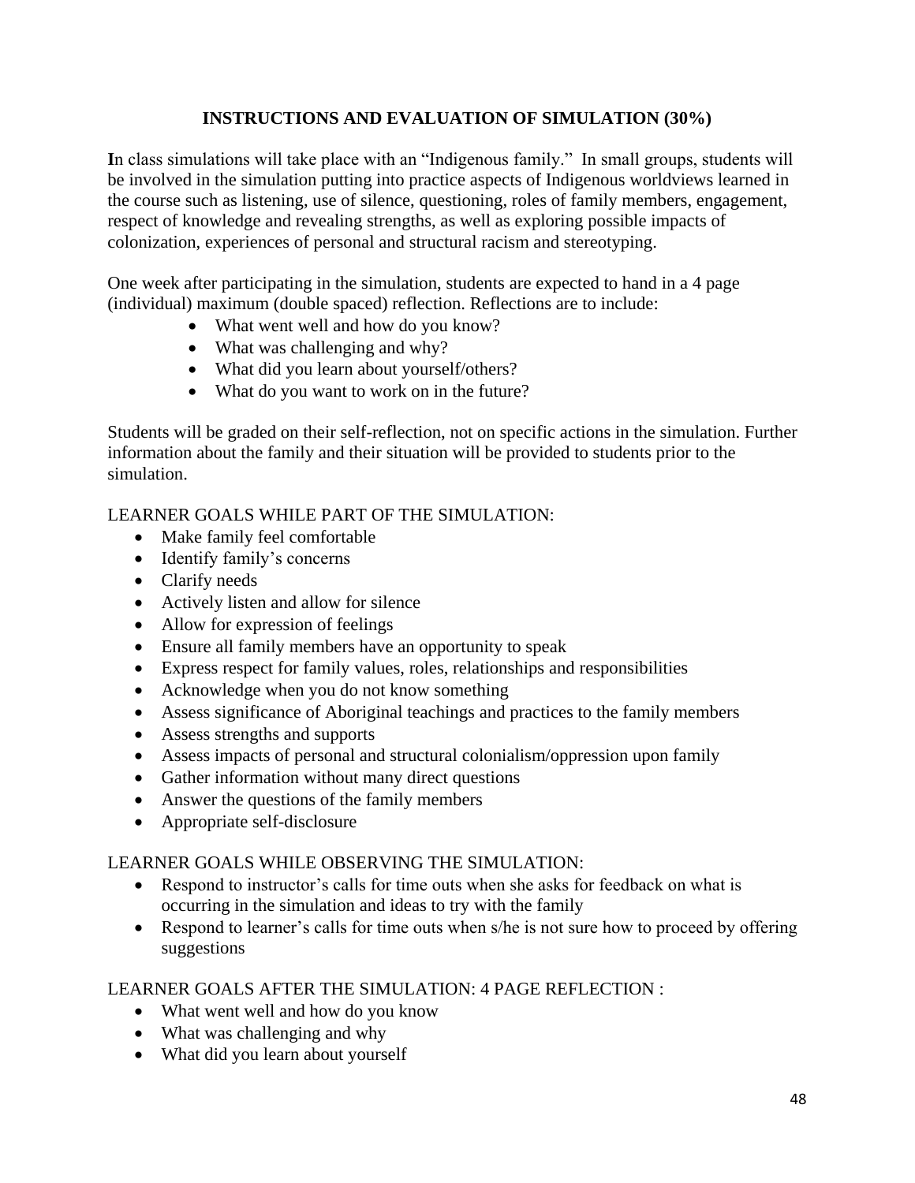## INSTRUCTIONS AND EVALUATION OF SIMULATION (30%)

**I**n class simulations will take place with an "Indigenous family." In small groups, students will be involved in the simulation putting into practice aspects of Indigenous worldviews learned in the course such as listening, use of silence, questioning, roles of family members, engagement, respect of knowledge and revealing strengths, as well as exploring possible impacts of colonization, experiences of personal and structural racism and stereotyping.

One week after participating in the simulation, students are expected to hand in a 4 page (individual) maximum (double spaced) reflection. Reflections are to include:

- What went well and how do you know?
- What was challenging and why?
- What did you learn about yourself/others?
- What do you want to work on in the future?

Students will be graded on their self-reflection, not on specific actions in the simulation. Further information about the family and their situation will be provided to students prior to the simulation.

LEARNER GOALS WHILE PART OF THE SIMULATION:

- Make family feel comfortable
- Identify family's concerns
- Clarify needs
- Actively listen and allow for silence
- Allow for expression of feelings
- Ensure all family members have an opportunity to speak
- Express respect for family values, roles, relationships and responsibilities
- Acknowledge when you do not know something
- Assess significance of Aboriginal teachings and practices to the family members
- Assess strengths and supports
- Assess impacts of personal and structural colonialism/oppression upon family
- Gather information without many direct questions
- Answer the questions of the family members
- Appropriate self-disclosure

LEARNER GOALS WHILE OBSERVING THE SIMULATION:

- Respond to instructor's calls for time outs when she asks for feedback on what is occurring in the simulation and ideas to try with the family
- Respond to learner's calls for time outs when s/he is not sure how to proceed by offering suggestions

LEARNER GOALS AFTER THE SIMULATION: 4 PAGE REFLECTION :

- What went well and how do you know
- What was challenging and why
- What did you learn about yourself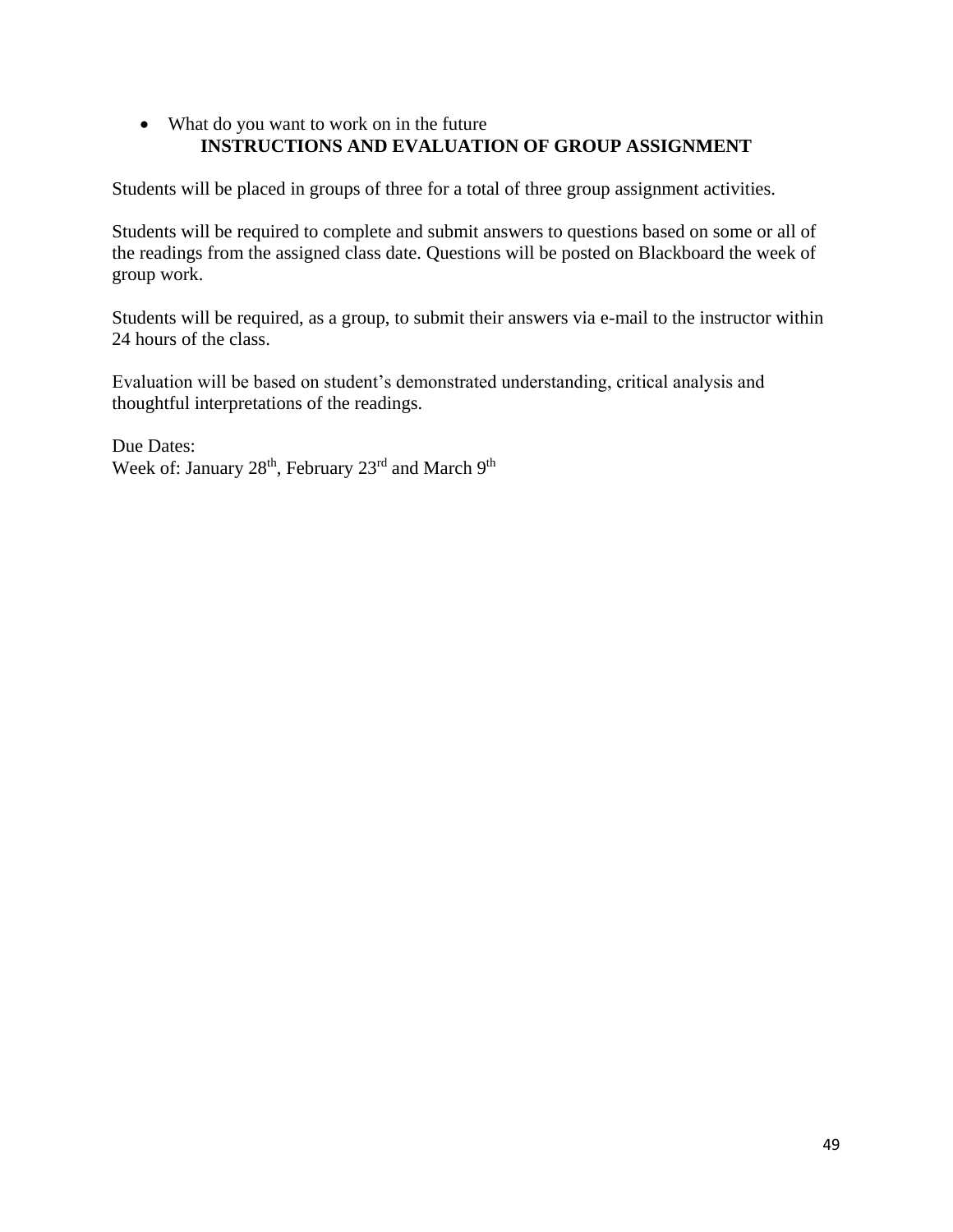- What do you want to work on in the future

## INSTRUCTIONS AND EVALUATION OF GROUP ASSIGNMENT

Students will be placed in groups of three for a total of three group assignment activities.

Students will be required to complete and submit answers to questions based on some or all of the readings from the assigned class date. Questions will be posted on Blackboard the week of group work.

Students will be required, as a group, to submit their answers via e-mail to the instructor within 24 hours of the class.

Evaluation will be based on student's demonstrated understanding, critical analysis and thoughtful interpretations of the readings.

Due Dates:
Week of: January 28th, February 23rd and March 9th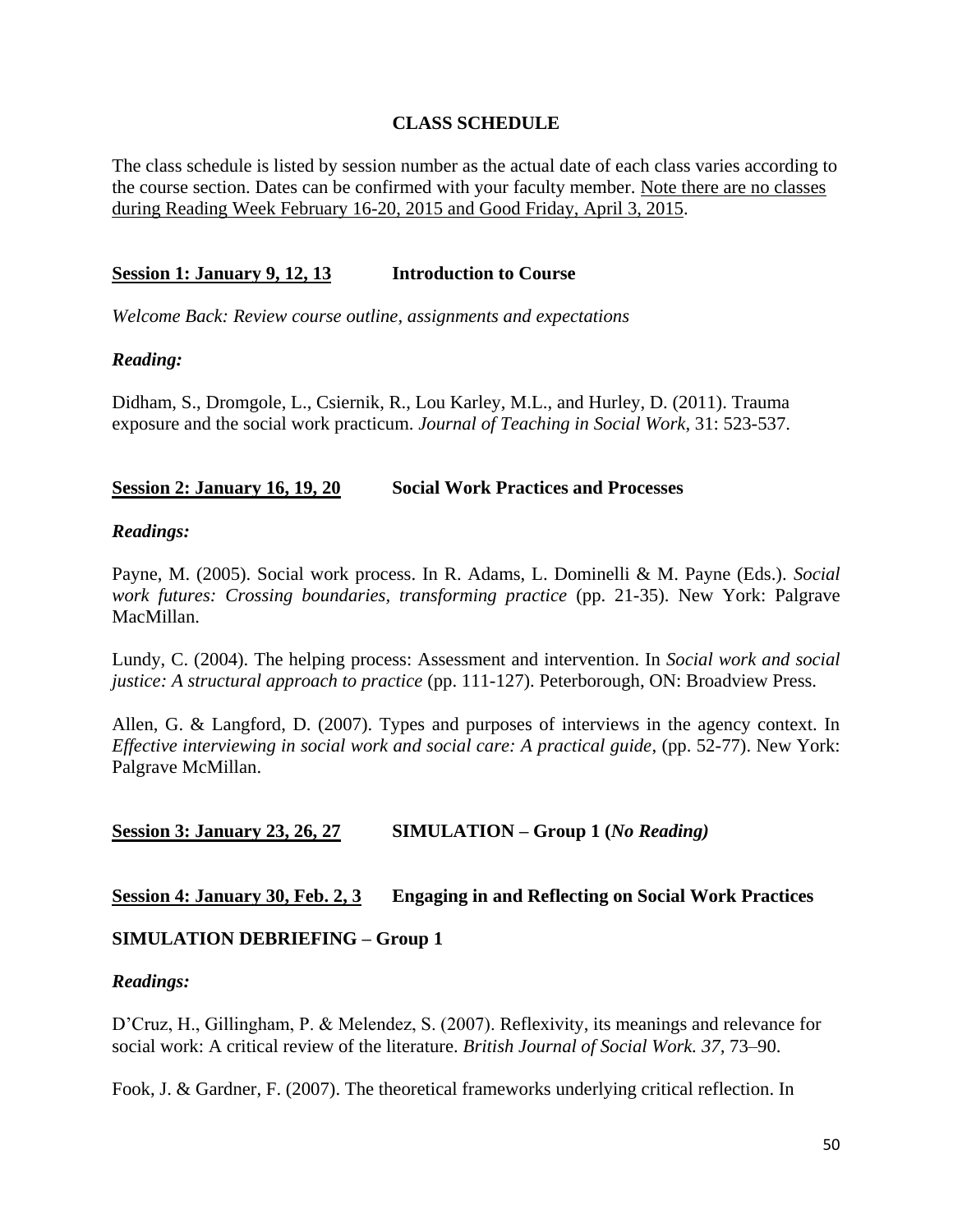## CLASS SCHEDULE

The class schedule is listed by session number as the actual date of each class varies according to the course section. Dates can be confirmed with your faculty member. Note there are no classes during Reading Week February 16-20, 2015 and Good Friday, April 3, 2015.

### Session 1: January 9, 12, 13 — Introduction to Course

*Welcome Back: Review course outline, assignments and expectations*

***Reading:***

Didham, S., Dromgole, L., Csiernik, R., Lou Karley, M.L., and Hurley, D. (2011). Trauma exposure and the social work practicum. *Journal of Teaching in Social Work*, 31: 523-537.

### Session 2: January 16, 19, 20 — Social Work Practices and Processes

***Readings:***

Payne, M. (2005). Social work process. In R. Adams, L. Dominelli & M. Payne (Eds.). *Social work futures: Crossing boundaries, transforming practice* (pp. 21-35). New York: Palgrave MacMillan.

Lundy, C. (2004). The helping process: Assessment and intervention. In *Social work and social justice: A structural approach to practice* (pp. 111-127). Peterborough, ON: Broadview Press.

Allen, G. & Langford, D. (2007). Types and purposes of interviews in the agency context. In *Effective interviewing in social work and social care: A practical guide*, (pp. 52-77). New York: Palgrave McMillan.

### Session 3: January 23, 26, 27 — SIMULATION – Group 1 (*No Reading)*

### Session 4: January 30, Feb. 2, 3 — Engaging in and Reflecting on Social Work Practices

**SIMULATION DEBRIEFING – Group 1**

***Readings:***

D'Cruz, H., Gillingham, P. & Melendez, S. (2007). Reflexivity, its meanings and relevance for social work: A critical review of the literature. *British Journal of Social Work. 37*, 73–90.

Fook, J. & Gardner, F. (2007). The theoretical frameworks underlying critical reflection. In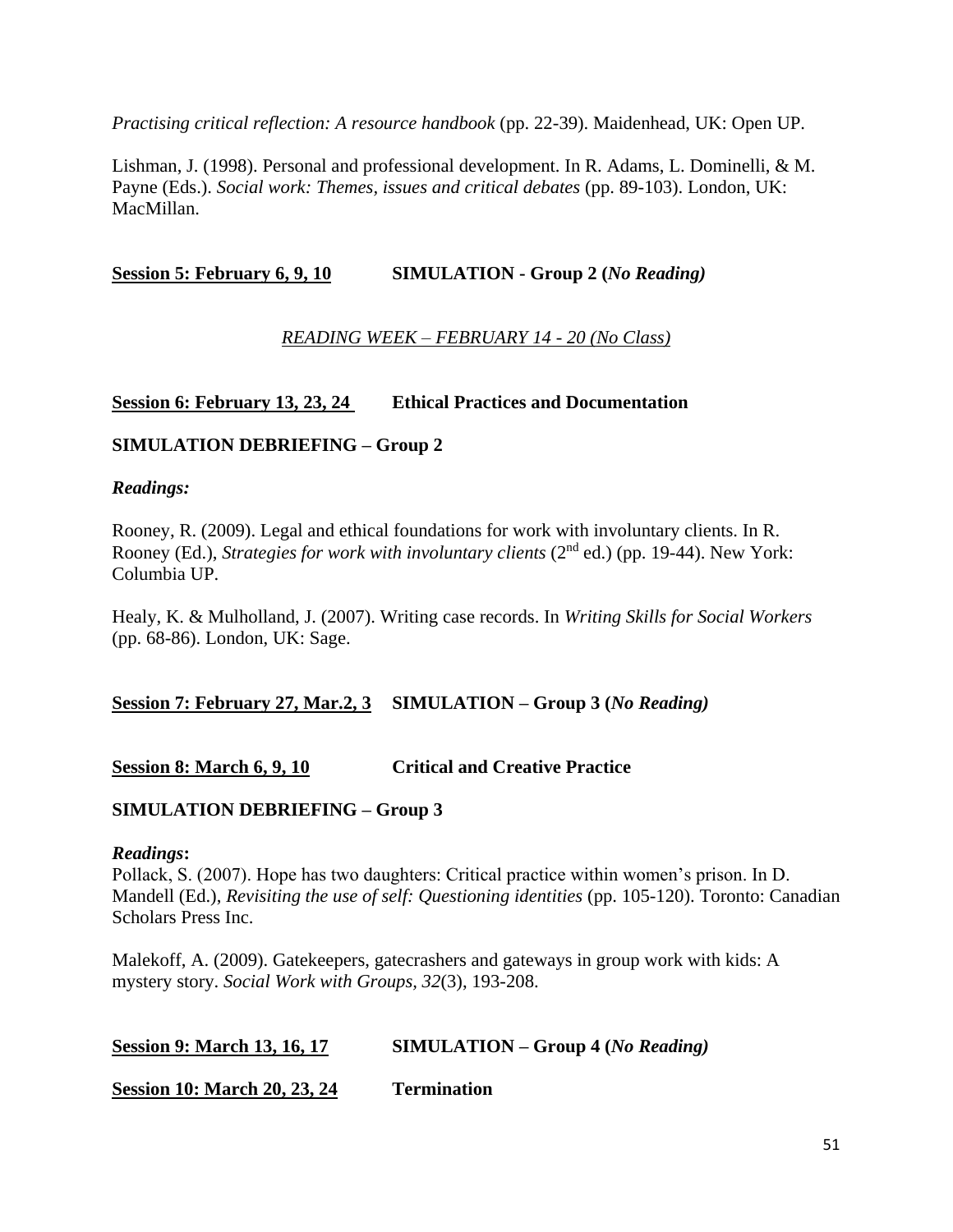*Practising critical reflection: A resource handbook* (pp. 22-39). Maidenhead, UK: Open UP.

Lishman, J. (1998). Personal and professional development. In R. Adams, L. Dominelli, & M. Payne (Eds.). *Social work: Themes, issues and critical debates* (pp. 89-103). London, UK: MacMillan.

**Session 5: February 6, 9, 10** **SIMULATION - Group 2 (*No Reading)***

*READING WEEK – FEBRUARY 14 - 20 (No Class)*

**Session 6: February 13, 23, 24** **Ethical Practices and Documentation**

**SIMULATION DEBRIEFING – Group 2**

***Readings:***

Rooney, R. (2009). Legal and ethical foundations for work with involuntary clients. In R. Rooney (Ed.), *Strategies for work with involuntary clients* (2nd ed.) (pp. 19-44). New York: Columbia UP.

Healy, K. & Mulholland, J. (2007). Writing case records. In *Writing Skills for Social Workers* (pp. 68-86). London, UK: Sage.

**Session 7: February 27, Mar.2, 3** **SIMULATION – Group 3 (*No Reading)***

**Session 8: March 6, 9, 10** **Critical and Creative Practice**

**SIMULATION DEBRIEFING – Group 3**

***Readings*:**

Pollack, S. (2007). Hope has two daughters: Critical practice within women's prison. In D. Mandell (Ed.), *Revisiting the use of self: Questioning identities* (pp. 105-120). Toronto: Canadian Scholars Press Inc.

Malekoff, A. (2009). Gatekeepers, gatecrashers and gateways in group work with kids: A mystery story. *Social Work with Groups*, *32*(3), 193-208.

**Session 9: March 13, 16, 17** **SIMULATION – Group 4 (*No Reading)***

**Session 10: March 20, 23, 24** **Termination**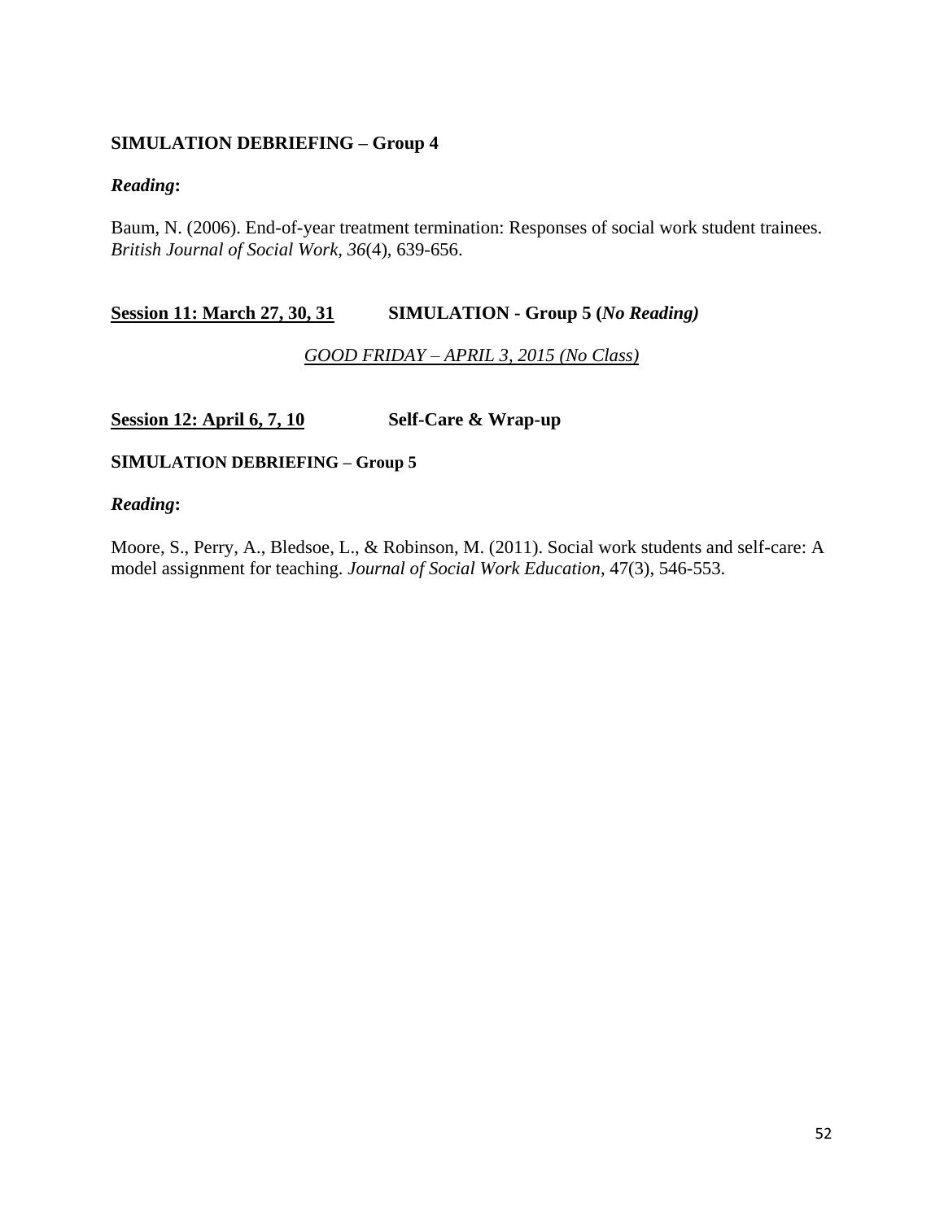**SIMULATION DEBRIEFING – Group 4**

***Reading*:**

Baum, N. (2006). End-of-year treatment termination: Responses of social work student trainees. *British Journal of Social Work, 36*(4), 639-656.

**Session 11: March 27, 30, 31** **SIMULATION - Group 5 (*No Reading*)**

*GOOD FRIDAY – APRIL 3, 2015 (No Class)*

**Session 12: April 6, 7, 10** **Self-Care & Wrap-up**

**SIMULATION DEBRIEFING – Group 5**

***Reading*:**

Moore, S., Perry, A., Bledsoe, L., & Robinson, M. (2011). Social work students and self-care: A model assignment for teaching. *Journal of Social Work Education*, 47(3), 546-553.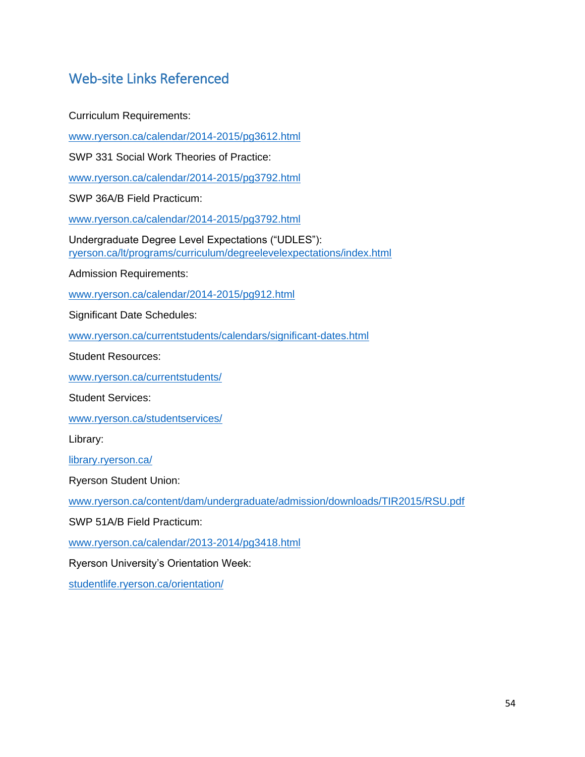## Web-site Links Referenced

Curriculum Requirements:

www.ryerson.ca/calendar/2014-2015/pg3612.html

SWP 331 Social Work Theories of Practice:

www.ryerson.ca/calendar/2014-2015/pg3792.html

SWP 36A/B Field Practicum:

www.ryerson.ca/calendar/2014-2015/pg3792.html

Undergraduate Degree Level Expectations ("UDLES"):
ryerson.ca/lt/programs/curriculum/degreelevelexpectations/index.html

Admission Requirements:

www.ryerson.ca/calendar/2014-2015/pg912.html

Significant Date Schedules:

www.ryerson.ca/currentstudents/calendars/significant-dates.html

Student Resources:

www.ryerson.ca/currentstudents/

Student Services:

www.ryerson.ca/studentservices/

Library:

library.ryerson.ca/

Ryerson Student Union:

www.ryerson.ca/content/dam/undergraduate/admission/downloads/TIR2015/RSU.pdf

SWP 51A/B Field Practicum:

www.ryerson.ca/calendar/2013-2014/pg3418.html

Ryerson University's Orientation Week:

studentlife.ryerson.ca/orientation/